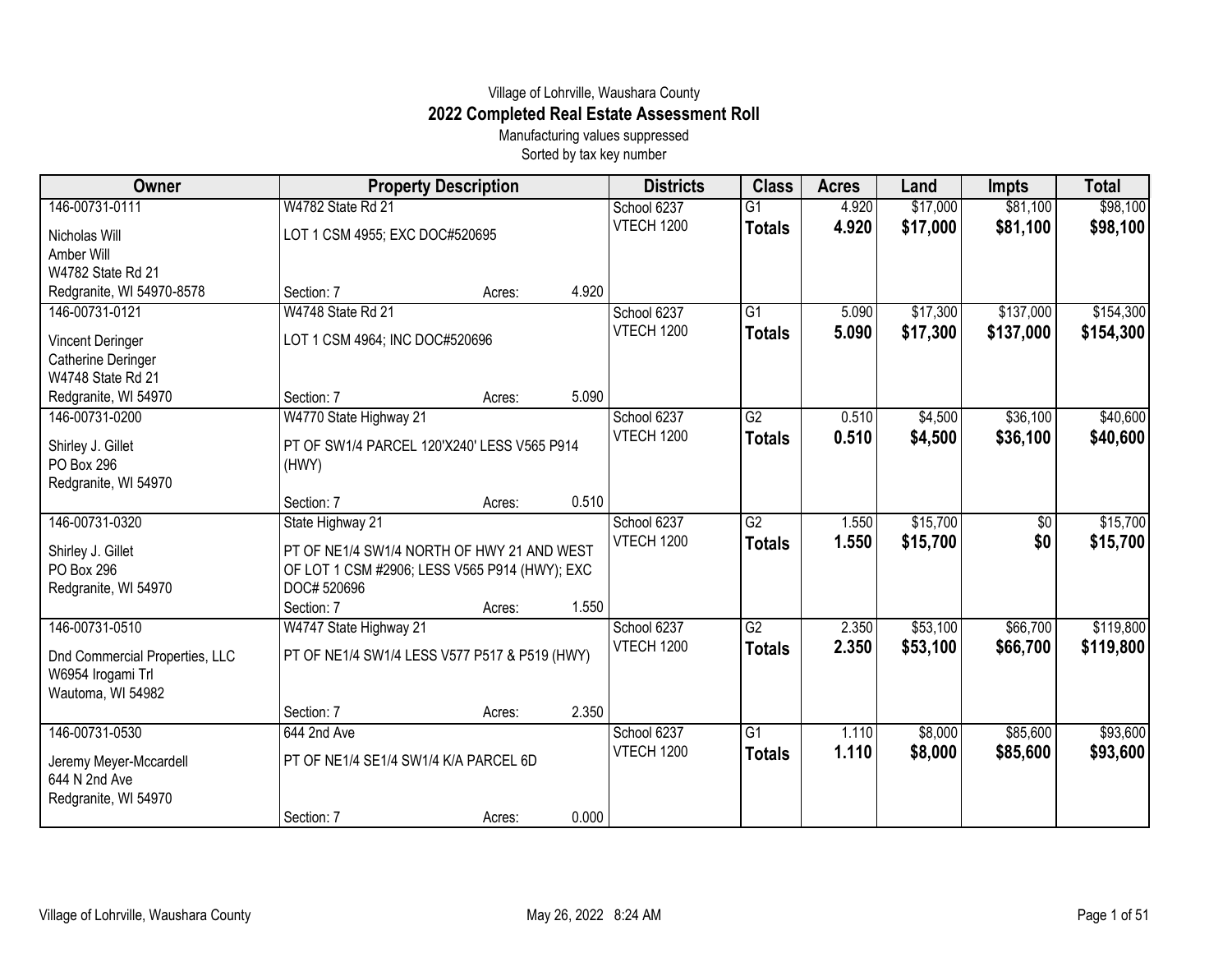Village of Lohrville, Waushara County

## 2022 Completed Real Estate Assessment Roll

Manufacturing values suppressed

Sorted by tax key number

| Owner | Property Description | Districts | Class | Acres | Land | Impts | Total |
|---|---|---|---|---|---|---|---|
| 146-00731-0111<br>Nicholas Will<br>Amber Will<br>W4782 State Rd 21<br>Redgranite, WI 54970-8578 | W4782 State Rd 21<br>LOT 1 CSM 4955; EXC DOC#520695<br>Section: 7 Acres: 4.920 | School 6237<br>VTECH 1200 | G1<br>**Totals** | 4.920<br>**4.920** | $17,000<br>**$17,000** | $81,100<br>**$81,100** | $98,100<br>**$98,100** |
| 146-00731-0121<br>Vincent Deringer<br>Catherine Deringer<br>W4748 State Rd 21<br>Redgranite, WI 54970 | W4748 State Rd 21<br>LOT 1 CSM 4964; INC DOC#520696<br>Section: 7 Acres: 5.090 | School 6237<br>VTECH 1200 | G1<br>**Totals** | 5.090<br>**5.090** | $17,300<br>**$17,300** | $137,000<br>**$137,000** | $154,300<br>**$154,300** |
| 146-00731-0200<br>Shirley J. Gillet<br>PO Box 296<br>Redgranite, WI 54970 | W4770 State Highway 21<br>PT OF SW1/4 PARCEL 120'X240' LESS V565 P914 (HWY)<br>Section: 7 Acres: 0.510 | School 6237<br>VTECH 1200 | G2<br>**Totals** | 0.510<br>**0.510** | $4,500<br>**$4,500** | $36,100<br>**$36,100** | $40,600<br>**$40,600** |
| 146-00731-0320<br>Shirley J. Gillet<br>PO Box 296<br>Redgranite, WI 54970 | State Highway 21<br>PT OF NE1/4 SW1/4 NORTH OF HWY 21 AND WEST OF LOT 1 CSM #2906; LESS V565 P914 (HWY); EXC DOC# 520696<br>Section: 7 Acres: 1.550 | School 6237<br>VTECH 1200 | G2<br>**Totals** | 1.550<br>**1.550** | $15,700<br>**$15,700** | $0<br>**$0** | $15,700<br>**$15,700** |
| 146-00731-0510<br>Dnd Commercial Properties, LLC<br>W6954 Irogami Trl<br>Wautoma, WI 54982 | W4747 State Highway 21<br>PT OF NE1/4 SW1/4 LESS V577 P517 & P519 (HWY)<br>Section: 7 Acres: 2.350 | School 6237<br>VTECH 1200 | G2<br>**Totals** | 2.350<br>**2.350** | $53,100<br>**$53,100** | $66,700<br>**$66,700** | $119,800<br>**$119,800** |
| 146-00731-0530<br>Jeremy Meyer-Mccardell<br>644 N 2nd Ave<br>Redgranite, WI 54970 | 644 2nd Ave<br>PT OF NE1/4 SE1/4 SW1/4 K/A PARCEL 6D<br>Section: 7 Acres: 0.000 | School 6237<br>VTECH 1200 | G1<br>**Totals** | 1.110<br>**1.110** | $8,000<br>**$8,000** | $85,600<br>**$85,600** | $93,600<br>**$93,600** |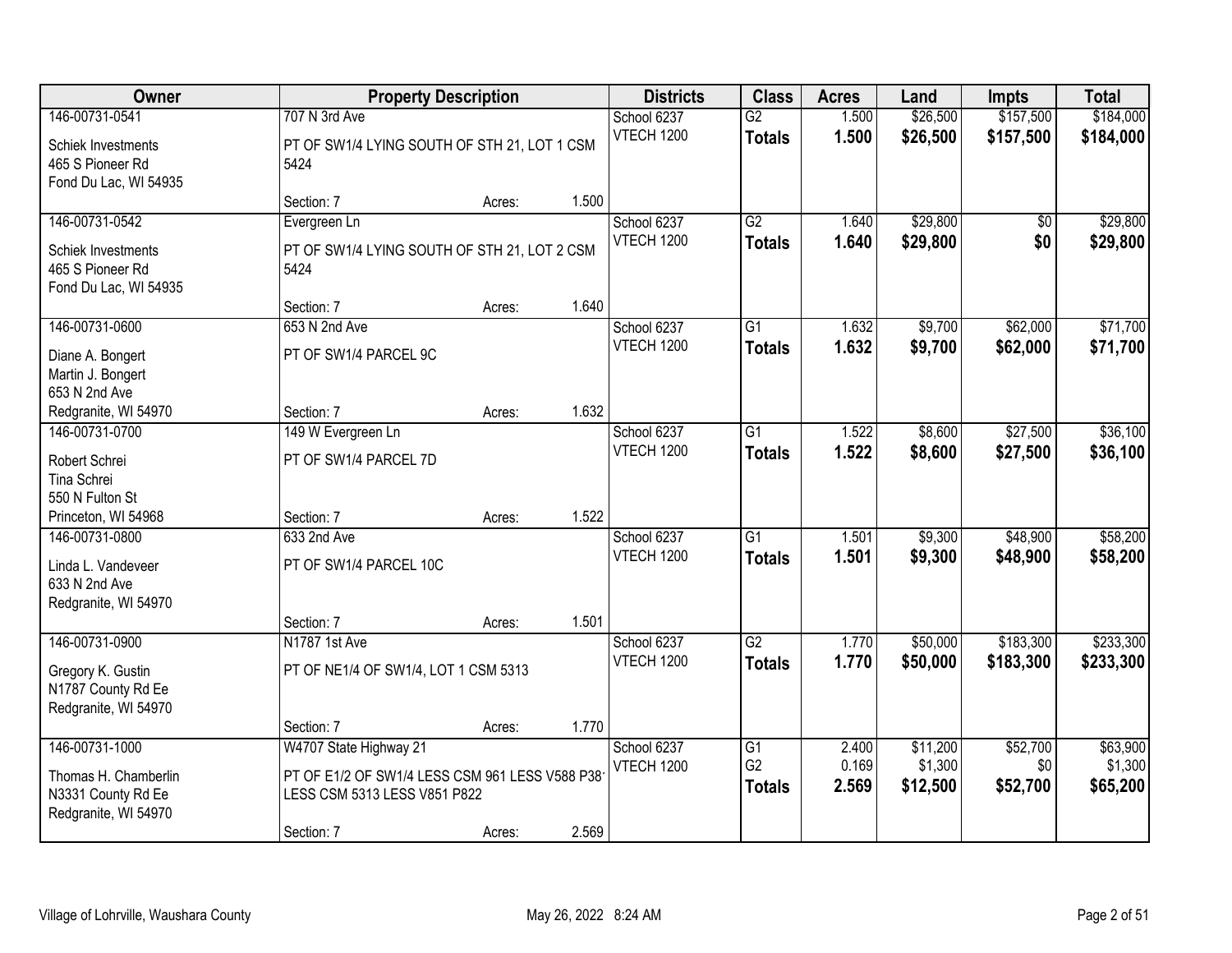| Owner | Property Description | | | Districts | Class | Acres | Land | Impts | Total |
|---|---|---|---|---|---|---|---|---|---|
| 146-00731-0541 | 707 N 3rd Ave | | | School 6237 | G2 | 1.500 | $26,500 | $157,500 | $184,000 |
| Schiek Investments<br>465 S Pioneer Rd<br>Fond Du Lac, WI 54935 | PT OF SW1/4 LYING SOUTH OF STH 21, LOT 1 CSM 5424 | | | VTECH 1200 | **Totals** | **1.500** | **$26,500** | **$157,500** | **$184,000** |
| | Section: 7 | Acres: | 1.500 | | | | | | |
| 146-00731-0542 | Evergreen Ln | | | School 6237 | G2 | 1.640 | $29,800 | $0 | $29,800 |
| Schiek Investments<br>465 S Pioneer Rd<br>Fond Du Lac, WI 54935 | PT OF SW1/4 LYING SOUTH OF STH 21, LOT 2 CSM 5424 | | | VTECH 1200 | **Totals** | **1.640** | **$29,800** | **$0** | **$29,800** |
| | Section: 7 | Acres: | 1.640 | | | | | | |
| 146-00731-0600 | 653 N 2nd Ave | | | School 6237 | G1 | 1.632 | $9,700 | $62,000 | $71,700 |
| Diane A. Bongert<br>Martin J. Bongert<br>653 N 2nd Ave<br>Redgranite, WI 54970 | PT OF SW1/4 PARCEL 9C | | | VTECH 1200 | **Totals** | **1.632** | **$9,700** | **$62,000** | **$71,700** |
| | Section: 7 | Acres: | 1.632 | | | | | | |
| 146-00731-0700 | 149 W Evergreen Ln | | | School 6237 | G1 | 1.522 | $8,600 | $27,500 | $36,100 |
| Robert Schrei<br>Tina Schrei<br>550 N Fulton St<br>Princeton, WI 54968 | PT OF SW1/4 PARCEL 7D | | | VTECH 1200 | **Totals** | **1.522** | **$8,600** | **$27,500** | **$36,100** |
| | Section: 7 | Acres: | 1.522 | | | | | | |
| 146-00731-0800 | 633 2nd Ave | | | School 6237 | G1 | 1.501 | $9,300 | $48,900 | $58,200 |
| Linda L. Vandeveer<br>633 N 2nd Ave<br>Redgranite, WI 54970 | PT OF SW1/4 PARCEL 10C | | | VTECH 1200 | **Totals** | **1.501** | **$9,300** | **$48,900** | **$58,200** |
| | Section: 7 | Acres: | 1.501 | | | | | | |
| 146-00731-0900 | N1787 1st Ave | | | School 6237 | G2 | 1.770 | $50,000 | $183,300 | $233,300 |
| Gregory K. Gustin<br>N1787 County Rd Ee<br>Redgranite, WI 54970 | PT OF NE1/4 OF SW1/4, LOT 1 CSM 5313 | | | VTECH 1200 | **Totals** | **1.770** | **$50,000** | **$183,300** | **$233,300** |
| | Section: 7 | Acres: | 1.770 | | | | | | |
| 146-00731-1000 | W4707 State Highway 21 | | | School 6237 | G1 | 2.400 | $11,200 | $52,700 | $63,900 |
| Thomas H. Chamberlin<br>N3331 County Rd Ee<br>Redgranite, WI 54970 | PT OF E1/2 OF SW1/4 LESS CSM 961 LESS V588 P38 LESS CSM 5313 LESS V851 P822 | | | VTECH 1200 | G2 | 0.169 | $1,300 | $0 | $1,300 |
| | | | | | **Totals** | **2.569** | **$12,500** | **$52,700** | **$65,200** |
| | Section: 7 | Acres: | 2.569 | | | | | | |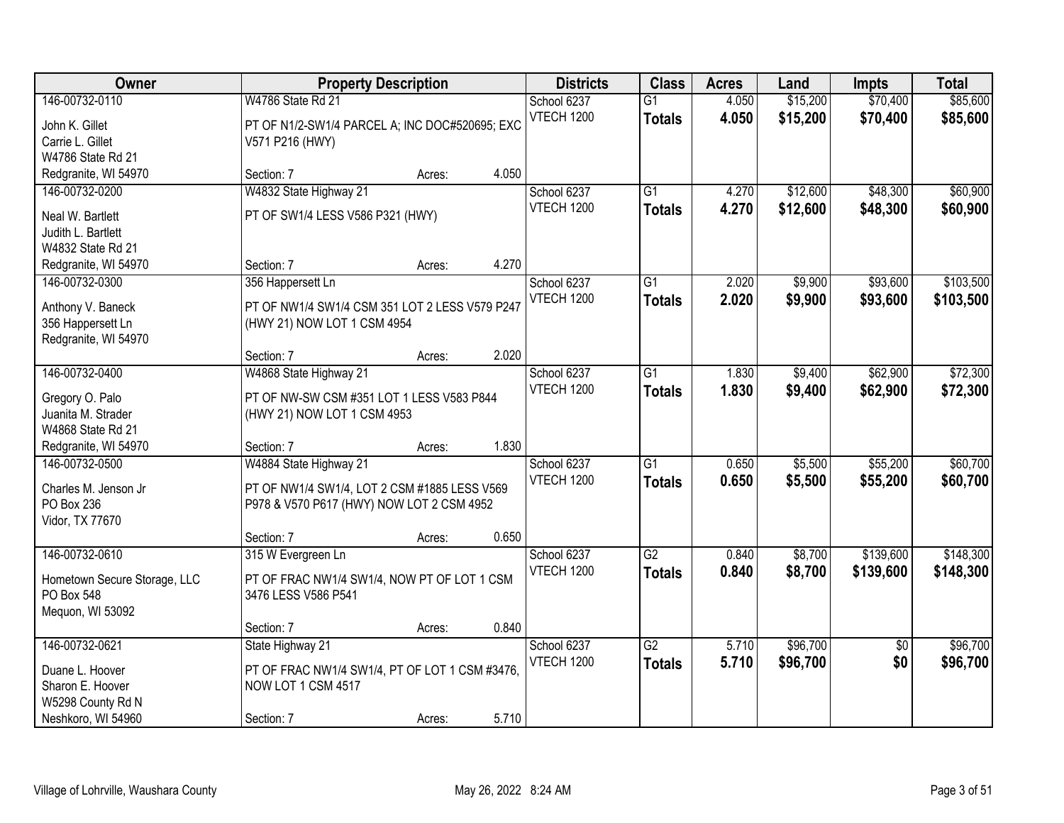| Owner | Property Description | Districts | Class | Acres | Land | Impts | Total |
|---|---|---|---|---|---|---|---|
| 146-00732-0110<br>John K. Gillet<br>Carrie L. Gillet<br>W4786 State Rd 21<br>Redgranite, WI 54970 | W4786 State Rd 21<br>PT OF N1/2-SW1/4 PARCEL A; INC DOC#520695; EXC V571 P216 (HWY)<br>Section: 7 Acres: 4.050 | School 6237<br>VTECH 1200 | G1<br>**Totals** | 4.050<br>**4.050** | $15,200<br>**$15,200** | $70,400<br>**$70,400** | $85,600<br>**$85,600** |
| 146-00732-0200<br>Neal W. Bartlett<br>Judith L. Bartlett<br>W4832 State Rd 21<br>Redgranite, WI 54970 | W4832 State Highway 21<br>PT OF SW1/4 LESS V586 P321 (HWY)<br>Section: 7 Acres: 4.270 | School 6237<br>VTECH 1200 | G1<br>**Totals** | 4.270<br>**4.270** | $12,600<br>**$12,600** | $48,300<br>**$48,300** | $60,900<br>**$60,900** |
| 146-00732-0300<br>Anthony V. Baneck<br>356 Happersett Ln<br>Redgranite, WI 54970 | 356 Happersett Ln<br>PT OF NW1/4 SW1/4 CSM 351 LOT 2 LESS V579 P247 (HWY 21) NOW LOT 1 CSM 4954<br>Section: 7 Acres: 2.020 | School 6237<br>VTECH 1200 | G1<br>**Totals** | 2.020<br>**2.020** | $9,900<br>**$9,900** | $93,600<br>**$93,600** | $103,500<br>**$103,500** |
| 146-00732-0400<br>Gregory O. Palo<br>Juanita M. Strader<br>W4868 State Rd 21<br>Redgranite, WI 54970 | W4868 State Highway 21<br>PT OF NW-SW CSM #351 LOT 1 LESS V583 P844 (HWY 21) NOW LOT 1 CSM 4953<br>Section: 7 Acres: 1.830 | School 6237<br>VTECH 1200 | G1<br>**Totals** | 1.830<br>**1.830** | $9,400<br>**$9,400** | $62,900<br>**$62,900** | $72,300<br>**$72,300** |
| 146-00732-0500<br>Charles M. Jenson Jr<br>PO Box 236<br>Vidor, TX 77670 | W4884 State Highway 21<br>PT OF NW1/4 SW1/4, LOT 2 CSM #1885 LESS V569 P978 & V570 P617 (HWY) NOW LOT 2 CSM 4952<br>Section: 7 Acres: 0.650 | School 6237<br>VTECH 1200 | G1<br>**Totals** | 0.650<br>**0.650** | $5,500<br>**$5,500** | $55,200<br>**$55,200** | $60,700<br>**$60,700** |
| 146-00732-0610<br>Hometown Secure Storage, LLC<br>PO Box 548<br>Mequon, WI 53092 | 315 W Evergreen Ln<br>PT OF FRAC NW1/4 SW1/4, NOW PT OF LOT 1 CSM 3476 LESS V586 P541<br>Section: 7 Acres: 0.840 | School 6237<br>VTECH 1200 | G2<br>**Totals** | 0.840<br>**0.840** | $8,700<br>**$8,700** | $139,600<br>**$139,600** | $148,300<br>**$148,300** |
| 146-00732-0621<br>Duane L. Hoover<br>Sharon E. Hoover<br>W5298 County Rd N<br>Neshkoro, WI 54960 | State Highway 21<br>PT OF FRAC NW1/4 SW1/4, PT OF LOT 1 CSM #3476, NOW LOT 1 CSM 4517<br>Section: 7 Acres: 5.710 | School 6237<br>VTECH 1200 | G2<br>**Totals** | 5.710<br>**5.710** | $96,700<br>**$96,700** | $0<br>**$0** | $96,700<br>**$96,700** |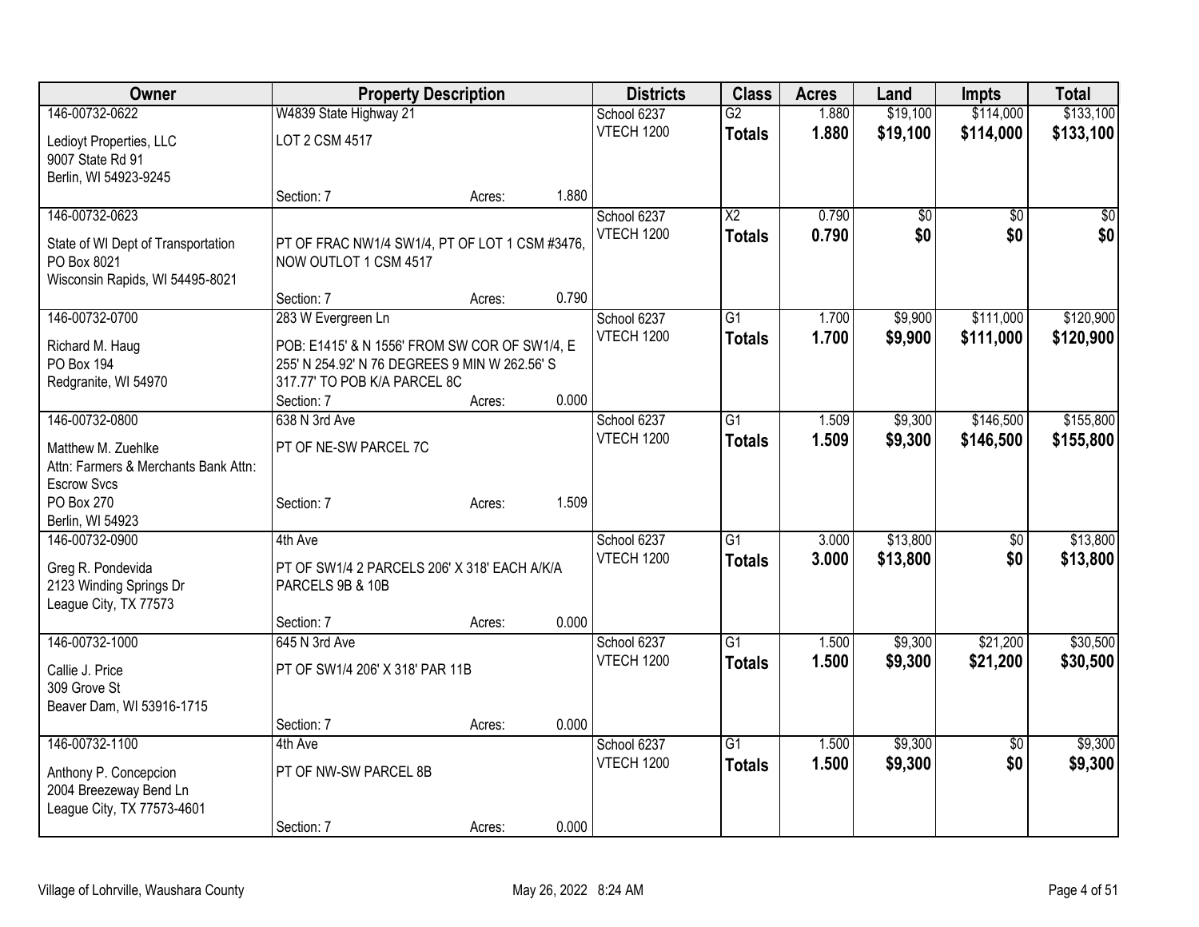| Owner | Property Description | Districts | Class | Acres | Land | Impts | Total |
|---|---|---|---|---|---|---|---|
| 146-00732-0622<br>Ledioyt Properties, LLC<br>9007 State Rd 91<br>Berlin, WI 54923-9245 | W4839 State Highway 21<br>LOT 2 CSM 4517<br>Section: 7 Acres: 1.880 | School 6237<br>VTECH 1200 | G2<br>**Totals** | 1.880<br>**1.880** | $19,100<br>**$19,100** | $114,000<br>**$114,000** | $133,100<br>**$133,100** |
| 146-00732-0623<br>State of WI Dept of Transportation<br>PO Box 8021<br>Wisconsin Rapids, WI 54495-8021 | PT OF FRAC NW1/4 SW1/4, PT OF LOT 1 CSM #3476, NOW OUTLOT 1 CSM 4517<br>Section: 7 Acres: 0.790 | School 6237<br>VTECH 1200 | X2<br>**Totals** | 0.790<br>**0.790** | $0<br>**$0** | $0<br>**$0** | $0<br>**$0** |
| 146-00732-0700<br>Richard M. Haug<br>PO Box 194<br>Redgranite, WI 54970 | 283 W Evergreen Ln<br>POB: E1415' & N 1556' FROM SW COR OF SW1/4, E 255' N 254.92' N 76 DEGREES 9 MIN W 262.56' S 317.77' TO POB K/A PARCEL 8C<br>Section: 7 Acres: 0.000 | School 6237<br>VTECH 1200 | G1<br>**Totals** | 1.700<br>**1.700** | $9,900<br>**$9,900** | $111,000<br>**$111,000** | $120,900<br>**$120,900** |
| 146-00732-0800<br>Matthew M. Zuehlke<br>Attn: Farmers & Merchants Bank Attn: Escrow Svcs<br>PO Box 270<br>Berlin, WI 54923 | 638 N 3rd Ave<br>PT OF NE-SW PARCEL 7C<br>Section: 7 Acres: 1.509 | School 6237<br>VTECH 1200 | G1<br>**Totals** | 1.509<br>**1.509** | $9,300<br>**$9,300** | $146,500<br>**$146,500** | $155,800<br>**$155,800** |
| 146-00732-0900<br>Greg R. Pondevida<br>2123 Winding Springs Dr<br>League City, TX 77573 | 4th Ave<br>PT OF SW1/4 2 PARCELS 206' X 318' EACH A/K/A PARCELS 9B & 10B<br>Section: 7 Acres: 0.000 | School 6237<br>VTECH 1200 | G1<br>**Totals** | 3.000<br>**3.000** | $13,800<br>**$13,800** | $0<br>**$0** | $13,800<br>**$13,800** |
| 146-00732-1000<br>Callie J. Price<br>309 Grove St<br>Beaver Dam, WI 53916-1715 | 645 N 3rd Ave<br>PT OF SW1/4 206' X 318' PAR 11B<br>Section: 7 Acres: 0.000 | School 6237<br>VTECH 1200 | G1<br>**Totals** | 1.500<br>**1.500** | $9,300<br>**$9,300** | $21,200<br>**$21,200** | $30,500<br>**$30,500** |
| 146-00732-1100<br>Anthony P. Concepcion<br>2004 Breezeway Bend Ln<br>League City, TX 77573-4601 | 4th Ave<br>PT OF NW-SW PARCEL 8B<br>Section: 7 Acres: 0.000 | School 6237<br>VTECH 1200 | G1<br>**Totals** | 1.500<br>**1.500** | $9,300<br>**$9,300** | $0<br>**$0** | $9,300<br>**$9,300** |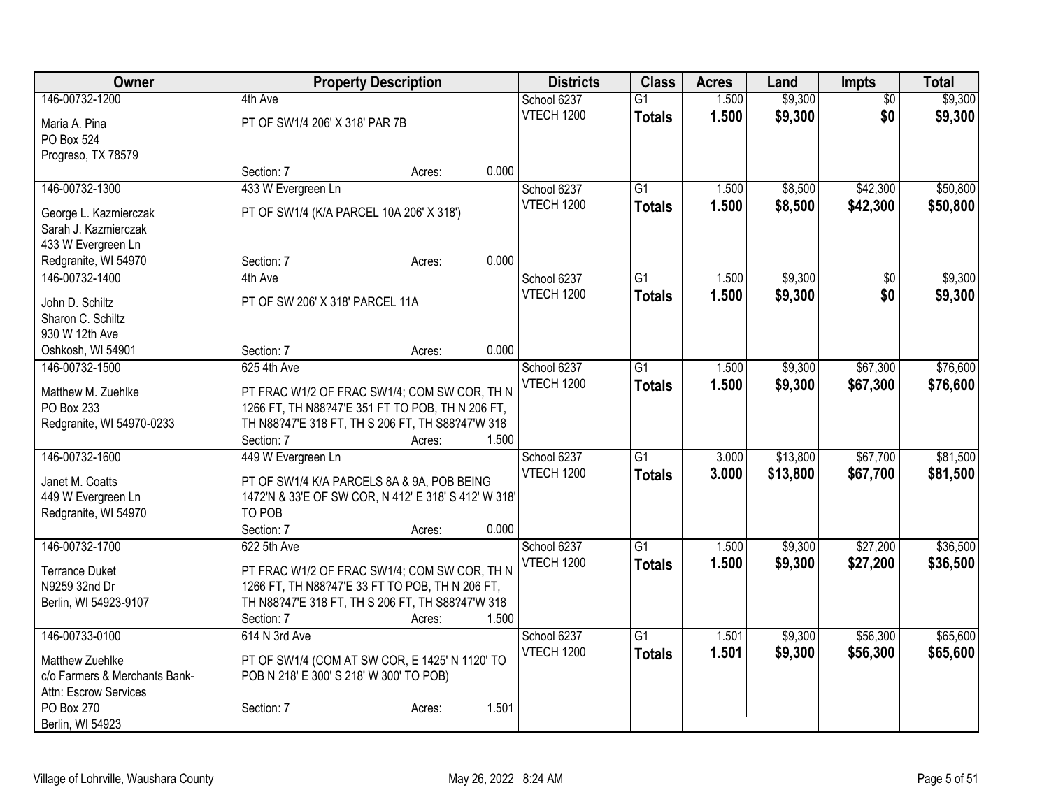| Owner | Property Description | Districts | Class | Acres | Land | Impts | Total |
|---|---|---|---|---|---|---|---|
| 146-00732-1200<br>Maria A. Pina<br>PO Box 524<br>Progreso, TX 78579 | 4th Ave<br>PT OF SW1/4 206' X 318' PAR 7B<br>Section: 7 Acres: 0.000 | School 6237<br>VTECH 1200 | G1<br>**Totals** | 1.500<br>**1.500** | $9,300<br>**$9,300** | $0<br>**$0** | $9,300<br>**$9,300** |
| 146-00732-1300<br>George L. Kazmierczak<br>Sarah J. Kazmierczak<br>433 W Evergreen Ln<br>Redgranite, WI 54970 | 433 W Evergreen Ln<br>PT OF SW1/4 (K/A PARCEL 10A 206' X 318')<br>Section: 7 Acres: 0.000 | School 6237<br>VTECH 1200 | G1<br>**Totals** | 1.500<br>**1.500** | $8,500<br>**$8,500** | $42,300<br>**$42,300** | $50,800<br>**$50,800** |
| 146-00732-1400<br>John D. Schiltz<br>Sharon C. Schiltz<br>930 W 12th Ave<br>Oshkosh, WI 54901 | 4th Ave<br>PT OF SW 206' X 318' PARCEL 11A<br>Section: 7 Acres: 0.000 | School 6237<br>VTECH 1200 | G1<br>**Totals** | 1.500<br>**1.500** | $9,300<br>**$9,300** | $0<br>**$0** | $9,300<br>**$9,300** |
| 146-00732-1500<br>Matthew M. Zuehlke<br>PO Box 233<br>Redgranite, WI 54970-0233 | 625 4th Ave<br>PT FRAC W1/2 OF FRAC SW1/4; COM SW COR, TH N 1266 FT, TH N88?47'E 351 FT TO POB, TH N 206 FT, TH N88?47'E 318 FT, TH S 206 FT, TH S88?47'W 318<br>Section: 7 Acres: 1.500 | School 6237<br>VTECH 1200 | G1<br>**Totals** | 1.500<br>**1.500** | $9,300<br>**$9,300** | $67,300<br>**$67,300** | $76,600<br>**$76,600** |
| 146-00732-1600<br>Janet M. Coatts<br>449 W Evergreen Ln<br>Redgranite, WI 54970 | 449 W Evergreen Ln<br>PT OF SW1/4 K/A PARCELS 8A & 9A, POB BEING 1472'N & 33'E OF SW COR, N 412' E 318' S 412' W 318' TO POB<br>Section: 7 Acres: 0.000 | School 6237<br>VTECH 1200 | G1<br>**Totals** | 3.000<br>**3.000** | $13,800<br>**$13,800** | $67,700<br>**$67,700** | $81,500<br>**$81,500** |
| 146-00732-1700<br>Terrance Duket<br>N9259 32nd Dr<br>Berlin, WI 54923-9107 | 622 5th Ave<br>PT FRAC W1/2 OF FRAC SW1/4; COM SW COR, TH N 1266 FT, TH N88?47'E 33 FT TO POB, TH N 206 FT, TH N88?47'E 318 FT, TH S 206 FT, TH S88?47'W 318<br>Section: 7 Acres: 1.500 | School 6237<br>VTECH 1200 | G1<br>**Totals** | 1.500<br>**1.500** | $9,300<br>**$9,300** | $27,200<br>**$27,200** | $36,500<br>**$36,500** |
| 146-00733-0100<br>Matthew Zuehlke<br>c/o Farmers & Merchants Bank-<br>Attn: Escrow Services<br>PO Box 270<br>Berlin, WI 54923 | 614 N 3rd Ave<br>PT OF SW1/4 (COM AT SW COR, E 1425' N 1120' TO POB N 218' E 300' S 218' W 300' TO POB)<br>Section: 7 Acres: 1.501 | School 6237<br>VTECH 1200 | G1<br>**Totals** | 1.501<br>**1.501** | $9,300<br>**$9,300** | $56,300<br>**$56,300** | $65,600<br>**$65,600** |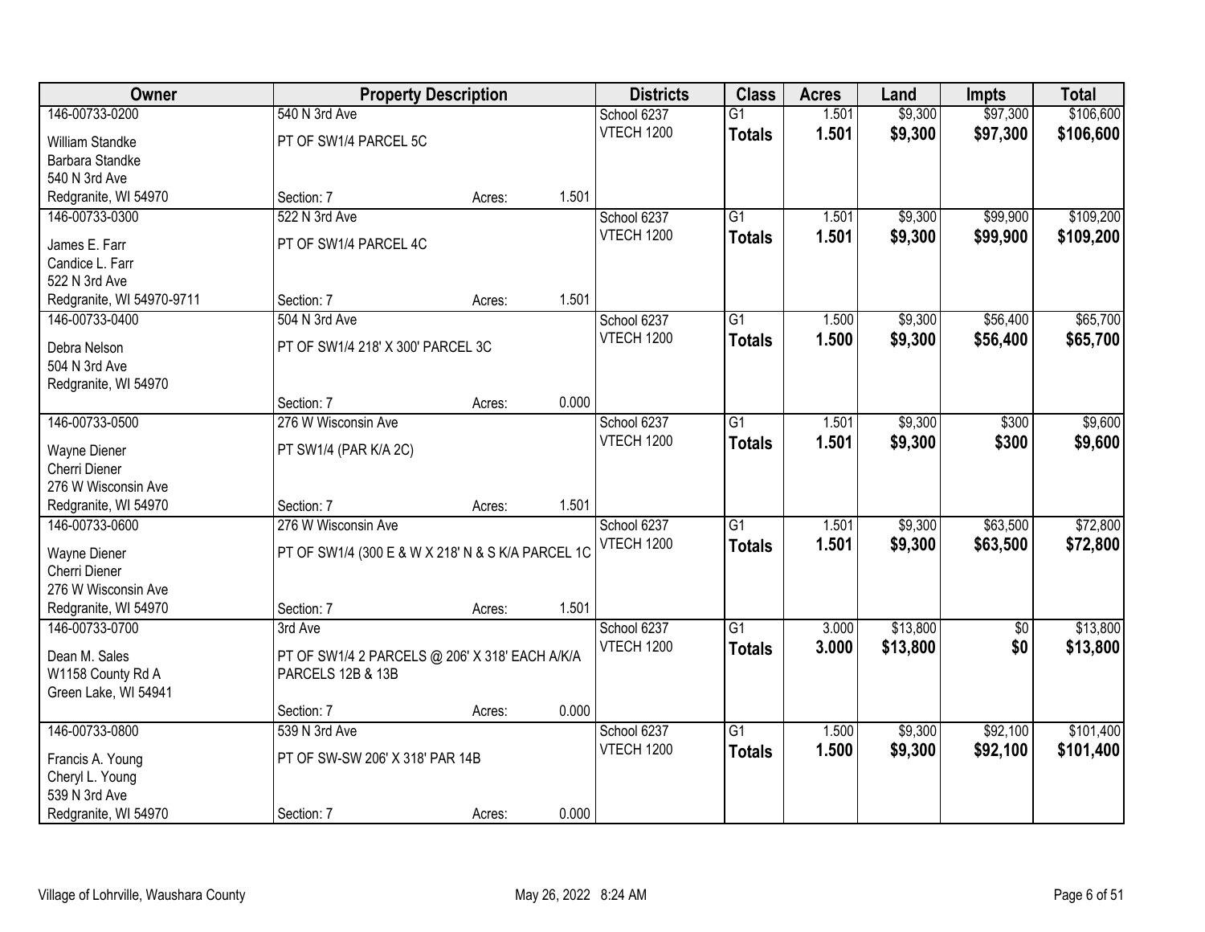| Owner | Property Description | | | Districts | Class | Acres | Land | Impts | Total |
|---|---|---|---|---|---|---|---|---|---|
| 146-00733-0200 | 540 N 3rd Ave | | | School 6237 | G1 | 1.501 | $9,300 | $97,300 | $106,600 |
| William Standke<br>Barbara Standke<br>540 N 3rd Ave<br>Redgranite, WI 54970 | PT OF SW1/4 PARCEL 5C<br><br>Section: 7 | Acres: | 1.501 | VTECH 1200 | **Totals** | **1.501** | **$9,300** | **$97,300** | **$106,600** |
| 146-00733-0300 | 522 N 3rd Ave | | | School 6237 | G1 | 1.501 | $9,300 | $99,900 | $109,200 |
| James E. Farr<br>Candice L. Farr<br>522 N 3rd Ave<br>Redgranite, WI 54970-9711 | PT OF SW1/4 PARCEL 4C<br><br>Section: 7 | Acres: | 1.501 | VTECH 1200 | **Totals** | **1.501** | **$9,300** | **$99,900** | **$109,200** |
| 146-00733-0400 | 504 N 3rd Ave | | | School 6237 | G1 | 1.500 | $9,300 | $56,400 | $65,700 |
| Debra Nelson<br>504 N 3rd Ave<br>Redgranite, WI 54970 | PT OF SW1/4 218' X 300' PARCEL 3C<br><br>Section: 7 | Acres: | 0.000 | VTECH 1200 | **Totals** | **1.500** | **$9,300** | **$56,400** | **$65,700** |
| 146-00733-0500 | 276 W Wisconsin Ave | | | School 6237 | G1 | 1.501 | $9,300 | $300 | $9,600 |
| Wayne Diener<br>Cherri Diener<br>276 W Wisconsin Ave<br>Redgranite, WI 54970 | PT SW1/4 (PAR K/A 2C)<br><br>Section: 7 | Acres: | 1.501 | VTECH 1200 | **Totals** | **1.501** | **$9,300** | **$300** | **$9,600** |
| 146-00733-0600 | 276 W Wisconsin Ave | | | School 6237 | G1 | 1.501 | $9,300 | $63,500 | $72,800 |
| Wayne Diener<br>Cherri Diener<br>276 W Wisconsin Ave<br>Redgranite, WI 54970 | PT OF SW1/4 (300 E & W X 218' N & S K/A PARCEL 1C<br><br>Section: 7 | Acres: | 1.501 | VTECH 1200 | **Totals** | **1.501** | **$9,300** | **$63,500** | **$72,800** |
| 146-00733-0700 | 3rd Ave | | | School 6237 | G1 | 3.000 | $13,800 | $0 | $13,800 |
| Dean M. Sales<br>W1158 County Rd A<br>Green Lake, WI 54941 | PT OF SW1/4 2 PARCELS @ 206' X 318' EACH A/K/A PARCELS 12B & 13B<br><br>Section: 7 | Acres: | 0.000 | VTECH 1200 | **Totals** | **3.000** | **$13,800** | **$0** | **$13,800** |
| 146-00733-0800 | 539 N 3rd Ave | | | School 6237 | G1 | 1.500 | $9,300 | $92,100 | $101,400 |
| Francis A. Young<br>Cheryl L. Young<br>539 N 3rd Ave<br>Redgranite, WI 54970 | PT OF SW-SW 206' X 318' PAR 14B<br><br>Section: 7 | Acres: | 0.000 | VTECH 1200 | **Totals** | **1.500** | **$9,300** | **$92,100** | **$101,400** |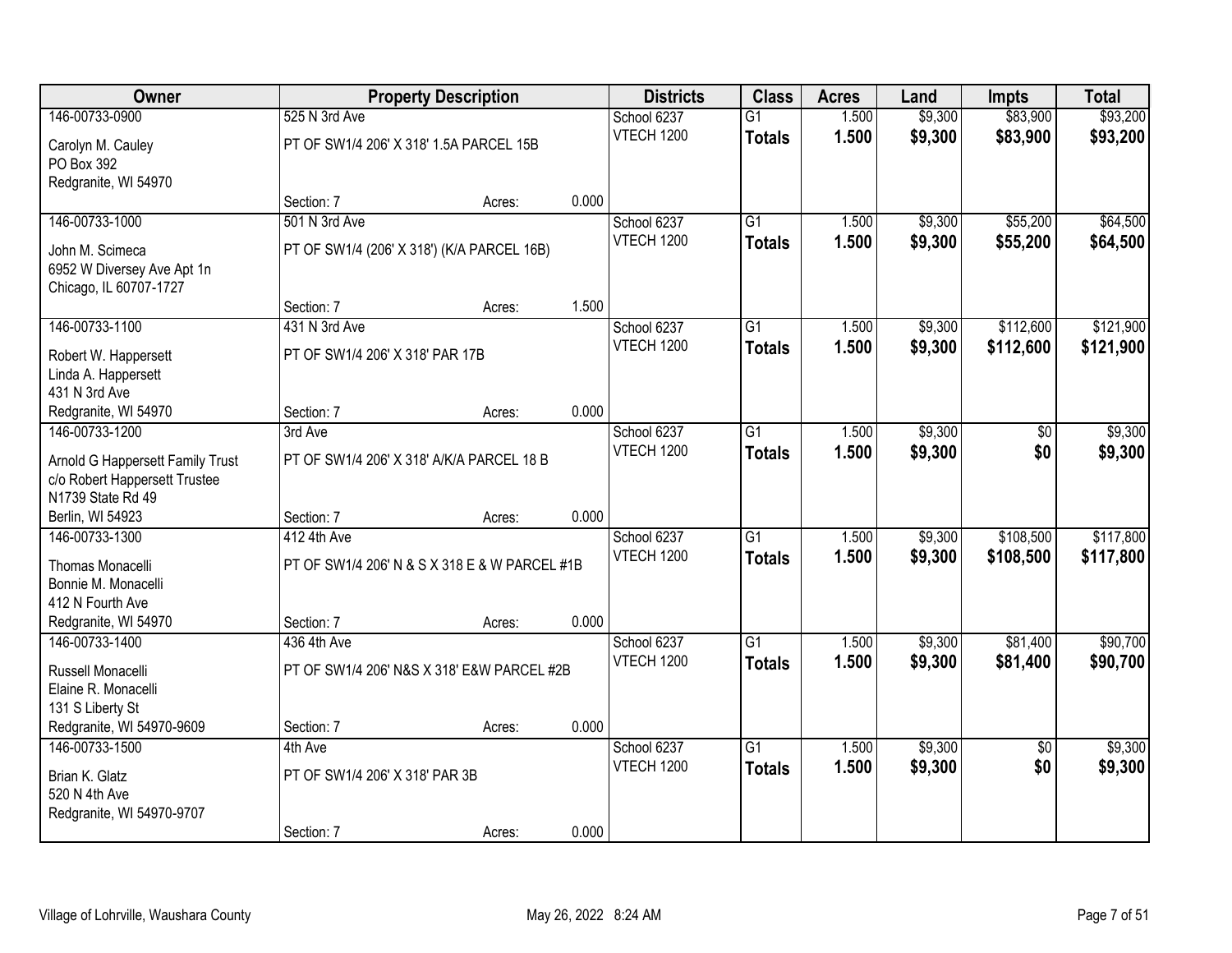| Owner | Property Description | | | Districts | Class | Acres | Land | Impts | Total |
|---|---|---|---|---|---|---|---|---|---|
| 146-00733-0900 | 525 N 3rd Ave | | | School 6237 | G1 | 1.500 | $9,300 | $83,900 | $93,200 |
| Carolyn M. Cauley<br>PO Box 392<br>Redgranite, WI 54970 | PT OF SW1/4 206' X 318' 1.5A PARCEL 15B | | | VTECH 1200 | **Totals** | **1.500** | **$9,300** | **$83,900** | **$93,200** |
| | Section: 7 | Acres: | 0.000 | | | | | | |
| 146-00733-1000 | 501 N 3rd Ave | | | School 6237 | G1 | 1.500 | $9,300 | $55,200 | $64,500 |
| John M. Scimeca<br>6952 W Diversey Ave Apt 1n<br>Chicago, IL 60707-1727 | PT OF SW1/4 (206' X 318') (K/A PARCEL 16B) | | | VTECH 1200 | **Totals** | **1.500** | **$9,300** | **$55,200** | **$64,500** |
| | Section: 7 | Acres: | 1.500 | | | | | | |
| 146-00733-1100 | 431 N 3rd Ave | | | School 6237 | G1 | 1.500 | $9,300 | $112,600 | $121,900 |
| Robert W. Happersett<br>Linda A. Happersett<br>431 N 3rd Ave<br>Redgranite, WI 54970 | PT OF SW1/4 206' X 318' PAR 17B | | | VTECH 1200 | **Totals** | **1.500** | **$9,300** | **$112,600** | **$121,900** |
| | Section: 7 | Acres: | 0.000 | | | | | | |
| 146-00733-1200 | 3rd Ave | | | School 6237 | G1 | 1.500 | $9,300 | $0 | $9,300 |
| Arnold G Happersett Family Trust<br>c/o Robert Happersett Trustee<br>N1739 State Rd 49<br>Berlin, WI 54923 | PT OF SW1/4 206' X 318' A/K/A PARCEL 18 B | | | VTECH 1200 | **Totals** | **1.500** | **$9,300** | **$0** | **$9,300** |
| | Section: 7 | Acres: | 0.000 | | | | | | |
| 146-00733-1300 | 412 4th Ave | | | School 6237 | G1 | 1.500 | $9,300 | $108,500 | $117,800 |
| Thomas Monacelli<br>Bonnie M. Monacelli<br>412 N Fourth Ave<br>Redgranite, WI 54970 | PT OF SW1/4 206' N & S X 318 E & W PARCEL #1B | | | VTECH 1200 | **Totals** | **1.500** | **$9,300** | **$108,500** | **$117,800** |
| | Section: 7 | Acres: | 0.000 | | | | | | |
| 146-00733-1400 | 436 4th Ave | | | School 6237 | G1 | 1.500 | $9,300 | $81,400 | $90,700 |
| Russell Monacelli<br>Elaine R. Monacelli<br>131 S Liberty St<br>Redgranite, WI 54970-9609 | PT OF SW1/4 206' N&S X 318' E&W PARCEL #2B | | | VTECH 1200 | **Totals** | **1.500** | **$9,300** | **$81,400** | **$90,700** |
| | Section: 7 | Acres: | 0.000 | | | | | | |
| 146-00733-1500 | 4th Ave | | | School 6237 | G1 | 1.500 | $9,300 | $0 | $9,300 |
| Brian K. Glatz<br>520 N 4th Ave<br>Redgranite, WI 54970-9707 | PT OF SW1/4 206' X 318' PAR 3B | | | VTECH 1200 | **Totals** | **1.500** | **$9,300** | **$0** | **$9,300** |
| | Section: 7 | Acres: | 0.000 | | | | | | |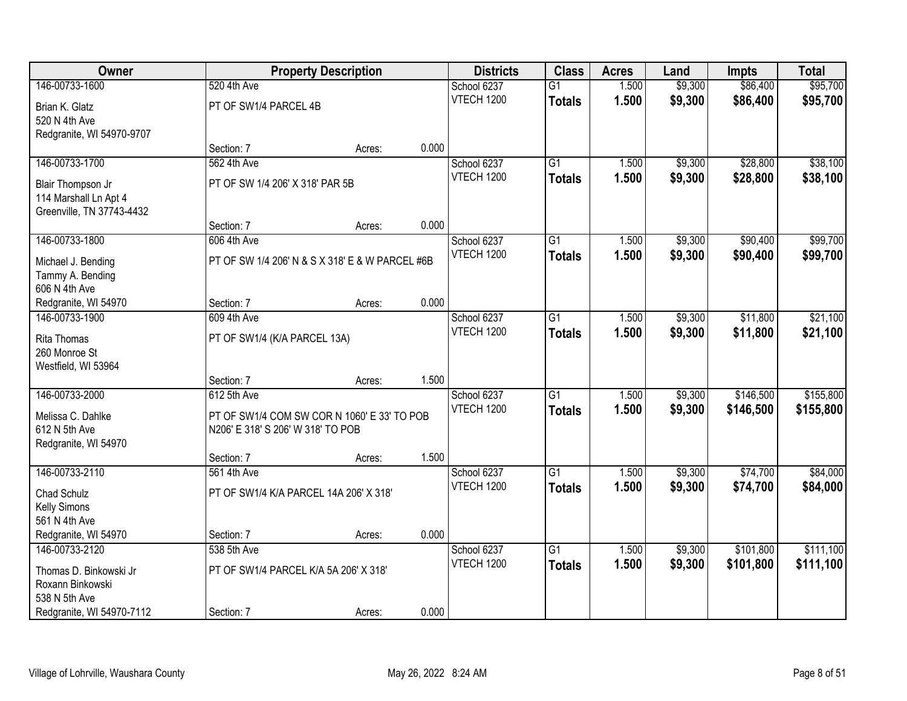| Owner | Property Description | | | Districts | Class | Acres | Land | Impts | Total |
|---|---|---|---|---|---|---|---|---|---|
| 146-00733-1600 | 520 4th Ave | | | School 6237 | G1 | 1.500 | $9,300 | $86,400 | $95,700 |
| Brian K. Glatz<br>520 N 4th Ave<br>Redgranite, WI 54970-9707 | PT OF SW1/4 PARCEL 4B | | | VTECH 1200 | **Totals** | **1.500** | **$9,300** | **$86,400** | **$95,700** |
| | Section: 7 | Acres: | 0.000 | | | | | | |
| 146-00733-1700 | 562 4th Ave | | | School 6237 | G1 | 1.500 | $9,300 | $28,800 | $38,100 |
| Blair Thompson Jr<br>114 Marshall Ln Apt 4<br>Greenville, TN 37743-4432 | PT OF SW 1/4 206' X 318' PAR 5B | | | VTECH 1200 | **Totals** | **1.500** | **$9,300** | **$28,800** | **$38,100** |
| | Section: 7 | Acres: | 0.000 | | | | | | |
| 146-00733-1800 | 606 4th Ave | | | School 6237 | G1 | 1.500 | $9,300 | $90,400 | $99,700 |
| Michael J. Bending<br>Tammy A. Bending<br>606 N 4th Ave<br>Redgranite, WI 54970 | PT OF SW 1/4 206' N & S X 318' E & W PARCEL #6B | | | VTECH 1200 | **Totals** | **1.500** | **$9,300** | **$90,400** | **$99,700** |
| | Section: 7 | Acres: | 0.000 | | | | | | |
| 146-00733-1900 | 609 4th Ave | | | School 6237 | G1 | 1.500 | $9,300 | $11,800 | $21,100 |
| Rita Thomas<br>260 Monroe St<br>Westfield, WI 53964 | PT OF SW1/4 (K/A PARCEL 13A) | | | VTECH 1200 | **Totals** | **1.500** | **$9,300** | **$11,800** | **$21,100** |
| | Section: 7 | Acres: | 1.500 | | | | | | |
| 146-00733-2000 | 612 5th Ave | | | School 6237 | G1 | 1.500 | $9,300 | $146,500 | $155,800 |
| Melissa C. Dahlke<br>612 N 5th Ave<br>Redgranite, WI 54970 | PT OF SW1/4 COM SW COR N 1060' E 33' TO POB N206' E 318' S 206' W 318' TO POB | | | VTECH 1200 | **Totals** | **1.500** | **$9,300** | **$146,500** | **$155,800** |
| | Section: 7 | Acres: | 1.500 | | | | | | |
| 146-00733-2110 | 561 4th Ave | | | School 6237 | G1 | 1.500 | $9,300 | $74,700 | $84,000 |
| Chad Schulz<br>Kelly Simons<br>561 N 4th Ave<br>Redgranite, WI 54970 | PT OF SW1/4 K/A PARCEL 14A 206' X 318' | | | VTECH 1200 | **Totals** | **1.500** | **$9,300** | **$74,700** | **$84,000** |
| | Section: 7 | Acres: | 0.000 | | | | | | |
| 146-00733-2120 | 538 5th Ave | | | School 6237 | G1 | 1.500 | $9,300 | $101,800 | $111,100 |
| Thomas D. Binkowski Jr<br>Roxann Binkowski<br>538 N 5th Ave<br>Redgranite, WI 54970-7112 | PT OF SW1/4 PARCEL K/A 5A 206' X 318' | | | VTECH 1200 | **Totals** | **1.500** | **$9,300** | **$101,800** | **$111,100** |
| | Section: 7 | Acres: | 0.000 | | | | | | |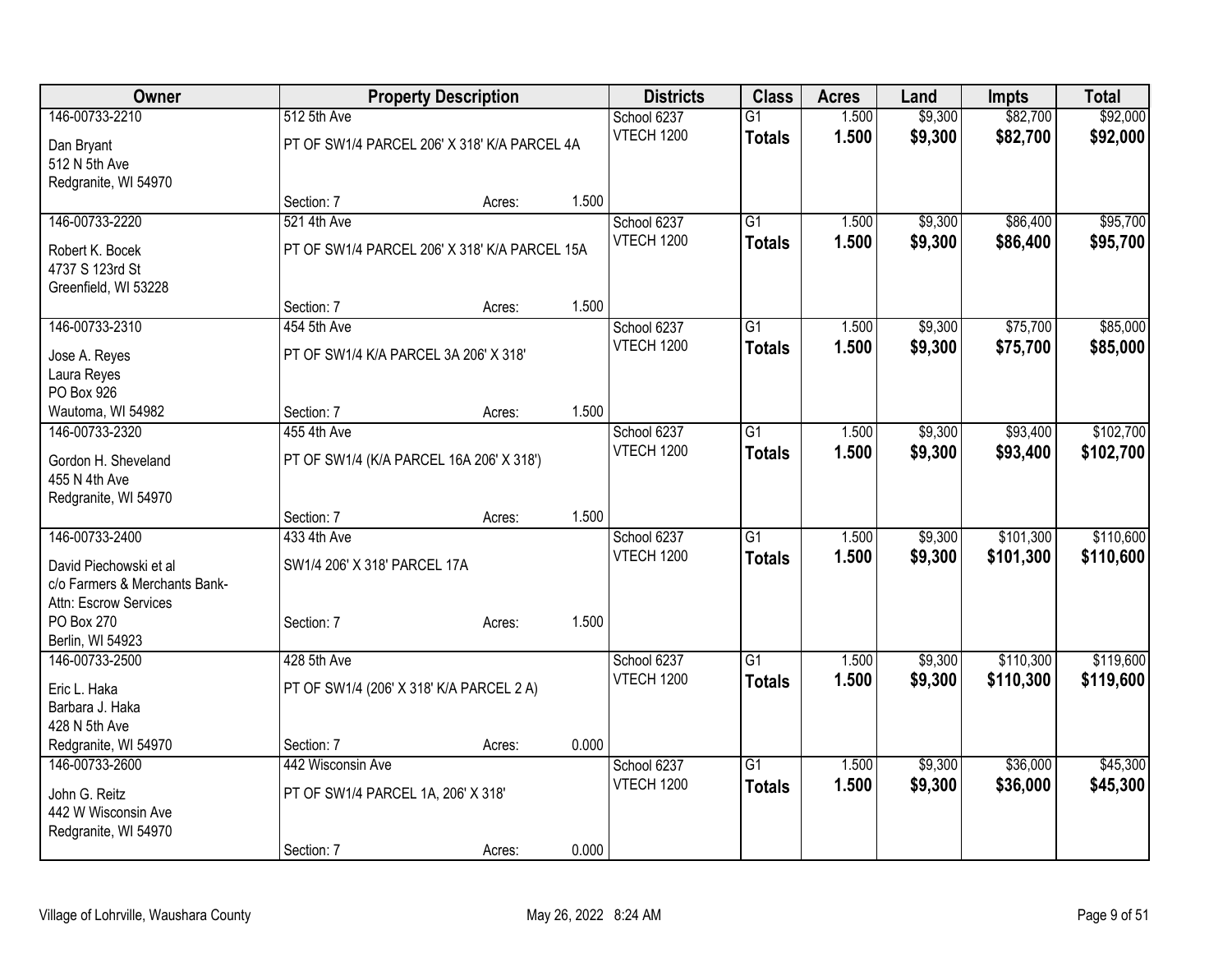| Owner | Property Description | | | Districts | Class | Acres | Land | Impts | Total |
|---|---|---|---|---|---|---|---|---|---|
| 146-00733-2210 | 512 5th Ave | | | School 6237 | G1 | 1.500 | $9,300 | $82,700 | $92,000 |
| Dan Bryant<br>512 N 5th Ave<br>Redgranite, WI 54970 | PT OF SW1/4 PARCEL 206' X 318' K/A PARCEL 4A | | | VTECH 1200 | **Totals** | **1.500** | **$9,300** | **$82,700** | **$92,000** |
| | Section: 7 | Acres: | 1.500 | | | | | | |
| 146-00733-2220 | 521 4th Ave | | | School 6237 | G1 | 1.500 | $9,300 | $86,400 | $95,700 |
| Robert K. Bocek<br>4737 S 123rd St<br>Greenfield, WI 53228 | PT OF SW1/4 PARCEL 206' X 318' K/A PARCEL 15A | | | VTECH 1200 | **Totals** | **1.500** | **$9,300** | **$86,400** | **$95,700** |
| | Section: 7 | Acres: | 1.500 | | | | | | |
| 146-00733-2310 | 454 5th Ave | | | School 6237 | G1 | 1.500 | $9,300 | $75,700 | $85,000 |
| Jose A. Reyes<br>Laura Reyes<br>PO Box 926<br>Wautoma, WI 54982 | PT OF SW1/4 K/A PARCEL 3A 206' X 318' | | | VTECH 1200 | **Totals** | **1.500** | **$9,300** | **$75,700** | **$85,000** |
| | Section: 7 | Acres: | 1.500 | | | | | | |
| 146-00733-2320 | 455 4th Ave | | | School 6237 | G1 | 1.500 | $9,300 | $93,400 | $102,700 |
| Gordon H. Sheveland<br>455 N 4th Ave<br>Redgranite, WI 54970 | PT OF SW1/4 (K/A PARCEL 16A 206' X 318') | | | VTECH 1200 | **Totals** | **1.500** | **$9,300** | **$93,400** | **$102,700** |
| | Section: 7 | Acres: | 1.500 | | | | | | |
| 146-00733-2400 | 433 4th Ave | | | School 6237 | G1 | 1.500 | $9,300 | $101,300 | $110,600 |
| David Piechowski et al<br>c/o Farmers & Merchants Bank-<br>Attn: Escrow Services<br>PO Box 270<br>Berlin, WI 54923 | SW1/4 206' X 318' PARCEL 17A | | | VTECH 1200 | **Totals** | **1.500** | **$9,300** | **$101,300** | **$110,600** |
| | Section: 7 | Acres: | 1.500 | | | | | | |
| 146-00733-2500 | 428 5th Ave | | | School 6237 | G1 | 1.500 | $9,300 | $110,300 | $119,600 |
| Eric L. Haka<br>Barbara J. Haka<br>428 N 5th Ave<br>Redgranite, WI 54970 | PT OF SW1/4 (206' X 318' K/A PARCEL 2 A) | | | VTECH 1200 | **Totals** | **1.500** | **$9,300** | **$110,300** | **$119,600** |
| | Section: 7 | Acres: | 0.000 | | | | | | |
| 146-00733-2600 | 442 Wisconsin Ave | | | School 6237 | G1 | 1.500 | $9,300 | $36,000 | $45,300 |
| John G. Reitz<br>442 W Wisconsin Ave<br>Redgranite, WI 54970 | PT OF SW1/4 PARCEL 1A, 206' X 318' | | | VTECH 1200 | **Totals** | **1.500** | **$9,300** | **$36,000** | **$45,300** |
| | Section: 7 | Acres: | 0.000 | | | | | | |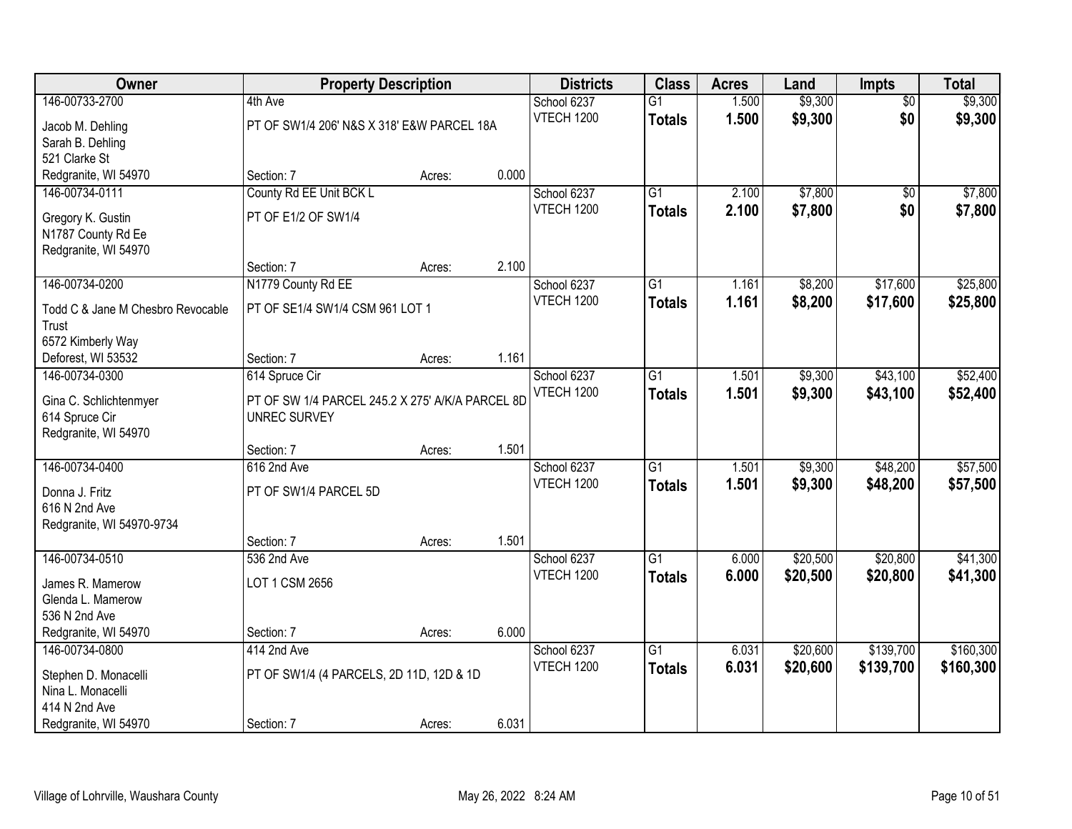| Owner | Property Description | | | Districts | Class | Acres | Land | Impts | Total |
|---|---|---|---|---|---|---|---|---|---|
| 146-00733-2700<br>Jacob M. Dehling<br>Sarah B. Dehling<br>521 Clarke St<br>Redgranite, WI 54970 | 4th Ave<br>PT OF SW1/4 206' N&S X 318' E&W PARCEL 18A<br>Section: 7 | Acres: | 0.000 | School 6237<br>VTECH 1200 | G1<br>**Totals** | 1.500<br>**1.500** | $9,300<br>**$9,300** | $0<br>**$0** | $9,300<br>**$9,300** |
| 146-00734-0111<br>Gregory K. Gustin<br>N1787 County Rd Ee<br>Redgranite, WI 54970 | County Rd EE Unit BCK L<br>PT OF E1/2 OF SW1/4<br>Section: 7 | Acres: | 2.100 | School 6237<br>VTECH 1200 | G1<br>**Totals** | 2.100<br>**2.100** | $7,800<br>**$7,800** | $0<br>**$0** | $7,800<br>**$7,800** |
| 146-00734-0200<br>Todd C & Jane M Chesbro Revocable Trust<br>6572 Kimberly Way<br>Deforest, WI 53532 | N1779 County Rd EE<br>PT OF SE1/4 SW1/4 CSM 961 LOT 1<br>Section: 7 | Acres: | 1.161 | School 6237<br>VTECH 1200 | G1<br>**Totals** | 1.161<br>**1.161** | $8,200<br>**$8,200** | $17,600<br>**$17,600** | $25,800<br>**$25,800** |
| 146-00734-0300<br>Gina C. Schlichtenmyer<br>614 Spruce Cir<br>Redgranite, WI 54970 | 614 Spruce Cir<br>PT OF SW 1/4 PARCEL 245.2 X 275' A/K/A PARCEL 8D UNREC SURVEY<br>Section: 7 | Acres: | 1.501 | School 6237<br>VTECH 1200 | G1<br>**Totals** | 1.501<br>**1.501** | $9,300<br>**$9,300** | $43,100<br>**$43,100** | $52,400<br>**$52,400** |
| 146-00734-0400<br>Donna J. Fritz<br>616 N 2nd Ave<br>Redgranite, WI 54970-9734 | 616 2nd Ave<br>PT OF SW1/4 PARCEL 5D<br>Section: 7 | Acres: | 1.501 | School 6237<br>VTECH 1200 | G1<br>**Totals** | 1.501<br>**1.501** | $9,300<br>**$9,300** | $48,200<br>**$48,200** | $57,500<br>**$57,500** |
| 146-00734-0510<br>James R. Mamerow<br>Glenda L. Mamerow<br>536 N 2nd Ave<br>Redgranite, WI 54970 | 536 2nd Ave<br>LOT 1 CSM 2656<br>Section: 7 | Acres: | 6.000 | School 6237<br>VTECH 1200 | G1<br>**Totals** | 6.000<br>**6.000** | $20,500<br>**$20,500** | $20,800<br>**$20,800** | $41,300<br>**$41,300** |
| 146-00734-0800<br>Stephen D. Monacelli<br>Nina L. Monacelli<br>414 N 2nd Ave<br>Redgranite, WI 54970 | 414 2nd Ave<br>PT OF SW1/4 (4 PARCELS, 2D 11D, 12D & 1D<br>Section: 7 | Acres: | 6.031 | School 6237<br>VTECH 1200 | G1<br>**Totals** | 6.031<br>**6.031** | $20,600<br>**$20,600** | $139,700<br>**$139,700** | $160,300<br>**$160,300** |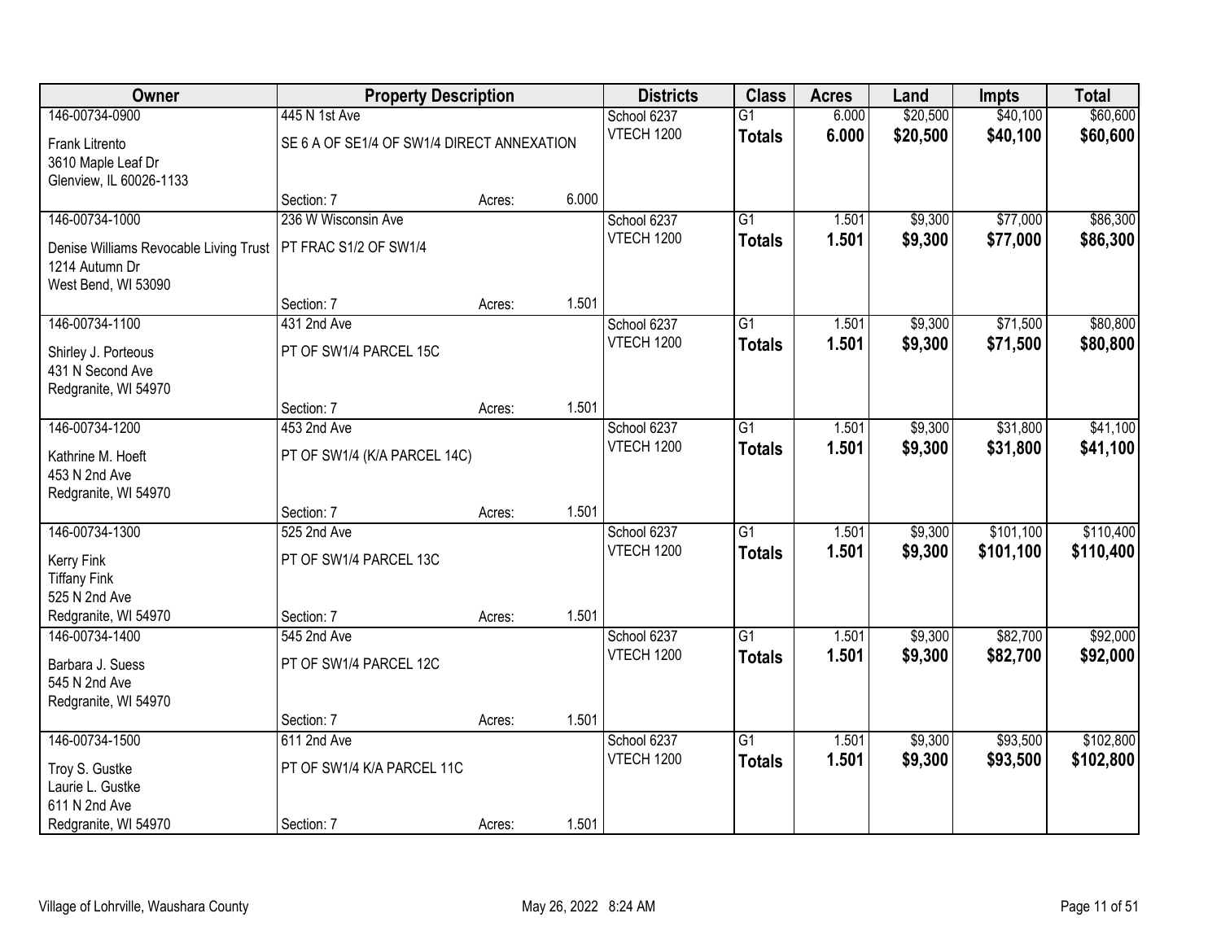| Owner | Property Description | | | Districts | Class | Acres | Land | Impts | Total |
|---|---|---|---|---|---|---|---|---|---|
| 146-00734-0900 | 445 N 1st Ave | | | School 6237 | G1 | 6.000 | $20,500 | $40,100 | $60,600 |
| Frank Litrento<br>3610 Maple Leaf Dr<br>Glenview, IL 60026-1133 | SE 6 A OF SE1/4 OF SW1/4 DIRECT ANNEXATION | | | VTECH 1200 | **Totals** | **6.000** | **$20,500** | **$40,100** | **$60,600** |
| | Section: 7 | Acres: | 6.000 | | | | | | |
| 146-00734-1000 | 236 W Wisconsin Ave | | | School 6237 | G1 | 1.501 | $9,300 | $77,000 | $86,300 |
| Denise Williams Revocable Living Trust<br>1214 Autumn Dr<br>West Bend, WI 53090 | PT FRAC S1/2 OF SW1/4 | | | VTECH 1200 | **Totals** | **1.501** | **$9,300** | **$77,000** | **$86,300** |
| | Section: 7 | Acres: | 1.501 | | | | | | |
| 146-00734-1100 | 431 2nd Ave | | | School 6237 | G1 | 1.501 | $9,300 | $71,500 | $80,800 |
| Shirley J. Porteous<br>431 N Second Ave<br>Redgranite, WI 54970 | PT OF SW1/4 PARCEL 15C | | | VTECH 1200 | **Totals** | **1.501** | **$9,300** | **$71,500** | **$80,800** |
| | Section: 7 | Acres: | 1.501 | | | | | | |
| 146-00734-1200 | 453 2nd Ave | | | School 6237 | G1 | 1.501 | $9,300 | $31,800 | $41,100 |
| Kathrine M. Hoeft<br>453 N 2nd Ave<br>Redgranite, WI 54970 | PT OF SW1/4 (K/A PARCEL 14C) | | | VTECH 1200 | **Totals** | **1.501** | **$9,300** | **$31,800** | **$41,100** |
| | Section: 7 | Acres: | 1.501 | | | | | | |
| 146-00734-1300 | 525 2nd Ave | | | School 6237 | G1 | 1.501 | $9,300 | $101,100 | $110,400 |
| Kerry Fink<br>Tiffany Fink<br>525 N 2nd Ave<br>Redgranite, WI 54970 | PT OF SW1/4 PARCEL 13C | | | VTECH 1200 | **Totals** | **1.501** | **$9,300** | **$101,100** | **$110,400** |
| | Section: 7 | Acres: | 1.501 | | | | | | |
| 146-00734-1400 | 545 2nd Ave | | | School 6237 | G1 | 1.501 | $9,300 | $82,700 | $92,000 |
| Barbara J. Suess<br>545 N 2nd Ave<br>Redgranite, WI 54970 | PT OF SW1/4 PARCEL 12C | | | VTECH 1200 | **Totals** | **1.501** | **$9,300** | **$82,700** | **$92,000** |
| | Section: 7 | Acres: | 1.501 | | | | | | |
| 146-00734-1500 | 611 2nd Ave | | | School 6237 | G1 | 1.501 | $9,300 | $93,500 | $102,800 |
| Troy S. Gustke<br>Laurie L. Gustke<br>611 N 2nd Ave<br>Redgranite, WI 54970 | PT OF SW1/4 K/A PARCEL 11C | | | VTECH 1200 | **Totals** | **1.501** | **$9,300** | **$93,500** | **$102,800** |
| | Section: 7 | Acres: | 1.501 | | | | | | |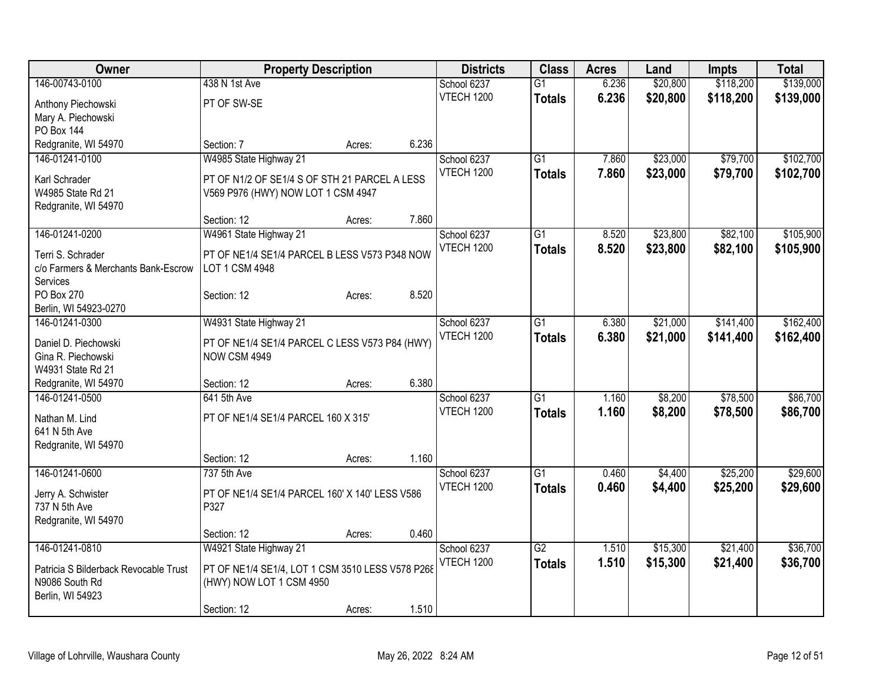| Owner | Property Description | Districts | Class | Acres | Land | Impts | Total |
|---|---|---|---|---|---|---|---|
| 146-00743-0100<br>Anthony Piechowski<br>Mary A. Piechowski<br>PO Box 144<br>Redgranite, WI 54970 | 438 N 1st Ave<br>PT OF SW-SE<br>Section: 7 Acres: 6.236 | School 6237<br>VTECH 1200 | G1<br>**Totals** | 6.236<br>**6.236** | $20,800<br>**$20,800** | $118,200<br>**$118,200** | $139,000<br>**$139,000** |
| 146-01241-0100<br>Karl Schrader<br>W4985 State Rd 21<br>Redgranite, WI 54970 | W4985 State Highway 21<br>PT OF N1/2 OF SE1/4 S OF STH 21 PARCEL A LESS V569 P976 (HWY) NOW LOT 1 CSM 4947<br>Section: 12 Acres: 7.860 | School 6237<br>VTECH 1200 | G1<br>**Totals** | 7.860<br>**7.860** | $23,000<br>**$23,000** | $79,700<br>**$79,700** | $102,700<br>**$102,700** |
| 146-01241-0200<br>Terri S. Schrader<br>c/o Farmers & Merchants Bank-Escrow Services<br>PO Box 270<br>Berlin, WI 54923-0270 | W4961 State Highway 21<br>PT OF NE1/4 SE1/4 PARCEL B LESS V573 P348 NOW LOT 1 CSM 4948<br>Section: 12 Acres: 8.520 | School 6237<br>VTECH 1200 | G1<br>**Totals** | 8.520<br>**8.520** | $23,800<br>**$23,800** | $82,100<br>**$82,100** | $105,900<br>**$105,900** |
| 146-01241-0300<br>Daniel D. Piechowski<br>Gina R. Piechowski<br>W4931 State Rd 21<br>Redgranite, WI 54970 | W4931 State Highway 21<br>PT OF NE1/4 SE1/4 PARCEL C LESS V573 P84 (HWY) NOW CSM 4949<br>Section: 12 Acres: 6.380 | School 6237<br>VTECH 1200 | G1<br>**Totals** | 6.380<br>**6.380** | $21,000<br>**$21,000** | $141,400<br>**$141,400** | $162,400<br>**$162,400** |
| 146-01241-0500<br>Nathan M. Lind<br>641 N 5th Ave<br>Redgranite, WI 54970 | 641 5th Ave<br>PT OF NE1/4 SE1/4 PARCEL 160 X 315'<br>Section: 12 Acres: 1.160 | School 6237<br>VTECH 1200 | G1<br>**Totals** | 1.160<br>**1.160** | $8,200<br>**$8,200** | $78,500<br>**$78,500** | $86,700<br>**$86,700** |
| 146-01241-0600<br>Jerry A. Schwister<br>737 N 5th Ave<br>Redgranite, WI 54970 | 737 5th Ave<br>PT OF NE1/4 SE1/4 PARCEL 160' X 140' LESS V586 P327<br>Section: 12 Acres: 0.460 | School 6237<br>VTECH 1200 | G1<br>**Totals** | 0.460<br>**0.460** | $4,400<br>**$4,400** | $25,200<br>**$25,200** | $29,600<br>**$29,600** |
| 146-01241-0810<br>Patricia S Bilderback Revocable Trust<br>N9086 South Rd<br>Berlin, WI 54923 | W4921 State Highway 21<br>PT OF NE1/4 SE1/4, LOT 1 CSM 3510 LESS V578 P268 (HWY) NOW LOT 1 CSM 4950<br>Section: 12 Acres: 1.510 | School 6237<br>VTECH 1200 | G2<br>**Totals** | 1.510<br>**1.510** | $15,300<br>**$15,300** | $21,400<br>**$21,400** | $36,700<br>**$36,700** |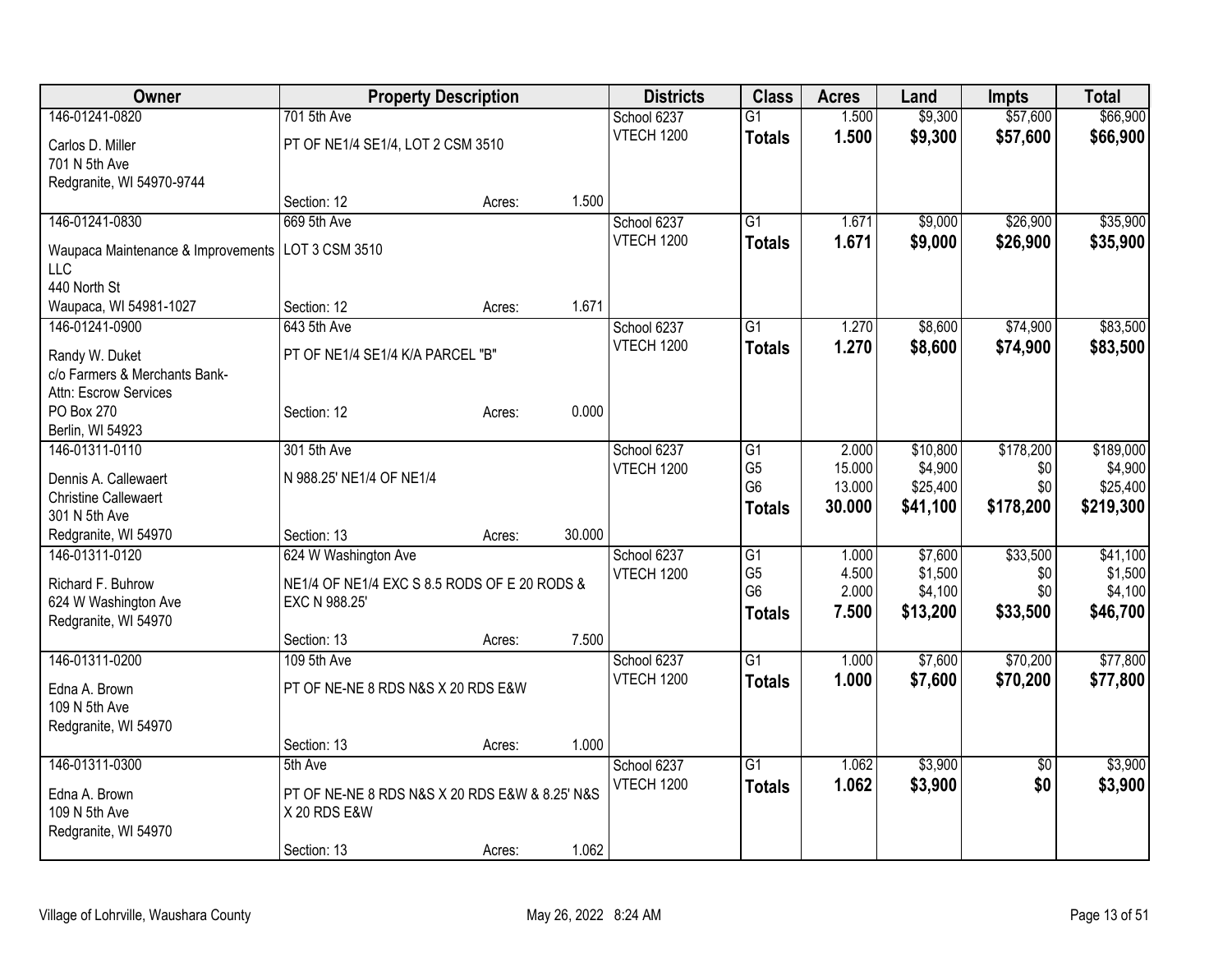| Owner | Property Description | | | Districts | Class | Acres | Land | Impts | Total |
|---|---|---|---|---|---|---|---|---|---|
| 146-01241-0820 | 701 5th Ave | | | School 6237 | G1 | 1.500 | $9,300 | $57,600 | $66,900 |
| Carlos D. Miller<br>701 N 5th Ave<br>Redgranite, WI 54970-9744 | PT OF NE1/4 SE1/4, LOT 2 CSM 3510 | | | VTECH 1200 | **Totals** | **1.500** | **$9,300** | **$57,600** | **$66,900** |
| | Section: 12 | Acres: | 1.500 | | | | | | |
| 146-01241-0830 | 669 5th Ave | | | School 6237 | G1 | 1.671 | $9,000 | $26,900 | $35,900 |
| Waupaca Maintenance & Improvements LLC<br>440 North St<br>Waupaca, WI 54981-1027 | LOT 3 CSM 3510 | | | VTECH 1200 | **Totals** | **1.671** | **$9,000** | **$26,900** | **$35,900** |
| | Section: 12 | Acres: | 1.671 | | | | | | |
| 146-01241-0900 | 643 5th Ave | | | School 6237 | G1 | 1.270 | $8,600 | $74,900 | $83,500 |
| Randy W. Duket<br>c/o Farmers & Merchants Bank-<br>Attn: Escrow Services<br>PO Box 270<br>Berlin, WI 54923 | PT OF NE1/4 SE1/4 K/A PARCEL "B" | | | VTECH 1200 | **Totals** | **1.270** | **$8,600** | **$74,900** | **$83,500** |
| | Section: 12 | Acres: | 0.000 | | | | | | |
| 146-01311-0110 | 301 5th Ave | | | School 6237 | G1 | 2.000 | $10,800 | $178,200 | $189,000 |
| Dennis A. Callewaert<br>Christine Callewaert<br>301 N 5th Ave<br>Redgranite, WI 54970 | N 988.25' NE1/4 OF NE1/4 | | | VTECH 1200 | G5 | 15.000 | $4,900 | $0 | $4,900 |
| | | | | | G6 | 13.000 | $25,400 | $0 | $25,400 |
| | | | | | **Totals** | **30.000** | **$41,100** | **$178,200** | **$219,300** |
| | Section: 13 | Acres: | 30.000 | | | | | | |
| 146-01311-0120 | 624 W Washington Ave | | | School 6237 | G1 | 1.000 | $7,600 | $33,500 | $41,100 |
| Richard F. Buhrow<br>624 W Washington Ave<br>Redgranite, WI 54970 | NE1/4 OF NE1/4 EXC S 8.5 RODS OF E 20 RODS & EXC N 988.25' | | | VTECH 1200 | G5 | 4.500 | $1,500 | $0 | $1,500 |
| | | | | | G6 | 2.000 | $4,100 | $0 | $4,100 |
| | | | | | **Totals** | **7.500** | **$13,200** | **$33,500** | **$46,700** |
| | Section: 13 | Acres: | 7.500 | | | | | | |
| 146-01311-0200 | 109 5th Ave | | | School 6237 | G1 | 1.000 | $7,600 | $70,200 | $77,800 |
| Edna A. Brown<br>109 N 5th Ave<br>Redgranite, WI 54970 | PT OF NE-NE 8 RDS N&S X 20 RDS E&W | | | VTECH 1200 | **Totals** | **1.000** | **$7,600** | **$70,200** | **$77,800** |
| | Section: 13 | Acres: | 1.000 | | | | | | |
| 146-01311-0300 | 5th Ave | | | School 6237 | G1 | 1.062 | $3,900 | $0 | $3,900 |
| Edna A. Brown<br>109 N 5th Ave<br>Redgranite, WI 54970 | PT OF NE-NE 8 RDS N&S X 20 RDS E&W & 8.25' N&S X 20 RDS E&W | | | VTECH 1200 | **Totals** | **1.062** | **$3,900** | **$0** | **$3,900** |
| | Section: 13 | Acres: | 1.062 | | | | | | |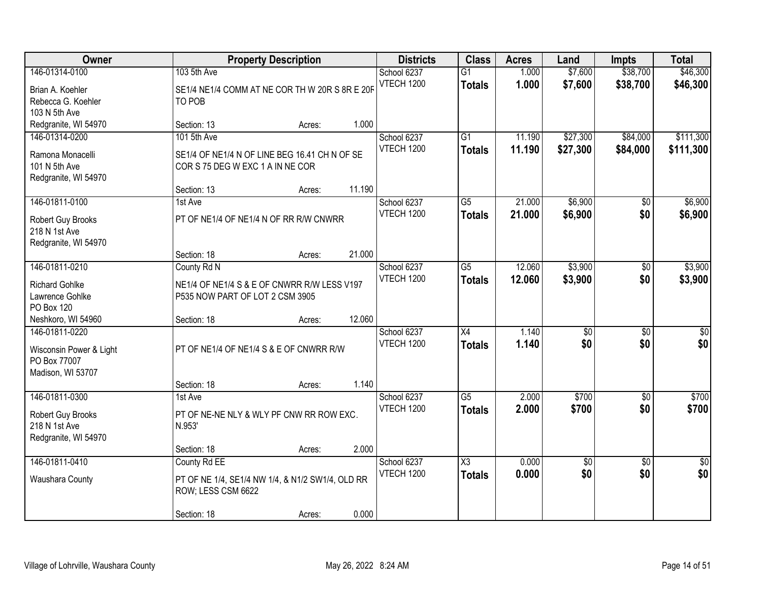| Owner | Property Description | Districts | Class | Acres | Land | Impts | Total |
|---|---|---|---|---|---|---|---|
| 146-01314-0100<br>Brian A. Koehler<br>Rebecca G. Koehler<br>103 N 5th Ave<br>Redgranite, WI 54970 | 103 5th Ave<br>SE1/4 NE1/4 COMM AT NE COR TH W 20R S 8R E 20R TO POB<br>Section: 13 Acres: 1.000 | School 6237<br>VTECH 1200 | G1<br>**Totals** | 1.000<br>**1.000** | $7,600<br>**$7,600** | $38,700<br>**$38,700** | $46,300<br>**$46,300** |
| 146-01314-0200<br>Ramona Monacelli<br>101 N 5th Ave<br>Redgranite, WI 54970 | 101 5th Ave<br>SE1/4 OF NE1/4 N OF LINE BEG 16.41 CH N OF SE COR S 75 DEG W EXC 1 A IN NE COR<br>Section: 13 Acres: 11.190 | School 6237<br>VTECH 1200 | G1<br>**Totals** | 11.190<br>**11.190** | $27,300<br>**$27,300** | $84,000<br>**$84,000** | $111,300<br>**$111,300** |
| 146-01811-0100<br>Robert Guy Brooks<br>218 N 1st Ave<br>Redgranite, WI 54970 | 1st Ave<br>PT OF NE1/4 OF NE1/4 N OF RR R/W CNWRR<br>Section: 18 Acres: 21.000 | School 6237<br>VTECH 1200 | G5<br>**Totals** | 21.000<br>**21.000** | $6,900<br>**$6,900** | $0<br>**$0** | $6,900<br>**$6,900** |
| 146-01811-0210<br>Richard Gohlke<br>Lawrence Gohlke<br>PO Box 120<br>Neshkoro, WI 54960 | County Rd N<br>NE1/4 OF NE1/4 S & E OF CNWRR R/W LESS V197 P535 NOW PART OF LOT 2 CSM 3905<br>Section: 18 Acres: 12.060 | School 6237<br>VTECH 1200 | G5<br>**Totals** | 12.060<br>**12.060** | $3,900<br>**$3,900** | $0<br>**$0** | $3,900<br>**$3,900** |
| 146-01811-0220<br>Wisconsin Power & Light<br>PO Box 77007<br>Madison, WI 53707 | PT OF NE1/4 OF NE1/4 S & E OF CNWRR R/W<br>Section: 18 Acres: 1.140 | School 6237<br>VTECH 1200 | X4<br>**Totals** | 1.140<br>**1.140** | $0<br>**$0** | $0<br>**$0** | $0<br>**$0** |
| 146-01811-0300<br>Robert Guy Brooks<br>218 N 1st Ave<br>Redgranite, WI 54970 | 1st Ave<br>PT OF NE-NE NLY & WLY PF CNW RR ROW EXC. N.953'<br>Section: 18 Acres: 2.000 | School 6237<br>VTECH 1200 | G5<br>**Totals** | 2.000<br>**2.000** | $700<br>**$700** | $0<br>**$0** | $700<br>**$700** |
| 146-01811-0410<br>Waushara County | County Rd EE<br>PT OF NE 1/4, SE1/4 NW 1/4, & N1/2 SW1/4, OLD RR ROW; LESS CSM 6622<br>Section: 18 Acres: 0.000 | School 6237<br>VTECH 1200 | X3<br>**Totals** | 0.000<br>**0.000** | $0<br>**$0** | $0<br>**$0** | $0<br>**$0** |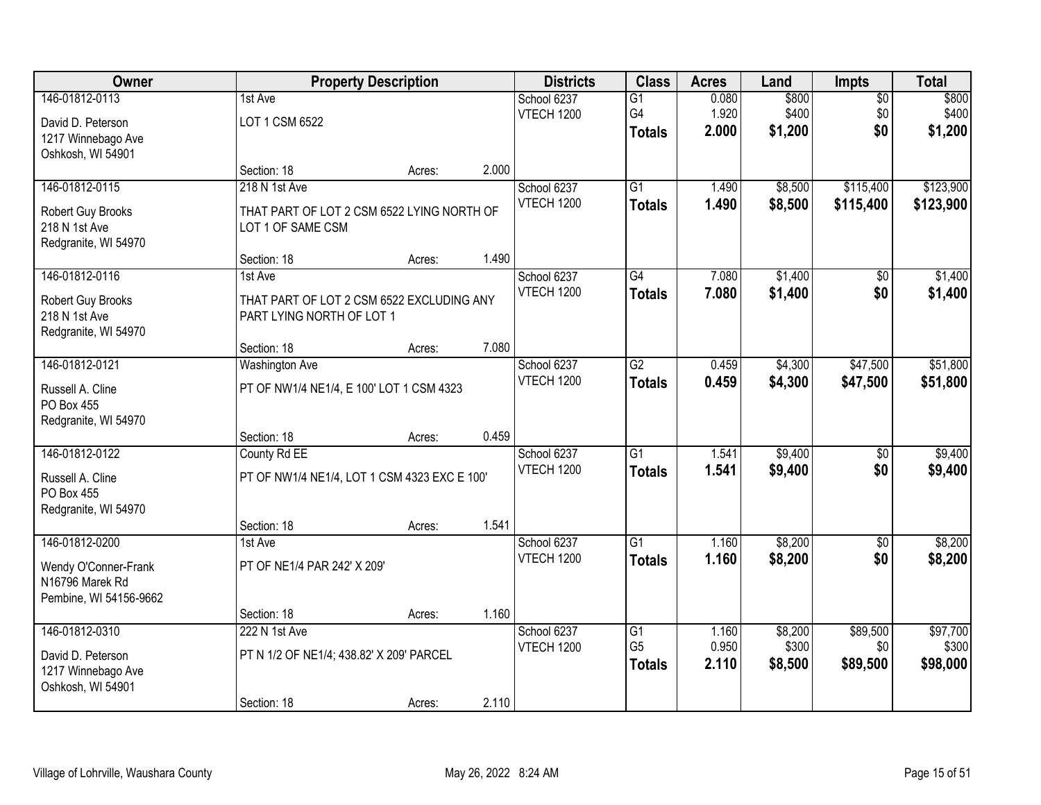| Owner | Property Description | | | Districts | Class | Acres | Land | Impts | Total |
|---|---|---|---|---|---|---|---|---|---|
| 146-01812-0113 | 1st Ave | | | School 6237 | G1 | 0.080 | $800 | $0 | $800 |
| David D. Peterson<br>1217 Winnebago Ave<br>Oshkosh, WI 54901 | LOT 1 CSM 6522 | | | VTECH 1200 | G4 | 1.920 | $400 | $0 | $400 |
| | | | | | **Totals** | **2.000** | **$1,200** | **$0** | **$1,200** |
| | Section: 18 | Acres: | 2.000 | | | | | | |
| 146-01812-0115 | 218 N 1st Ave | | | School 6237 | G1 | 1.490 | $8,500 | $115,400 | $123,900 |
| Robert Guy Brooks<br>218 N 1st Ave<br>Redgranite, WI 54970 | THAT PART OF LOT 2 CSM 6522 LYING NORTH OF LOT 1 OF SAME CSM | | | VTECH 1200 | **Totals** | **1.490** | **$8,500** | **$115,400** | **$123,900** |
| | Section: 18 | Acres: | 1.490 | | | | | | |
| 146-01812-0116 | 1st Ave | | | School 6237 | G4 | 7.080 | $1,400 | $0 | $1,400 |
| Robert Guy Brooks<br>218 N 1st Ave<br>Redgranite, WI 54970 | THAT PART OF LOT 2 CSM 6522 EXCLUDING ANY PART LYING NORTH OF LOT 1 | | | VTECH 1200 | **Totals** | **7.080** | **$1,400** | **$0** | **$1,400** |
| | Section: 18 | Acres: | 7.080 | | | | | | |
| 146-01812-0121 | Washington Ave | | | School 6237 | G2 | 0.459 | $4,300 | $47,500 | $51,800 |
| Russell A. Cline<br>PO Box 455<br>Redgranite, WI 54970 | PT OF NW1/4 NE1/4, E 100' LOT 1 CSM 4323 | | | VTECH 1200 | **Totals** | **0.459** | **$4,300** | **$47,500** | **$51,800** |
| | Section: 18 | Acres: | 0.459 | | | | | | |
| 146-01812-0122 | County Rd EE | | | School 6237 | G1 | 1.541 | $9,400 | $0 | $9,400 |
| Russell A. Cline<br>PO Box 455<br>Redgranite, WI 54970 | PT OF NW1/4 NE1/4, LOT 1 CSM 4323 EXC E 100' | | | VTECH 1200 | **Totals** | **1.541** | **$9,400** | **$0** | **$9,400** |
| | Section: 18 | Acres: | 1.541 | | | | | | |
| 146-01812-0200 | 1st Ave | | | School 6237 | G1 | 1.160 | $8,200 | $0 | $8,200 |
| Wendy O'Conner-Frank<br>N16796 Marek Rd<br>Pembine, WI 54156-9662 | PT OF NE1/4 PAR 242' X 209' | | | VTECH 1200 | **Totals** | **1.160** | **$8,200** | **$0** | **$8,200** |
| | Section: 18 | Acres: | 1.160 | | | | | | |
| 146-01812-0310 | 222 N 1st Ave | | | School 6237 | G1 | 1.160 | $8,200 | $89,500 | $97,700 |
| David D. Peterson<br>1217 Winnebago Ave<br>Oshkosh, WI 54901 | PT N 1/2 OF NE1/4; 438.82' X 209' PARCEL | | | VTECH 1200 | G5 | 0.950 | $300 | $0 | $300 |
| | | | | | **Totals** | **2.110** | **$8,500** | **$89,500** | **$98,000** |
| | Section: 18 | Acres: | 2.110 | | | | | | |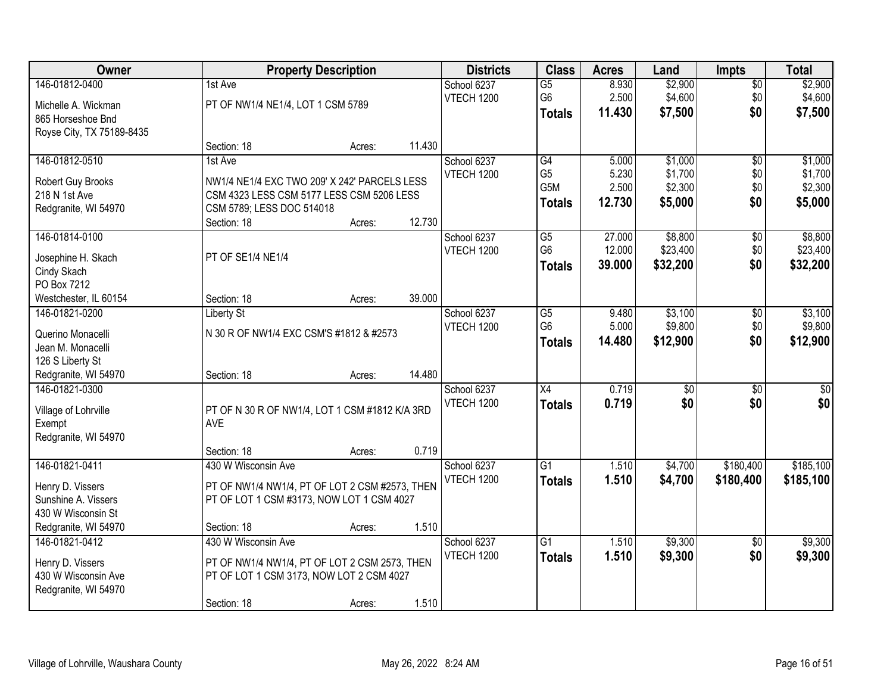| Owner | Property Description | Districts | Class | Acres | Land | Impts | Total |
|---|---|---|---|---|---|---|---|
| 146-01812-0400<br>Michelle A. Wickman<br>865 Horseshoe Bnd<br>Royse City, TX 75189-8435 | 1st Ave<br>PT OF NW1/4 NE1/4, LOT 1 CSM 5789<br>Section: 18 Acres: 11.430 | School 6237<br>VTECH 1200 | G5<br>G6<br>**Totals** | 8.930<br>2.500<br>**11.430** | $2,900<br>$4,600<br>**$7,500** | $0<br>$0<br>**$0** | $2,900<br>$4,600<br>**$7,500** |
| 146-01812-0510<br>Robert Guy Brooks<br>218 N 1st Ave<br>Redgranite, WI 54970 | 1st Ave<br>NW1/4 NE1/4 EXC TWO 209' X 242' PARCELS LESS CSM 4323 LESS CSM 5177 LESS CSM 5206 LESS CSM 5789; LESS DOC 514018<br>Section: 18 Acres: 12.730 | School 6237<br>VTECH 1200 | G4<br>G5<br>G5M<br>**Totals** | 5.000<br>5.230<br>2.500<br>**12.730** | $1,000<br>$1,700<br>$2,300<br>**$5,000** | $0<br>$0<br>$0<br>**$0** | $1,000<br>$1,700<br>$2,300<br>**$5,000** |
| 146-01814-0100<br>Josephine H. Skach<br>Cindy Skach<br>PO Box 7212<br>Westchester, IL 60154 | PT OF SE1/4 NE1/4<br>Section: 18 Acres: 39.000 | School 6237<br>VTECH 1200 | G5<br>G6<br>**Totals** | 27.000<br>12.000<br>**39.000** | $8,800<br>$23,400<br>**$32,200** | $0<br>$0<br>**$0** | $8,800<br>$23,400<br>**$32,200** |
| 146-01821-0200<br>Querino Monacelli<br>Jean M. Monacelli<br>126 S Liberty St<br>Redgranite, WI 54970 | Liberty St<br>N 30 R OF NW1/4 EXC CSM'S #1812 & #2573<br>Section: 18 Acres: 14.480 | School 6237<br>VTECH 1200 | G5<br>G6<br>**Totals** | 9.480<br>5.000<br>**14.480** | $3,100<br>$9,800<br>**$12,900** | $0<br>$0<br>**$0** | $3,100<br>$9,800<br>**$12,900** |
| 146-01821-0300<br>Village of Lohrville<br>Exempt<br>Redgranite, WI 54970 | PT OF N 30 R OF NW1/4, LOT 1 CSM #1812 K/A 3RD AVE<br>Section: 18 Acres: 0.719 | School 6237<br>VTECH 1200 | X4<br>**Totals** | 0.719<br>**0.719** | $0<br>**$0** | $0<br>**$0** | $0<br>**$0** |
| 146-01821-0411<br>Henry D. Vissers<br>Sunshine A. Vissers<br>430 W Wisconsin St<br>Redgranite, WI 54970 | 430 W Wisconsin Ave<br>PT OF NW1/4 NW1/4, PT OF LOT 2 CSM #2573, THEN PT OF LOT 1 CSM #3173, NOW LOT 1 CSM 4027<br>Section: 18 Acres: 1.510 | School 6237<br>VTECH 1200 | G1<br>**Totals** | 1.510<br>**1.510** | $4,700<br>**$4,700** | $180,400<br>**$180,400** | $185,100<br>**$185,100** |
| 146-01821-0412<br>Henry D. Vissers<br>430 W Wisconsin Ave<br>Redgranite, WI 54970 | 430 W Wisconsin Ave<br>PT OF NW1/4 NW1/4, PT OF LOT 2 CSM 2573, THEN PT OF LOT 1 CSM 3173, NOW LOT 2 CSM 4027<br>Section: 18 Acres: 1.510 | School 6237<br>VTECH 1200 | G1<br>**Totals** | 1.510<br>**1.510** | $9,300<br>**$9,300** | $0<br>**$0** | $9,300<br>**$9,300** |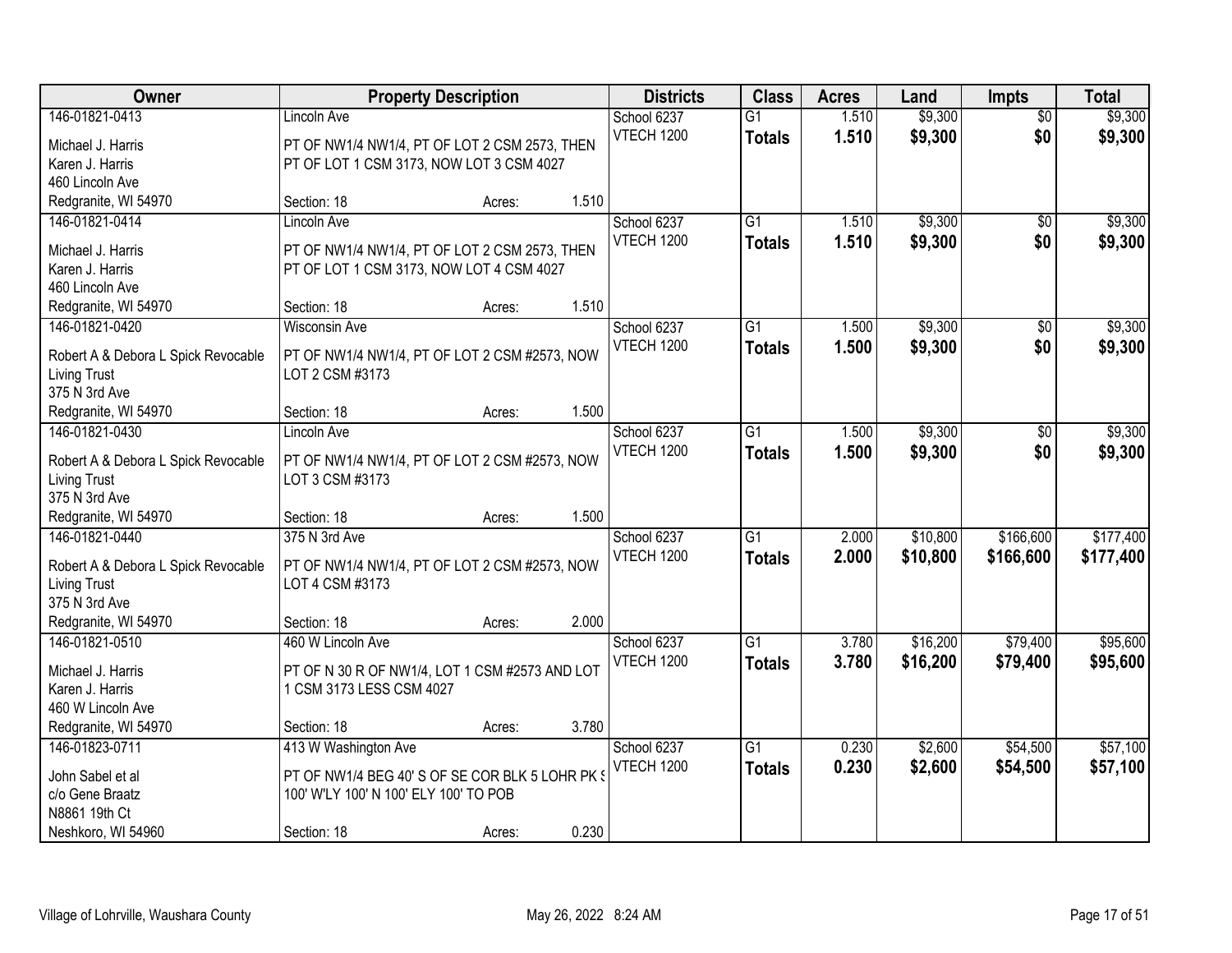| Owner | Property Description | | | Districts | Class | Acres | Land | Impts | Total |
|---|---|---|---|---|---|---|---|---|---|
| 146-01821-0413<br>Michael J. Harris<br>Karen J. Harris<br>460 Lincoln Ave<br>Redgranite, WI 54970 | Lincoln Ave<br>PT OF NW1/4 NW1/4, PT OF LOT 2 CSM 2573, THEN PT OF LOT 1 CSM 3173, NOW LOT 3 CSM 4027<br>Section: 18 | Acres: | 1.510 | School 6237<br>VTECH 1200 | G1<br>**Totals** | 1.510<br>**1.510** | $9,300<br>**$9,300** | $0<br>**$0** | $9,300<br>**$9,300** |
| 146-01821-0414<br>Michael J. Harris<br>Karen J. Harris<br>460 Lincoln Ave<br>Redgranite, WI 54970 | Lincoln Ave<br>PT OF NW1/4 NW1/4, PT OF LOT 2 CSM 2573, THEN PT OF LOT 1 CSM 3173, NOW LOT 4 CSM 4027<br>Section: 18 | Acres: | 1.510 | School 6237<br>VTECH 1200 | G1<br>**Totals** | 1.510<br>**1.510** | $9,300<br>**$9,300** | $0<br>**$0** | $9,300<br>**$9,300** |
| 146-01821-0420<br>Robert A & Debora L Spick Revocable Living Trust<br>375 N 3rd Ave<br>Redgranite, WI 54970 | Wisconsin Ave<br>PT OF NW1/4 NW1/4, PT OF LOT 2 CSM #2573, NOW LOT 2 CSM #3173<br>Section: 18 | Acres: | 1.500 | School 6237<br>VTECH 1200 | G1<br>**Totals** | 1.500<br>**1.500** | $9,300<br>**$9,300** | $0<br>**$0** | $9,300<br>**$9,300** |
| 146-01821-0430<br>Robert A & Debora L Spick Revocable Living Trust<br>375 N 3rd Ave<br>Redgranite, WI 54970 | Lincoln Ave<br>PT OF NW1/4 NW1/4, PT OF LOT 2 CSM #2573, NOW LOT 3 CSM #3173<br>Section: 18 | Acres: | 1.500 | School 6237<br>VTECH 1200 | G1<br>**Totals** | 1.500<br>**1.500** | $9,300<br>**$9,300** | $0<br>**$0** | $9,300<br>**$9,300** |
| 146-01821-0440<br>Robert A & Debora L Spick Revocable Living Trust<br>375 N 3rd Ave<br>Redgranite, WI 54970 | 375 N 3rd Ave<br>PT OF NW1/4 NW1/4, PT OF LOT 2 CSM #2573, NOW LOT 4 CSM #3173<br>Section: 18 | Acres: | 2.000 | School 6237<br>VTECH 1200 | G1<br>**Totals** | 2.000<br>**2.000** | $10,800<br>**$10,800** | $166,600<br>**$166,600** | $177,400<br>**$177,400** |
| 146-01821-0510<br>Michael J. Harris<br>Karen J. Harris<br>460 W Lincoln Ave<br>Redgranite, WI 54970 | 460 W Lincoln Ave<br>PT OF N 30 R OF NW1/4, LOT 1 CSM #2573 AND LOT 1 CSM 3173 LESS CSM 4027<br>Section: 18 | Acres: | 3.780 | School 6237<br>VTECH 1200 | G1<br>**Totals** | 3.780<br>**3.780** | $16,200<br>**$16,200** | $79,400<br>**$79,400** | $95,600<br>**$95,600** |
| 146-01823-0711<br>John Sabel et al<br>c/o Gene Braatz<br>N8861 19th Ct<br>Neshkoro, WI 54960 | 413 W Washington Ave<br>PT OF NW1/4 BEG 40' S OF SE COR BLK 5 LOHR PK S 100' W'LY 100' N 100' ELY 100' TO POB<br>Section: 18 | Acres: | 0.230 | School 6237<br>VTECH 1200 | G1<br>**Totals** | 0.230<br>**0.230** | $2,600<br>**$2,600** | $54,500<br>**$54,500** | $57,100<br>**$57,100** |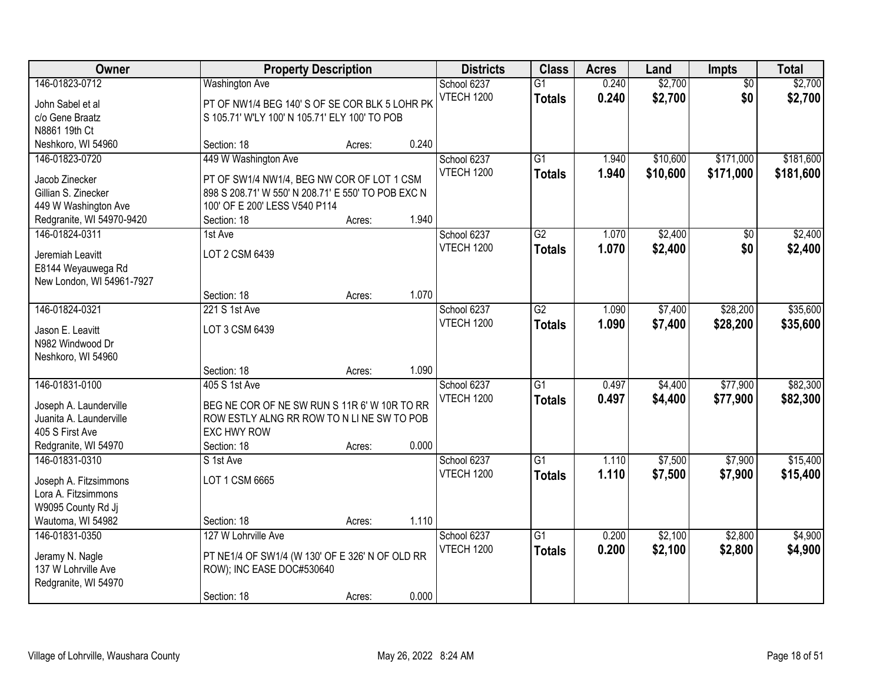| Owner | Property Description | Districts | Class | Acres | Land | Impts | Total |
|---|---|---|---|---|---|---|---|
| 146-01823-0712<br>John Sabel et al<br>c/o Gene Braatz<br>N8861 19th Ct<br>Neshkoro, WI 54960 | Washington Ave<br>PT OF NW1/4 BEG 140' S OF SE COR BLK 5 LOHR PK S 105.71' W'LY 100' N 105.71' ELY 100' TO POB<br>Section: 18 Acres: 0.240 | School 6237<br>VTECH 1200 | G1<br>**Totals** | 0.240<br>**0.240** | $2,700<br>**$2,700** | $0<br>**$0** | $2,700<br>**$2,700** |
| 146-01823-0720<br>Jacob Zinecker<br>Gillian S. Zinecker<br>449 W Washington Ave<br>Redgranite, WI 54970-9420 | 449 W Washington Ave<br>PT OF SW1/4 NW1/4, BEG NW COR OF LOT 1 CSM 898 S 208.71' W 550' N 208.71' E 550' TO POB EXC N 100' OF E 200' LESS V540 P114<br>Section: 18 Acres: 1.940 | School 6237<br>VTECH 1200 | G1<br>**Totals** | 1.940<br>**1.940** | $10,600<br>**$10,600** | $171,000<br>**$171,000** | $181,600<br>**$181,600** |
| 146-01824-0311<br>Jeremiah Leavitt<br>E8144 Weyauwega Rd<br>New London, WI 54961-7927 | 1st Ave<br>LOT 2 CSM 6439<br>Section: 18 Acres: 1.070 | School 6237<br>VTECH 1200 | G2<br>**Totals** | 1.070<br>**1.070** | $2,400<br>**$2,400** | $0<br>**$0** | $2,400<br>**$2,400** |
| 146-01824-0321<br>Jason E. Leavitt<br>N982 Windwood Dr<br>Neshkoro, WI 54960 | 221 S 1st Ave<br>LOT 3 CSM 6439<br>Section: 18 Acres: 1.090 | School 6237<br>VTECH 1200 | G2<br>**Totals** | 1.090<br>**1.090** | $7,400<br>**$7,400** | $28,200<br>**$28,200** | $35,600<br>**$35,600** |
| 146-01831-0100<br>Joseph A. Launderville<br>Juanita A. Launderville<br>405 S First Ave<br>Redgranite, WI 54970 | 405 S 1st Ave<br>BEG NE COR OF NE SW RUN S 11R 6' W 10R TO RR ROW ESTLY ALNG RR ROW TO N LI NE SW TO POB EXC HWY ROW<br>Section: 18 Acres: 0.000 | School 6237<br>VTECH 1200 | G1<br>**Totals** | 0.497<br>**0.497** | $4,400<br>**$4,400** | $77,900<br>**$77,900** | $82,300<br>**$82,300** |
| 146-01831-0310<br>Joseph A. Fitzsimmons<br>Lora A. Fitzsimmons<br>W9095 County Rd Jj<br>Wautoma, WI 54982 | S 1st Ave<br>LOT 1 CSM 6665<br>Section: 18 Acres: 1.110 | School 6237<br>VTECH 1200 | G1<br>**Totals** | 1.110<br>**1.110** | $7,500<br>**$7,500** | $7,900<br>**$7,900** | $15,400<br>**$15,400** |
| 146-01831-0350<br>Jeramy N. Nagle<br>137 W Lohrville Ave<br>Redgranite, WI 54970 | 127 W Lohrville Ave<br>PT NE1/4 OF SW1/4 (W 130' OF E 326' N OF OLD RR ROW); INC EASE DOC#530640<br>Section: 18 Acres: 0.000 | School 6237<br>VTECH 1200 | G1<br>**Totals** | 0.200<br>**0.200** | $2,100<br>**$2,100** | $2,800<br>**$2,800** | $4,900<br>**$4,900** |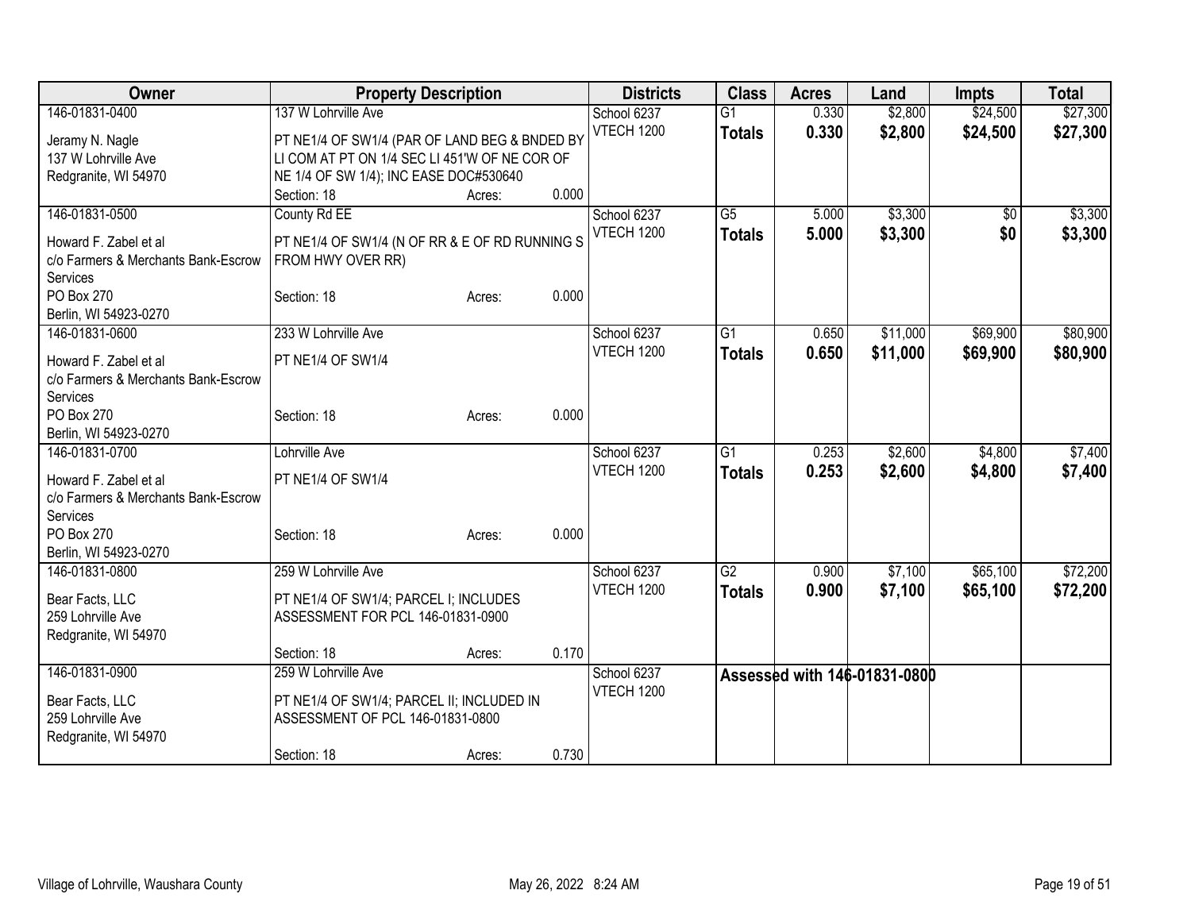| Owner | Property Description | Districts | Class | Acres | Land | Impts | Total |
|---|---|---|---|---|---|---|---|
| 146-01831-0400<br>Jeramy N. Nagle<br>137 W Lohrville Ave<br>Redgranite, WI 54970 | 137 W Lohrville Ave<br>PT NE1/4 OF SW1/4 (PAR OF LAND BEG & BNDED BY LI COM AT PT ON 1/4 SEC LI 451'W OF NE COR OF NE 1/4 OF SW 1/4); INC EASE DOC#530640<br>Section: 18 Acres: 0.000 | School 6237<br>VTECH 1200 | G1<br>**Totals** | 0.330<br>**0.330** | $2,800<br>**$2,800** | $24,500<br>**$24,500** | $27,300<br>**$27,300** |
| 146-01831-0500<br>Howard F. Zabel et al<br>c/o Farmers & Merchants Bank-Escrow Services<br>PO Box 270<br>Berlin, WI 54923-0270 | County Rd EE<br>PT NE1/4 OF SW1/4 (N OF RR & E OF RD RUNNING S FROM HWY OVER RR)<br>Section: 18 Acres: 0.000 | School 6237<br>VTECH 1200 | G5<br>**Totals** | 5.000<br>**5.000** | $3,300<br>**$3,300** | $0<br>**$0** | $3,300<br>**$3,300** |
| 146-01831-0600<br>Howard F. Zabel et al<br>c/o Farmers & Merchants Bank-Escrow Services<br>PO Box 270<br>Berlin, WI 54923-0270 | 233 W Lohrville Ave<br>PT NE1/4 OF SW1/4<br>Section: 18 Acres: 0.000 | School 6237<br>VTECH 1200 | G1<br>**Totals** | 0.650<br>**0.650** | $11,000<br>**$11,000** | $69,900<br>**$69,900** | $80,900<br>**$80,900** |
| 146-01831-0700<br>Howard F. Zabel et al<br>c/o Farmers & Merchants Bank-Escrow Services<br>PO Box 270<br>Berlin, WI 54923-0270 | Lohrville Ave<br>PT NE1/4 OF SW1/4<br>Section: 18 Acres: 0.000 | School 6237<br>VTECH 1200 | G1<br>**Totals** | 0.253<br>**0.253** | $2,600<br>**$2,600** | $4,800<br>**$4,800** | $7,400<br>**$7,400** |
| 146-01831-0800<br>Bear Facts, LLC<br>259 Lohrville Ave<br>Redgranite, WI 54970 | 259 W Lohrville Ave<br>PT NE1/4 OF SW1/4; PARCEL I; INCLUDES ASSESSMENT FOR PCL 146-01831-0900<br>Section: 18 Acres: 0.170 | School 6237<br>VTECH 1200 | G2<br>**Totals** | 0.900<br>**0.900** | $7,100<br>**$7,100** | $65,100<br>**$65,100** | $72,200<br>**$72,200** |
| 146-01831-0900<br>Bear Facts, LLC<br>259 Lohrville Ave<br>Redgranite, WI 54970 | 259 W Lohrville Ave<br>PT NE1/4 OF SW1/4; PARCEL II; INCLUDED IN ASSESSMENT OF PCL 146-01831-0800<br>Section: 18 Acres: 0.730 | School 6237<br>VTECH 1200 | **Assessed with 146-01831-0800** | | | | |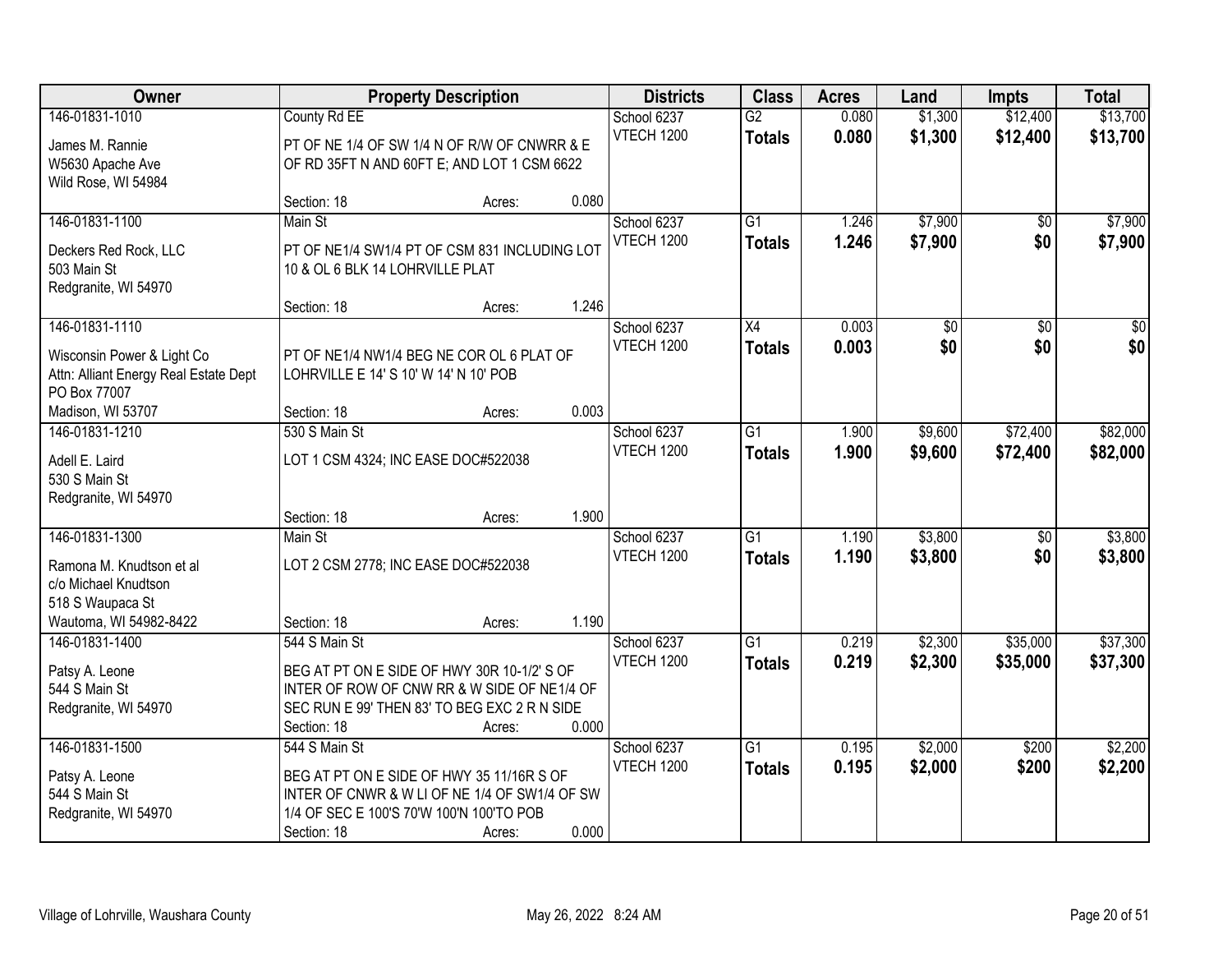| Owner | Property Description | | | Districts | Class | Acres | Land | Impts | Total |
|---|---|---|---|---|---|---|---|---|---|
| 146-01831-1010<br>James M. Rannie<br>W5630 Apache Ave<br>Wild Rose, WI 54984 | County Rd EE<br>PT OF NE 1/4 OF SW 1/4 N OF R/W OF CNWRR & E OF RD 35FT N AND 60FT E; AND LOT 1 CSM 6622<br>Section: 18 | Acres: | 0.080 | School 6237<br>VTECH 1200 | G2<br>**Totals** | 0.080<br>**0.080** | $1,300<br>**$1,300** | $12,400<br>**$12,400** | $13,700<br>**$13,700** |
| 146-01831-1100<br>Deckers Red Rock, LLC<br>503 Main St<br>Redgranite, WI 54970 | Main St<br>PT OF NE1/4 SW1/4 PT OF CSM 831 INCLUDING LOT 10 & OL 6 BLK 14 LOHRVILLE PLAT<br>Section: 18 | Acres: | 1.246 | School 6237<br>VTECH 1200 | G1<br>**Totals** | 1.246<br>**1.246** | $7,900<br>**$7,900** | $0<br>**$0** | $7,900<br>**$7,900** |
| 146-01831-1110<br>Wisconsin Power & Light Co<br>Attn: Alliant Energy Real Estate Dept<br>PO Box 77007<br>Madison, WI 53707 | PT OF NE1/4 NW1/4 BEG NE COR OL 6 PLAT OF LOHRVILLE E 14' S 10' W 14' N 10' POB<br>Section: 18 | Acres: | 0.003 | School 6237<br>VTECH 1200 | X4<br>**Totals** | 0.003<br>**0.003** | $0<br>**$0** | $0<br>**$0** | $0<br>**$0** |
| 146-01831-1210<br>Adell E. Laird<br>530 S Main St<br>Redgranite, WI 54970 | 530 S Main St<br>LOT 1 CSM 4324; INC EASE DOC#522038<br>Section: 18 | Acres: | 1.900 | School 6237<br>VTECH 1200 | G1<br>**Totals** | 1.900<br>**1.900** | $9,600<br>**$9,600** | $72,400<br>**$72,400** | $82,000<br>**$82,000** |
| 146-01831-1300<br>Ramona M. Knudtson et al<br>c/o Michael Knudtson<br>518 S Waupaca St<br>Wautoma, WI 54982-8422 | Main St<br>LOT 2 CSM 2778; INC EASE DOC#522038<br>Section: 18 | Acres: | 1.190 | School 6237<br>VTECH 1200 | G1<br>**Totals** | 1.190<br>**1.190** | $3,800<br>**$3,800** | $0<br>**$0** | $3,800<br>**$3,800** |
| 146-01831-1400<br>Patsy A. Leone<br>544 S Main St<br>Redgranite, WI 54970 | 544 S Main St<br>BEG AT PT ON E SIDE OF HWY 30R 10-1/2' S OF INTER OF ROW OF CNW RR & W SIDE OF NE1/4 OF SEC RUN E 99' THEN 83' TO BEG EXC 2 R N SIDE<br>Section: 18 | Acres: | 0.000 | School 6237<br>VTECH 1200 | G1<br>**Totals** | 0.219<br>**0.219** | $2,300<br>**$2,300** | $35,000<br>**$35,000** | $37,300<br>**$37,300** |
| 146-01831-1500<br>Patsy A. Leone<br>544 S Main St<br>Redgranite, WI 54970 | 544 S Main St<br>BEG AT PT ON E SIDE OF HWY 35 11/16R S OF INTER OF CNWR & W LI OF NE 1/4 OF SW1/4 OF SW 1/4 OF SEC E 100'S 70'W 100'N 100'TO POB<br>Section: 18 | Acres: | 0.000 | School 6237<br>VTECH 1200 | G1<br>**Totals** | 0.195<br>**0.195** | $2,000<br>**$2,000** | $200<br>**$200** | $2,200<br>**$2,200** |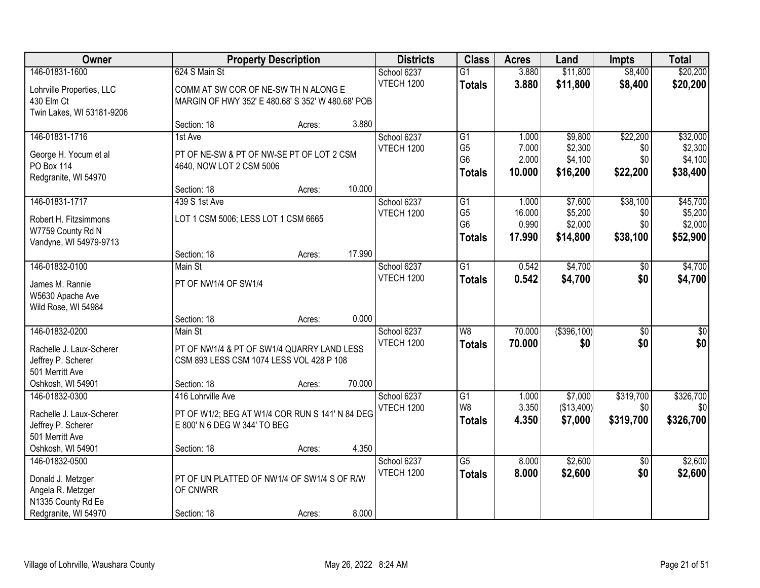| Owner | Property Description | Districts | Class | Acres | Land | Impts | Total |
|---|---|---|---|---|---|---|---|
| 146-01831-1600<br>Lohrville Properties, LLC<br>430 Elm Ct<br>Twin Lakes, WI 53181-9206 | 624 S Main St<br>COMM AT SW COR OF NE-SW TH N ALONG E MARGIN OF HWY 352' E 480.68' S 352' W 480.68' POB<br>Section: 18 Acres: 3.880 | School 6237<br>VTECH 1200 | G1<br>**Totals** | 3.880<br>**3.880** | $11,800<br>**$11,800** | $8,400<br>**$8,400** | $20,200<br>**$20,200** |
| 146-01831-1716<br>George H. Yocum et al<br>PO Box 114<br>Redgranite, WI 54970 | 1st Ave<br>PT OF NE-SW & PT OF NW-SE PT OF LOT 2 CSM 4640, NOW LOT 2 CSM 5006<br>Section: 18 Acres: 10.000 | School 6237<br>VTECH 1200 | G1<br>G5<br>G6<br>**Totals** | 1.000<br>7.000<br>2.000<br>**10.000** | $9,800<br>$2,300<br>$4,100<br>**$16,200** | $22,200<br>$0<br>$0<br>**$22,200** | $32,000<br>$2,300<br>$4,100<br>**$38,400** |
| 146-01831-1717<br>Robert H. Fitzsimmons<br>W7759 County Rd N<br>Vandyne, WI 54979-9713 | 439 S 1st Ave<br>LOT 1 CSM 5006; LESS LOT 1 CSM 6665<br>Section: 18 Acres: 17.990 | School 6237<br>VTECH 1200 | G1<br>G5<br>G6<br>**Totals** | 1.000<br>16.000<br>0.990<br>**17.990** | $7,600<br>$5,200<br>$2,000<br>**$14,800** | $38,100<br>$0<br>$0<br>**$38,100** | $45,700<br>$5,200<br>$2,000<br>**$52,900** |
| 146-01832-0100<br>James M. Rannie<br>W5630 Apache Ave<br>Wild Rose, WI 54984 | Main St<br>PT OF NW1/4 OF SW1/4<br>Section: 18 Acres: 0.000 | School 6237<br>VTECH 1200 | G1<br>**Totals** | 0.542<br>**0.542** | $4,700<br>**$4,700** | $0<br>**$0** | $4,700<br>**$4,700** |
| 146-01832-0200<br>Rachelle J. Laux-Scherer<br>Jeffrey P. Scherer<br>501 Merritt Ave<br>Oshkosh, WI 54901 | Main St<br>PT OF NW1/4 & PT OF SW1/4 QUARRY LAND LESS CSM 893 LESS CSM 1074 LESS VOL 428 P 108<br>Section: 18 Acres: 70.000 | School 6237<br>VTECH 1200 | W8<br>**Totals** | 70.000<br>**70.000** | ($396,100)<br>**$0** | $0<br>**$0** | $0<br>**$0** |
| 146-01832-0300<br>Rachelle J. Laux-Scherer<br>Jeffrey P. Scherer<br>501 Merritt Ave<br>Oshkosh, WI 54901 | 416 Lohrville Ave<br>PT OF W1/2; BEG AT W1/4 COR RUN S 141' N 84 DEG E 800' N 6 DEG W 344' TO BEG<br>Section: 18 Acres: 4.350 | School 6237<br>VTECH 1200 | G1<br>W8<br>**Totals** | 1.000<br>3.350<br>**4.350** | $7,000<br>($13,400)<br>**$7,000** | $319,700<br>$0<br>**$319,700** | $326,700<br>$0<br>**$326,700** |
| 146-01832-0500<br>Donald J. Metzger<br>Angela R. Metzger<br>N1335 County Rd Ee<br>Redgranite, WI 54970 | PT OF UN PLATTED OF NW1/4 OF SW1/4 S OF R/W OF CNWRR<br>Section: 18 Acres: 8.000 | School 6237<br>VTECH 1200 | G5<br>**Totals** | 8.000<br>**8.000** | $2,600<br>**$2,600** | $0<br>**$0** | $2,600<br>**$2,600** |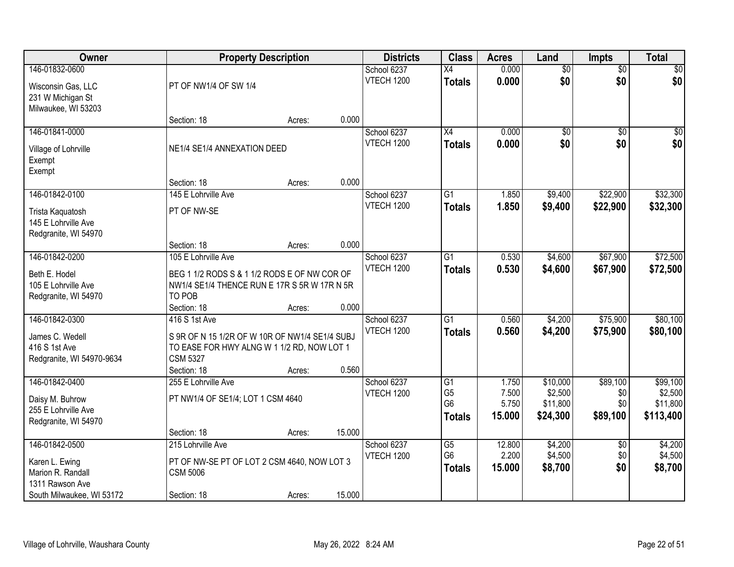| Owner | Property Description | Districts | Class | Acres | Land | Impts | Total |
|---|---|---|---|---|---|---|---|
| 146-01832-0600<br>Wisconsin Gas, LLC<br>231 W Michigan St<br>Milwaukee, WI 53203 | PT OF NW1/4 OF SW 1/4<br>Section: 18 Acres: 0.000 | School 6237<br>VTECH 1200 | X4<br>**Totals** | 0.000<br>**0.000** | $0<br>**$0** | $0<br>**$0** | $0<br>**$0** |
| 146-01841-0000<br>Village of Lohrville<br>Exempt<br>Exempt | NE1/4 SE1/4 ANNEXATION DEED<br>Section: 18 Acres: 0.000 | School 6237<br>VTECH 1200 | X4<br>**Totals** | 0.000<br>**0.000** | $0<br>**$0** | $0<br>**$0** | $0<br>**$0** |
| 146-01842-0100<br>Trista Kaquatosh<br>145 E Lohrville Ave<br>Redgranite, WI 54970 | 145 E Lohrville Ave<br>PT OF NW-SE<br>Section: 18 Acres: 0.000 | School 6237<br>VTECH 1200 | G1<br>**Totals** | 1.850<br>**1.850** | $9,400<br>**$9,400** | $22,900<br>**$22,900** | $32,300<br>**$32,300** |
| 146-01842-0200<br>Beth E. Hodel<br>105 E Lohrville Ave<br>Redgranite, WI 54970 | 105 E Lohrville Ave<br>BEG 1 1/2 RODS S & 1 1/2 RODS E OF NW COR OF NW1/4 SE1/4 THENCE RUN E 17R S 5R W 17R N 5R TO POB<br>Section: 18 Acres: 0.000 | School 6237<br>VTECH 1200 | G1<br>**Totals** | 0.530<br>**0.530** | $4,600<br>**$4,600** | $67,900<br>**$67,900** | $72,500<br>**$72,500** |
| 146-01842-0300<br>James C. Wedell<br>416 S 1st Ave<br>Redgranite, WI 54970-9634 | 416 S 1st Ave<br>S 9R OF N 15 1/2R OF W 10R OF NW1/4 SE1/4 SUBJ TO EASE FOR HWY ALNG W 1 1/2 RD, NOW LOT 1 CSM 5327<br>Section: 18 Acres: 0.560 | School 6237<br>VTECH 1200 | G1<br>**Totals** | 0.560<br>**0.560** | $4,200<br>**$4,200** | $75,900<br>**$75,900** | $80,100<br>**$80,100** |
| 146-01842-0400<br>Daisy M. Buhrow<br>255 E Lohrville Ave<br>Redgranite, WI 54970 | 255 E Lohrville Ave<br>PT NW1/4 OF SE1/4; LOT 1 CSM 4640<br>Section: 18 Acres: 15.000 | School 6237<br>VTECH 1200 | G1<br>G5<br>G6<br>**Totals** | 1.750<br>7.500<br>5.750<br>**15.000** | $10,000<br>$2,500<br>$11,800<br>**$24,300** | $89,100<br>$0<br>$0<br>**$89,100** | $99,100<br>$2,500<br>$11,800<br>**$113,400** |
| 146-01842-0500<br>Karen L. Ewing<br>Marion R. Randall<br>1311 Rawson Ave<br>South Milwaukee, WI 53172 | 215 Lohrville Ave<br>PT OF NW-SE PT OF LOT 2 CSM 4640, NOW LOT 3 CSM 5006<br>Section: 18 Acres: 15.000 | School 6237<br>VTECH 1200 | G5<br>G6<br>**Totals** | 12.800<br>2.200<br>**15.000** | $4,200<br>$4,500<br>**$8,700** | $0<br>$0<br>**$0** | $4,200<br>$4,500<br>**$8,700** |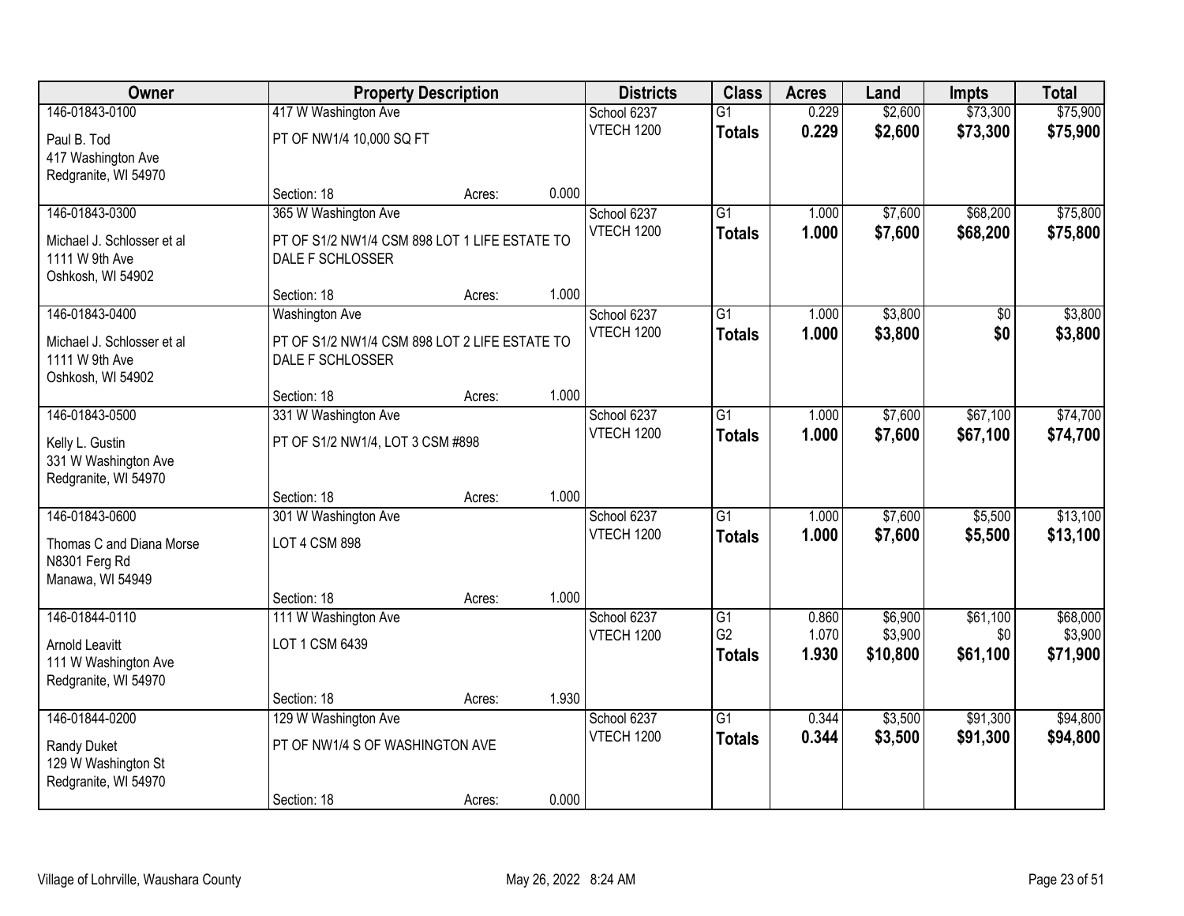| Owner | Property Description | Districts | Class | Acres | Land | Impts | Total |
|---|---|---|---|---|---|---|---|
| 146-01843-0100<br>Paul B. Tod<br>417 Washington Ave<br>Redgranite, WI 54970 | 417 W Washington Ave<br>PT OF NW1/4 10,000 SQ FT<br>Section: 18 Acres: 0.000 | School 6237<br>VTECH 1200 | G1<br>**Totals** | 0.229<br>**0.229** | $2,600<br>**$2,600** | $73,300<br>**$73,300** | $75,900<br>**$75,900** |
| 146-01843-0300<br>Michael J. Schlosser et al<br>1111 W 9th Ave<br>Oshkosh, WI 54902 | 365 W Washington Ave<br>PT OF S1/2 NW1/4 CSM 898 LOT 1 LIFE ESTATE TO DALE F SCHLOSSER<br>Section: 18 Acres: 1.000 | School 6237<br>VTECH 1200 | G1<br>**Totals** | 1.000<br>**1.000** | $7,600<br>**$7,600** | $68,200<br>**$68,200** | $75,800<br>**$75,800** |
| 146-01843-0400<br>Michael J. Schlosser et al<br>1111 W 9th Ave<br>Oshkosh, WI 54902 | Washington Ave<br>PT OF S1/2 NW1/4 CSM 898 LOT 2 LIFE ESTATE TO DALE F SCHLOSSER<br>Section: 18 Acres: 1.000 | School 6237<br>VTECH 1200 | G1<br>**Totals** | 1.000<br>**1.000** | $3,800<br>**$3,800** | $0<br>**$0** | $3,800<br>**$3,800** |
| 146-01843-0500<br>Kelly L. Gustin<br>331 W Washington Ave<br>Redgranite, WI 54970 | 331 W Washington Ave<br>PT OF S1/2 NW1/4, LOT 3 CSM #898<br>Section: 18 Acres: 1.000 | School 6237<br>VTECH 1200 | G1<br>**Totals** | 1.000<br>**1.000** | $7,600<br>**$7,600** | $67,100<br>**$67,100** | $74,700<br>**$74,700** |
| 146-01843-0600<br>Thomas C and Diana Morse<br>N8301 Ferg Rd<br>Manawa, WI 54949 | 301 W Washington Ave<br>LOT 4 CSM 898<br>Section: 18 Acres: 1.000 | School 6237<br>VTECH 1200 | G1<br>**Totals** | 1.000<br>**1.000** | $7,600<br>**$7,600** | $5,500<br>**$5,500** | $13,100<br>**$13,100** |
| 146-01844-0110<br>Arnold Leavitt<br>111 W Washington Ave<br>Redgranite, WI 54970 | 111 W Washington Ave<br>LOT 1 CSM 6439<br>Section: 18 Acres: 1.930 | School 6237<br>VTECH 1200 | G1<br>G2<br>**Totals** | 0.860<br>1.070<br>**1.930** | $6,900<br>$3,900<br>**$10,800** | $61,100<br>$0<br>**$61,100** | $68,000<br>$3,900<br>**$71,900** |
| 146-01844-0200<br>Randy Duket<br>129 W Washington St<br>Redgranite, WI 54970 | 129 W Washington Ave<br>PT OF NW1/4 S OF WASHINGTON AVE<br>Section: 18 Acres: 0.000 | School 6237<br>VTECH 1200 | G1<br>**Totals** | 0.344<br>**0.344** | $3,500<br>**$3,500** | $91,300<br>**$91,300** | $94,800<br>**$94,800** |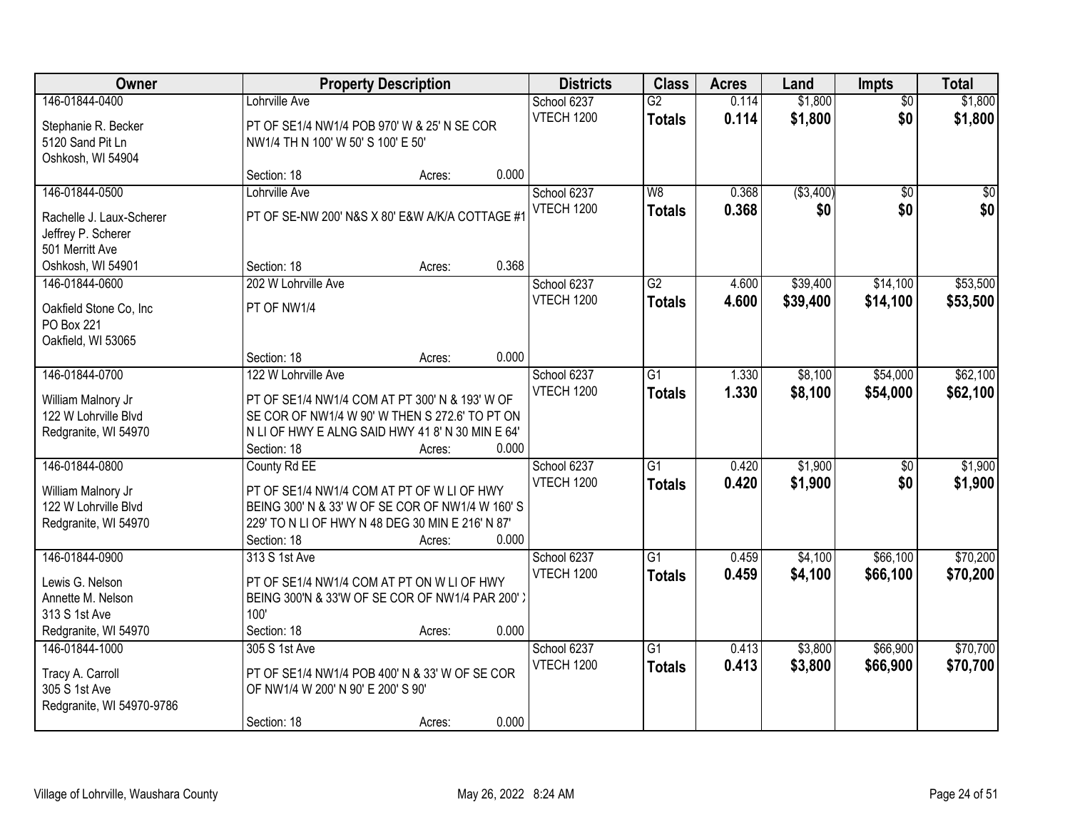| Owner | Property Description | Districts | Class | Acres | Land | Impts | Total |
|---|---|---|---|---|---|---|---|
| 146-01844-0400<br>Stephanie R. Becker<br>5120 Sand Pit Ln<br>Oshkosh, WI 54904 | Lohrville Ave<br>PT OF SE1/4 NW1/4 POB 970' W & 25' N SE COR NW1/4 TH N 100' W 50' S 100' E 50'<br>Section: 18 Acres: 0.000 | School 6237<br>VTECH 1200 | G2<br>**Totals** | 0.114<br>**0.114** | $1,800<br>**$1,800** | $0<br>**$0** | $1,800<br>**$1,800** |
| 146-01844-0500<br>Rachelle J. Laux-Scherer<br>Jeffrey P. Scherer<br>501 Merritt Ave<br>Oshkosh, WI 54901 | Lohrville Ave<br>PT OF SE-NW 200' N&S X 80' E&W A/K/A COTTAGE #1<br>Section: 18 Acres: 0.368 | School 6237<br>VTECH 1200 | W8<br>**Totals** | 0.368<br>**0.368** | ($3,400)<br>**$0** | $0<br>**$0** | $0<br>**$0** |
| 146-01844-0600<br>Oakfield Stone Co, Inc<br>PO Box 221<br>Oakfield, WI 53065 | 202 W Lohrville Ave<br>PT OF NW1/4<br>Section: 18 Acres: 0.000 | School 6237<br>VTECH 1200 | G2<br>**Totals** | 4.600<br>**4.600** | $39,400<br>**$39,400** | $14,100<br>**$14,100** | $53,500<br>**$53,500** |
| 146-01844-0700<br>William Malnory Jr<br>122 W Lohrville Blvd<br>Redgranite, WI 54970 | 122 W Lohrville Ave<br>PT OF SE1/4 NW1/4 COM AT PT 300' N & 193' W OF SE COR OF NW1/4 W 90' W THEN S 272.6' TO PT ON N LI OF HWY E ALNG SAID HWY 41 8' N 30 MIN E 64'<br>Section: 18 Acres: 0.000 | School 6237<br>VTECH 1200 | G1<br>**Totals** | 1.330<br>**1.330** | $8,100<br>**$8,100** | $54,000<br>**$54,000** | $62,100<br>**$62,100** |
| 146-01844-0800<br>William Malnory Jr<br>122 W Lohrville Blvd<br>Redgranite, WI 54970 | County Rd EE<br>PT OF SE1/4 NW1/4 COM AT PT OF W LI OF HWY BEING 300' N & 33' W OF SE COR OF NW1/4 W 160' S 229' TO N LI OF HWY N 48 DEG 30 MIN E 216' N 87'<br>Section: 18 Acres: 0.000 | School 6237<br>VTECH 1200 | G1<br>**Totals** | 0.420<br>**0.420** | $1,900<br>**$1,900** | $0<br>**$0** | $1,900<br>**$1,900** |
| 146-01844-0900<br>Lewis G. Nelson<br>Annette M. Nelson<br>313 S 1st Ave<br>Redgranite, WI 54970 | 313 S 1st Ave<br>PT OF SE1/4 NW1/4 COM AT PT ON W LI OF HWY BEING 300'N & 33'W OF SE COR OF NW1/4 PAR 200' X 100'<br>Section: 18 Acres: 0.000 | School 6237<br>VTECH 1200 | G1<br>**Totals** | 0.459<br>**0.459** | $4,100<br>**$4,100** | $66,100<br>**$66,100** | $70,200<br>**$70,200** |
| 146-01844-1000<br>Tracy A. Carroll<br>305 S 1st Ave<br>Redgranite, WI 54970-9786 | 305 S 1st Ave<br>PT OF SE1/4 NW1/4 POB 400' N & 33' W OF SE COR OF NW1/4 W 200' N 90' E 200' S 90'<br>Section: 18 Acres: 0.000 | School 6237<br>VTECH 1200 | G1<br>**Totals** | 0.413<br>**0.413** | $3,800<br>**$3,800** | $66,900<br>**$66,900** | $70,700<br>**$70,700** |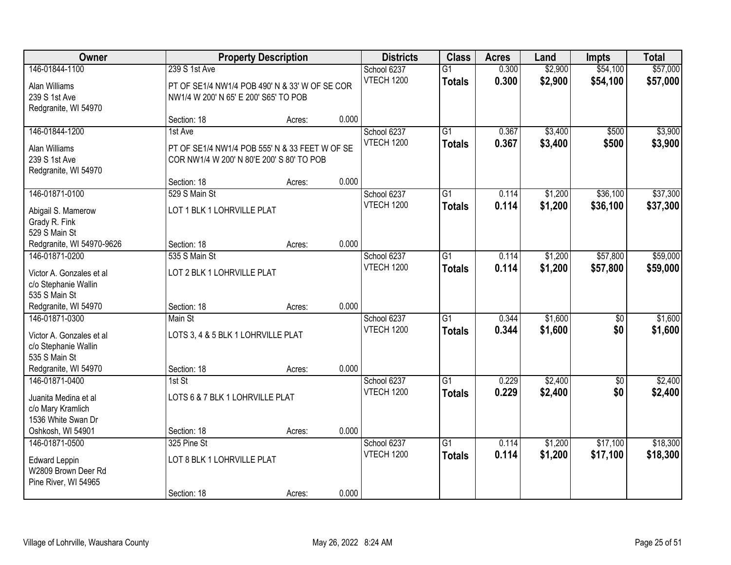| Owner | Property Description | Districts | Class | Acres | Land | Impts | Total |
|---|---|---|---|---|---|---|---|
| 146-01844-1100<br>Alan Williams<br>239 S 1st Ave<br>Redgranite, WI 54970 | 239 S 1st Ave<br>PT OF SE1/4 NW1/4 POB 490' N & 33' W OF SE COR NW1/4 W 200' N 65' E 200' S65' TO POB<br>Section: 18 Acres: 0.000 | School 6237<br>VTECH 1200 | G1<br>**Totals** | 0.300<br>**0.300** | $2,900<br>**$2,900** | $54,100<br>**$54,100** | $57,000<br>**$57,000** |
| 146-01844-1200<br>Alan Williams<br>239 S 1st Ave<br>Redgranite, WI 54970 | 1st Ave<br>PT OF SE1/4 NW1/4 POB 555' N & 33 FEET W OF SE COR NW1/4 W 200' N 80'E 200' S 80' TO POB<br>Section: 18 Acres: 0.000 | School 6237<br>VTECH 1200 | G1<br>**Totals** | 0.367<br>**0.367** | $3,400<br>**$3,400** | $500<br>**$500** | $3,900<br>**$3,900** |
| 146-01871-0100<br>Abigail S. Mamerow<br>Grady R. Fink<br>529 S Main St<br>Redgranite, WI 54970-9626 | 529 S Main St<br>LOT 1 BLK 1 LOHRVILLE PLAT<br>Section: 18 Acres: 0.000 | School 6237<br>VTECH 1200 | G1<br>**Totals** | 0.114<br>**0.114** | $1,200<br>**$1,200** | $36,100<br>**$36,100** | $37,300<br>**$37,300** |
| 146-01871-0200<br>Victor A. Gonzales et al<br>c/o Stephanie Wallin<br>535 S Main St<br>Redgranite, WI 54970 | 535 S Main St<br>LOT 2 BLK 1 LOHRVILLE PLAT<br>Section: 18 Acres: 0.000 | School 6237<br>VTECH 1200 | G1<br>**Totals** | 0.114<br>**0.114** | $1,200<br>**$1,200** | $57,800<br>**$57,800** | $59,000<br>**$59,000** |
| 146-01871-0300<br>Victor A. Gonzales et al<br>c/o Stephanie Wallin<br>535 S Main St<br>Redgranite, WI 54970 | Main St<br>LOTS 3, 4 & 5 BLK 1 LOHRVILLE PLAT<br>Section: 18 Acres: 0.000 | School 6237<br>VTECH 1200 | G1<br>**Totals** | 0.344<br>**0.344** | $1,600<br>**$1,600** | $0<br>**$0** | $1,600<br>**$1,600** |
| 146-01871-0400<br>Juanita Medina et al<br>c/o Mary Kramlich<br>1536 White Swan Dr<br>Oshkosh, WI 54901 | 1st St<br>LOTS 6 & 7 BLK 1 LOHRVILLE PLAT<br>Section: 18 Acres: 0.000 | School 6237<br>VTECH 1200 | G1<br>**Totals** | 0.229<br>**0.229** | $2,400<br>**$2,400** | $0<br>**$0** | $2,400<br>**$2,400** |
| 146-01871-0500<br>Edward Leppin<br>W2809 Brown Deer Rd<br>Pine River, WI 54965 | 325 Pine St<br>LOT 8 BLK 1 LOHRVILLE PLAT<br>Section: 18 Acres: 0.000 | School 6237<br>VTECH 1200 | G1<br>**Totals** | 0.114<br>**0.114** | $1,200<br>**$1,200** | $17,100<br>**$17,100** | $18,300<br>**$18,300** |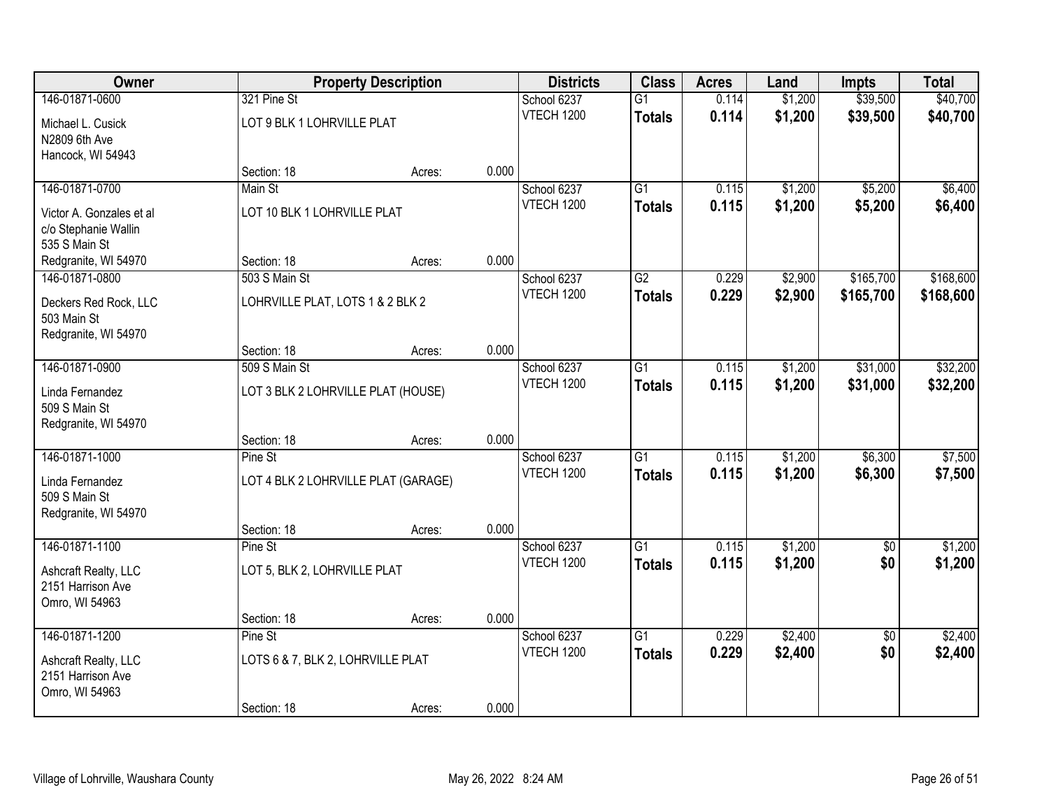| Owner | Property Description | | | Districts | Class | Acres | Land | Impts | Total |
|---|---|---|---|---|---|---|---|---|---|
| 146-01871-0600 | 321 Pine St | | | School 6237 | G1 | 0.114 | $1,200 | $39,500 | $40,700 |
| Michael L. Cusick<br>N2809 6th Ave<br>Hancock, WI 54943 | LOT 9 BLK 1 LOHRVILLE PLAT | | | VTECH 1200 | **Totals** | **0.114** | **$1,200** | **$39,500** | **$40,700** |
| | Section: 18 | Acres: | 0.000 | | | | | | |
| 146-01871-0700 | Main St | | | School 6237 | G1 | 0.115 | $1,200 | $5,200 | $6,400 |
| Victor A. Gonzales et al<br>c/o Stephanie Wallin<br>535 S Main St<br>Redgranite, WI 54970 | LOT 10 BLK 1 LOHRVILLE PLAT | | | VTECH 1200 | **Totals** | **0.115** | **$1,200** | **$5,200** | **$6,400** |
| | Section: 18 | Acres: | 0.000 | | | | | | |
| 146-01871-0800 | 503 S Main St | | | School 6237 | G2 | 0.229 | $2,900 | $165,700 | $168,600 |
| Deckers Red Rock, LLC<br>503 Main St<br>Redgranite, WI 54970 | LOHRVILLE PLAT, LOTS 1 & 2 BLK 2 | | | VTECH 1200 | **Totals** | **0.229** | **$2,900** | **$165,700** | **$168,600** |
| | Section: 18 | Acres: | 0.000 | | | | | | |
| 146-01871-0900 | 509 S Main St | | | School 6237 | G1 | 0.115 | $1,200 | $31,000 | $32,200 |
| Linda Fernandez<br>509 S Main St<br>Redgranite, WI 54970 | LOT 3 BLK 2 LOHRVILLE PLAT (HOUSE) | | | VTECH 1200 | **Totals** | **0.115** | **$1,200** | **$31,000** | **$32,200** |
| | Section: 18 | Acres: | 0.000 | | | | | | |
| 146-01871-1000 | Pine St | | | School 6237 | G1 | 0.115 | $1,200 | $6,300 | $7,500 |
| Linda Fernandez<br>509 S Main St<br>Redgranite, WI 54970 | LOT 4 BLK 2 LOHRVILLE PLAT (GARAGE) | | | VTECH 1200 | **Totals** | **0.115** | **$1,200** | **$6,300** | **$7,500** |
| | Section: 18 | Acres: | 0.000 | | | | | | |
| 146-01871-1100 | Pine St | | | School 6237 | G1 | 0.115 | $1,200 | $0 | $1,200 |
| Ashcraft Realty, LLC<br>2151 Harrison Ave<br>Omro, WI 54963 | LOT 5, BLK 2, LOHRVILLE PLAT | | | VTECH 1200 | **Totals** | **0.115** | **$1,200** | **$0** | **$1,200** |
| | Section: 18 | Acres: | 0.000 | | | | | | |
| 146-01871-1200 | Pine St | | | School 6237 | G1 | 0.229 | $2,400 | $0 | $2,400 |
| Ashcraft Realty, LLC<br>2151 Harrison Ave<br>Omro, WI 54963 | LOTS 6 & 7, BLK 2, LOHRVILLE PLAT | | | VTECH 1200 | **Totals** | **0.229** | **$2,400** | **$0** | **$2,400** |
| | Section: 18 | Acres: | 0.000 | | | | | | |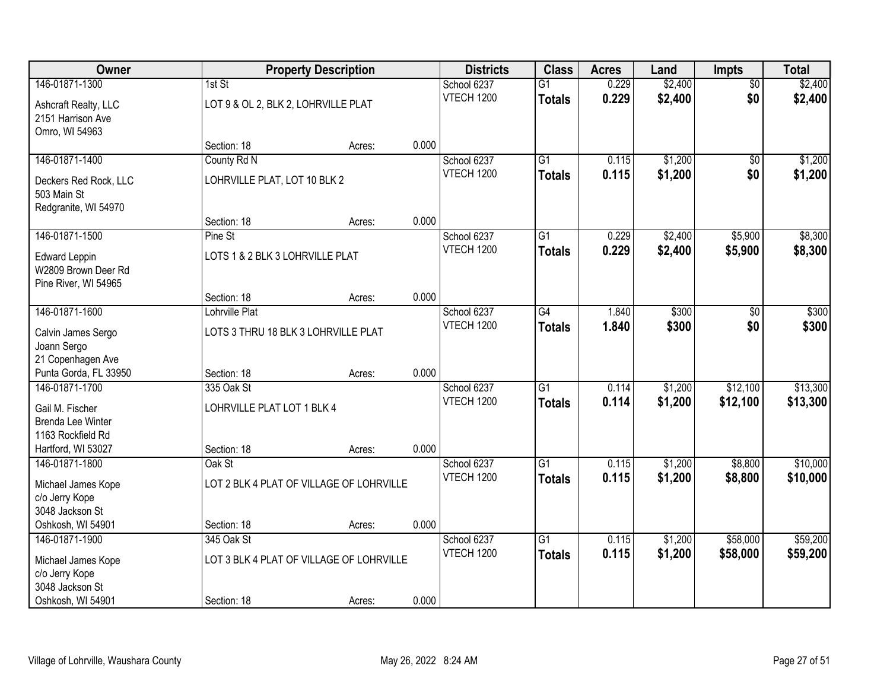| Owner | Property Description | | | Districts | Class | Acres | Land | Impts | Total |
|---|---|---|---|---|---|---|---|---|---|
| 146-01871-1300<br>Ashcraft Realty, LLC<br>2151 Harrison Ave<br>Omro, WI 54963 | 1st St<br>LOT 9 & OL 2, BLK 2, LOHRVILLE PLAT<br>Section: 18 | Acres: | 0.000 | School 6237<br>VTECH 1200 | G1<br>**Totals** | 0.229<br>**0.229** | $2,400<br>**$2,400** | $0<br>**$0** | $2,400<br>**$2,400** |
| 146-01871-1400<br>Deckers Red Rock, LLC<br>503 Main St<br>Redgranite, WI 54970 | County Rd N<br>LOHRVILLE PLAT, LOT 10 BLK 2<br>Section: 18 | Acres: | 0.000 | School 6237<br>VTECH 1200 | G1<br>**Totals** | 0.115<br>**0.115** | $1,200<br>**$1,200** | $0<br>**$0** | $1,200<br>**$1,200** |
| 146-01871-1500<br>Edward Leppin<br>W2809 Brown Deer Rd<br>Pine River, WI 54965 | Pine St<br>LOTS 1 & 2 BLK 3 LOHRVILLE PLAT<br>Section: 18 | Acres: | 0.000 | School 6237<br>VTECH 1200 | G1<br>**Totals** | 0.229<br>**0.229** | $2,400<br>**$2,400** | $5,900<br>**$5,900** | $8,300<br>**$8,300** |
| 146-01871-1600<br>Calvin James Sergo<br>Joann Sergo<br>21 Copenhagen Ave<br>Punta Gorda, FL 33950 | Lohrville Plat<br>LOTS 3 THRU 18 BLK 3 LOHRVILLE PLAT<br>Section: 18 | Acres: | 0.000 | School 6237<br>VTECH 1200 | G4<br>**Totals** | 1.840<br>**1.840** | $300<br>**$300** | $0<br>**$0** | $300<br>**$300** |
| 146-01871-1700<br>Gail M. Fischer<br>Brenda Lee Winter<br>1163 Rockfield Rd<br>Hartford, WI 53027 | 335 Oak St<br>LOHRVILLE PLAT LOT 1 BLK 4<br>Section: 18 | Acres: | 0.000 | School 6237<br>VTECH 1200 | G1<br>**Totals** | 0.114<br>**0.114** | $1,200<br>**$1,200** | $12,100<br>**$12,100** | $13,300<br>**$13,300** |
| 146-01871-1800<br>Michael James Kope<br>c/o Jerry Kope<br>3048 Jackson St<br>Oshkosh, WI 54901 | Oak St<br>LOT 2 BLK 4 PLAT OF VILLAGE OF LOHRVILLE<br>Section: 18 | Acres: | 0.000 | School 6237<br>VTECH 1200 | G1<br>**Totals** | 0.115<br>**0.115** | $1,200<br>**$1,200** | $8,800<br>**$8,800** | $10,000<br>**$10,000** |
| 146-01871-1900<br>Michael James Kope<br>c/o Jerry Kope<br>3048 Jackson St<br>Oshkosh, WI 54901 | 345 Oak St<br>LOT 3 BLK 4 PLAT OF VILLAGE OF LOHRVILLE<br>Section: 18 | Acres: | 0.000 | School 6237<br>VTECH 1200 | G1<br>**Totals** | 0.115<br>**0.115** | $1,200<br>**$1,200** | $58,000<br>**$58,000** | $59,200<br>**$59,200** |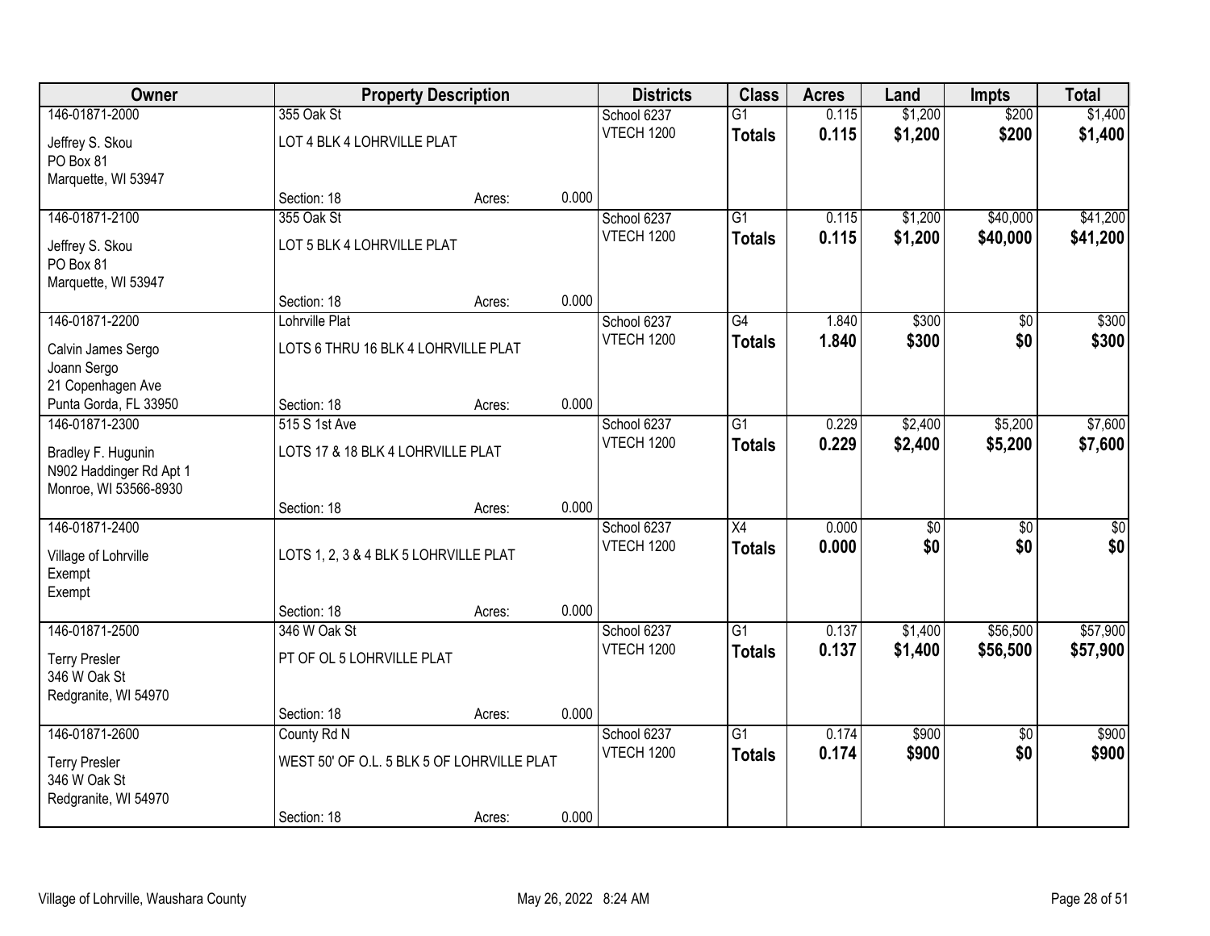| Owner | Property Description | | | Districts | Class | Acres | Land | Impts | Total |
|---|---|---|---|---|---|---|---|---|---|
| 146-01871-2000 | 355 Oak St | | | School 6237 | G1 | 0.115 | $1,200 | $200 | $1,400 |
| Jeffrey S. Skou<br>PO Box 81<br>Marquette, WI 53947 | LOT 4 BLK 4 LOHRVILLE PLAT | | | VTECH 1200 | **Totals** | **0.115** | **$1,200** | **$200** | **$1,400** |
| | Section: 18 | Acres: | 0.000 | | | | | | |
| 146-01871-2100 | 355 Oak St | | | School 6237 | G1 | 0.115 | $1,200 | $40,000 | $41,200 |
| Jeffrey S. Skou<br>PO Box 81<br>Marquette, WI 53947 | LOT 5 BLK 4 LOHRVILLE PLAT | | | VTECH 1200 | **Totals** | **0.115** | **$1,200** | **$40,000** | **$41,200** |
| | Section: 18 | Acres: | 0.000 | | | | | | |
| 146-01871-2200 | Lohrville Plat | | | School 6237 | G4 | 1.840 | $300 | $0 | $300 |
| Calvin James Sergo<br>Joann Sergo<br>21 Copenhagen Ave<br>Punta Gorda, FL 33950 | LOTS 6 THRU 16 BLK 4 LOHRVILLE PLAT | | | VTECH 1200 | **Totals** | **1.840** | **$300** | **$0** | **$300** |
| | Section: 18 | Acres: | 0.000 | | | | | | |
| 146-01871-2300 | 515 S 1st Ave | | | School 6237 | G1 | 0.229 | $2,400 | $5,200 | $7,600 |
| Bradley F. Hugunin<br>N902 Haddinger Rd Apt 1<br>Monroe, WI 53566-8930 | LOTS 17 & 18 BLK 4 LOHRVILLE PLAT | | | VTECH 1200 | **Totals** | **0.229** | **$2,400** | **$5,200** | **$7,600** |
| | Section: 18 | Acres: | 0.000 | | | | | | |
| 146-01871-2400 | | | | School 6237 | X4 | 0.000 | $0 | $0 | $0 |
| Village of Lohrville<br>Exempt<br>Exempt | LOTS 1, 2, 3 & 4 BLK 5 LOHRVILLE PLAT | | | VTECH 1200 | **Totals** | **0.000** | **$0** | **$0** | **$0** |
| | Section: 18 | Acres: | 0.000 | | | | | | |
| 146-01871-2500 | 346 W Oak St | | | School 6237 | G1 | 0.137 | $1,400 | $56,500 | $57,900 |
| Terry Presler<br>346 W Oak St<br>Redgranite, WI 54970 | PT OF OL 5 LOHRVILLE PLAT | | | VTECH 1200 | **Totals** | **0.137** | **$1,400** | **$56,500** | **$57,900** |
| | Section: 18 | Acres: | 0.000 | | | | | | |
| 146-01871-2600 | County Rd N | | | School 6237 | G1 | 0.174 | $900 | $0 | $900 |
| Terry Presler<br>346 W Oak St<br>Redgranite, WI 54970 | WEST 50' OF O.L. 5 BLK 5 OF LOHRVILLE PLAT | | | VTECH 1200 | **Totals** | **0.174** | **$900** | **$0** | **$900** |
| | Section: 18 | Acres: | 0.000 | | | | | | |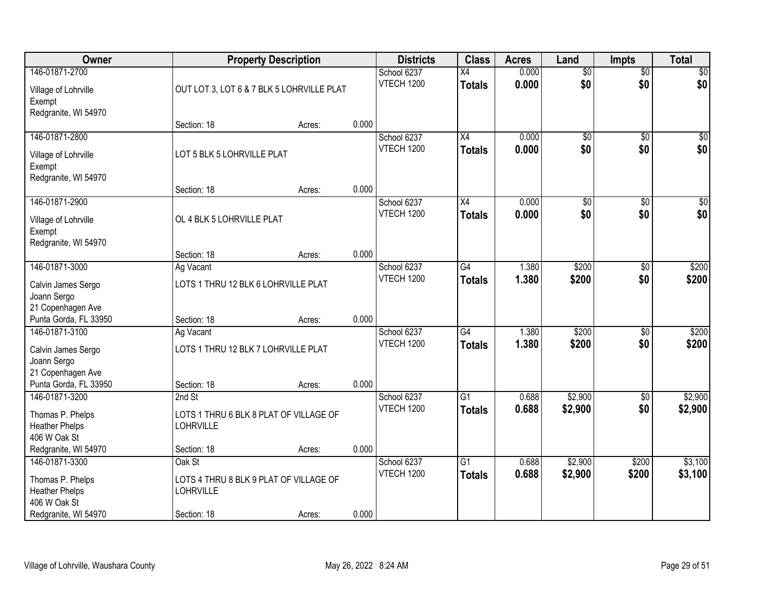| Owner | Property Description | Districts | Class | Acres | Land | Impts | Total |
|---|---|---|---|---|---|---|---|
| 146-01871-2700<br>Village of Lohrville<br>Exempt<br>Redgranite, WI 54970 | OUT LOT 3, LOT 6 & 7 BLK 5 LOHRVILLE PLAT<br>Section: 18 Acres: 0.000 | School 6237<br>VTECH 1200 | X4<br>**Totals** | 0.000<br>**0.000** | $0<br>**$0** | $0<br>**$0** | $0<br>**$0** |
| 146-01871-2800<br>Village of Lohrville<br>Exempt<br>Redgranite, WI 54970 | LOT 5 BLK 5 LOHRVILLE PLAT<br>Section: 18 Acres: 0.000 | School 6237<br>VTECH 1200 | X4<br>**Totals** | 0.000<br>**0.000** | $0<br>**$0** | $0<br>**$0** | $0<br>**$0** |
| 146-01871-2900<br>Village of Lohrville<br>Exempt<br>Redgranite, WI 54970 | OL 4 BLK 5 LOHRVILLE PLAT<br>Section: 18 Acres: 0.000 | School 6237<br>VTECH 1200 | X4<br>**Totals** | 0.000<br>**0.000** | $0<br>**$0** | $0<br>**$0** | $0<br>**$0** |
| 146-01871-3000<br>Calvin James Sergo<br>Joann Sergo<br>21 Copenhagen Ave<br>Punta Gorda, FL 33950 | Ag Vacant<br>LOTS 1 THRU 12 BLK 6 LOHRVILLE PLAT<br>Section: 18 Acres: 0.000 | School 6237<br>VTECH 1200 | G4<br>**Totals** | 1.380<br>**1.380** | $200<br>**$200** | $0<br>**$0** | $200<br>**$200** |
| 146-01871-3100<br>Calvin James Sergo<br>Joann Sergo<br>21 Copenhagen Ave<br>Punta Gorda, FL 33950 | Ag Vacant<br>LOTS 1 THRU 12 BLK 7 LOHRVILLE PLAT<br>Section: 18 Acres: 0.000 | School 6237<br>VTECH 1200 | G4<br>**Totals** | 1.380<br>**1.380** | $200<br>**$200** | $0<br>**$0** | $200<br>**$200** |
| 146-01871-3200<br>Thomas P. Phelps<br>Heather Phelps<br>406 W Oak St<br>Redgranite, WI 54970 | 2nd St<br>LOTS 1 THRU 6 BLK 8 PLAT OF VILLAGE OF LOHRVILLE<br>Section: 18 Acres: 0.000 | School 6237<br>VTECH 1200 | G1<br>**Totals** | 0.688<br>**0.688** | $2,900<br>**$2,900** | $0<br>**$0** | $2,900<br>**$2,900** |
| 146-01871-3300<br>Thomas P. Phelps<br>Heather Phelps<br>406 W Oak St<br>Redgranite, WI 54970 | Oak St<br>LOTS 4 THRU 8 BLK 9 PLAT OF VILLAGE OF LOHRVILLE<br>Section: 18 Acres: 0.000 | School 6237<br>VTECH 1200 | G1<br>**Totals** | 0.688<br>**0.688** | $2,900<br>**$2,900** | $200<br>**$200** | $3,100<br>**$3,100** |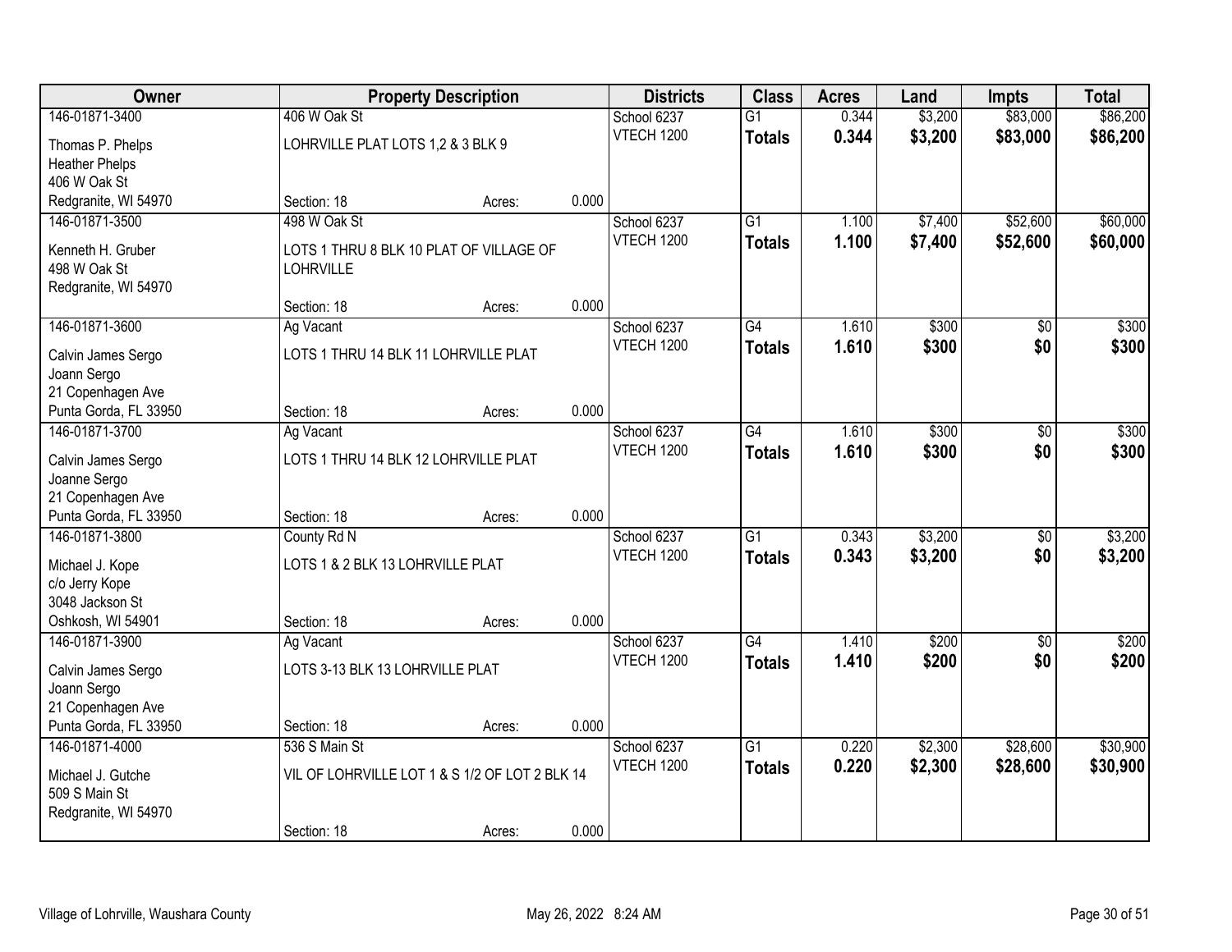| Owner | Property Description | | | Districts | Class | Acres | Land | Impts | Total |
|---|---|---|---|---|---|---|---|---|---|
| 146-01871-3400 | 406 W Oak St | | | School 6237 | G1 | 0.344 | $3,200 | $83,000 | $86,200 |
| Thomas P. Phelps<br>Heather Phelps<br>406 W Oak St<br>Redgranite, WI 54970 | LOHRVILLE PLAT LOTS 1,2 & 3 BLK 9 | | | VTECH 1200 | **Totals** | **0.344** | **$3,200** | **$83,000** | **$86,200** |
| | Section: 18 | Acres: | 0.000 | | | | | | |
| 146-01871-3500 | 498 W Oak St | | | School 6237 | G1 | 1.100 | $7,400 | $52,600 | $60,000 |
| Kenneth H. Gruber<br>498 W Oak St<br>Redgranite, WI 54970 | LOTS 1 THRU 8 BLK 10 PLAT OF VILLAGE OF LOHRVILLE | | | VTECH 1200 | **Totals** | **1.100** | **$7,400** | **$52,600** | **$60,000** |
| | Section: 18 | Acres: | 0.000 | | | | | | |
| 146-01871-3600 | Ag Vacant | | | School 6237 | G4 | 1.610 | $300 | $0 | $300 |
| Calvin James Sergo<br>Joann Sergo<br>21 Copenhagen Ave<br>Punta Gorda, FL 33950 | LOTS 1 THRU 14 BLK 11 LOHRVILLE PLAT | | | VTECH 1200 | **Totals** | **1.610** | **$300** | **$0** | **$300** |
| | Section: 18 | Acres: | 0.000 | | | | | | |
| 146-01871-3700 | Ag Vacant | | | School 6237 | G4 | 1.610 | $300 | $0 | $300 |
| Calvin James Sergo<br>Joanne Sergo<br>21 Copenhagen Ave<br>Punta Gorda, FL 33950 | LOTS 1 THRU 14 BLK 12 LOHRVILLE PLAT | | | VTECH 1200 | **Totals** | **1.610** | **$300** | **$0** | **$300** |
| | Section: 18 | Acres: | 0.000 | | | | | | |
| 146-01871-3800 | County Rd N | | | School 6237 | G1 | 0.343 | $3,200 | $0 | $3,200 |
| Michael J. Kope<br>c/o Jerry Kope<br>3048 Jackson St<br>Oshkosh, WI 54901 | LOTS 1 & 2 BLK 13 LOHRVILLE PLAT | | | VTECH 1200 | **Totals** | **0.343** | **$3,200** | **$0** | **$3,200** |
| | Section: 18 | Acres: | 0.000 | | | | | | |
| 146-01871-3900 | Ag Vacant | | | School 6237 | G4 | 1.410 | $200 | $0 | $200 |
| Calvin James Sergo<br>Joann Sergo<br>21 Copenhagen Ave<br>Punta Gorda, FL 33950 | LOTS 3-13 BLK 13 LOHRVILLE PLAT | | | VTECH 1200 | **Totals** | **1.410** | **$200** | **$0** | **$200** |
| | Section: 18 | Acres: | 0.000 | | | | | | |
| 146-01871-4000 | 536 S Main St | | | School 6237 | G1 | 0.220 | $2,300 | $28,600 | $30,900 |
| Michael J. Gutche<br>509 S Main St<br>Redgranite, WI 54970 | VIL OF LOHRVILLE LOT 1 & S 1/2 OF LOT 2 BLK 14 | | | VTECH 1200 | **Totals** | **0.220** | **$2,300** | **$28,600** | **$30,900** |
| | Section: 18 | Acres: | 0.000 | | | | | | |

Village of Lohrville, Waushara County — May 26, 2022 8:24 AM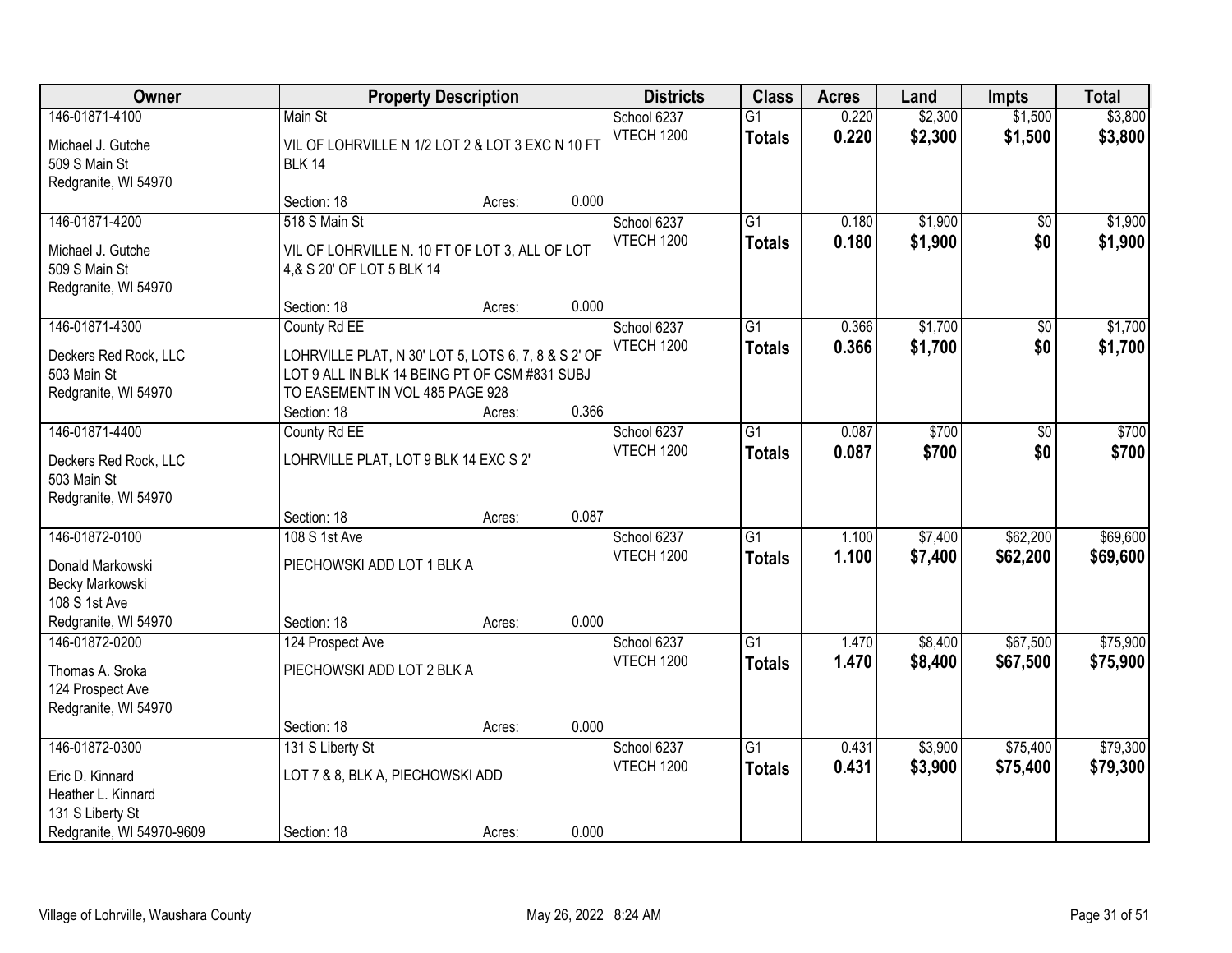| Owner | Property Description | | | Districts | Class | Acres | Land | Impts | Total |
|---|---|---|---|---|---|---|---|---|---|
| 146-01871-4100 | Main St | | | School 6237 | G1 | 0.220 | $2,300 | $1,500 | $3,800 |
| Michael J. Gutche<br>509 S Main St<br>Redgranite, WI 54970 | VIL OF LOHRVILLE N 1/2 LOT 2 & LOT 3 EXC N 10 FT BLK 14 | | | VTECH 1200 | **Totals** | **0.220** | **$2,300** | **$1,500** | **$3,800** |
| | Section: 18 | Acres: | 0.000 | | | | | | |
| 146-01871-4200 | 518 S Main St | | | School 6237 | G1 | 0.180 | $1,900 | $0 | $1,900 |
| Michael J. Gutche<br>509 S Main St<br>Redgranite, WI 54970 | VIL OF LOHRVILLE N. 10 FT OF LOT 3, ALL OF LOT 4,& S 20' OF LOT 5 BLK 14 | | | VTECH 1200 | **Totals** | **0.180** | **$1,900** | **$0** | **$1,900** |
| | Section: 18 | Acres: | 0.000 | | | | | | |
| 146-01871-4300 | County Rd EE | | | School 6237 | G1 | 0.366 | $1,700 | $0 | $1,700 |
| Deckers Red Rock, LLC<br>503 Main St<br>Redgranite, WI 54970 | LOHRVILLE PLAT, N 30' LOT 5, LOTS 6, 7, 8 & S 2' OF LOT 9 ALL IN BLK 14 BEING PT OF CSM #831 SUBJ TO EASEMENT IN VOL 485 PAGE 928 | | | VTECH 1200 | **Totals** | **0.366** | **$1,700** | **$0** | **$1,700** |
| | Section: 18 | Acres: | 0.366 | | | | | | |
| 146-01871-4400 | County Rd EE | | | School 6237 | G1 | 0.087 | $700 | $0 | $700 |
| Deckers Red Rock, LLC<br>503 Main St<br>Redgranite, WI 54970 | LOHRVILLE PLAT, LOT 9 BLK 14 EXC S 2' | | | VTECH 1200 | **Totals** | **0.087** | **$700** | **$0** | **$700** |
| | Section: 18 | Acres: | 0.087 | | | | | | |
| 146-01872-0100 | 108 S 1st Ave | | | School 6237 | G1 | 1.100 | $7,400 | $62,200 | $69,600 |
| Donald Markowski<br>Becky Markowski<br>108 S 1st Ave<br>Redgranite, WI 54970 | PIECHOWSKI ADD LOT 1 BLK A | | | VTECH 1200 | **Totals** | **1.100** | **$7,400** | **$62,200** | **$69,600** |
| | Section: 18 | Acres: | 0.000 | | | | | | |
| 146-01872-0200 | 124 Prospect Ave | | | School 6237 | G1 | 1.470 | $8,400 | $67,500 | $75,900 |
| Thomas A. Sroka<br>124 Prospect Ave<br>Redgranite, WI 54970 | PIECHOWSKI ADD LOT 2 BLK A | | | VTECH 1200 | **Totals** | **1.470** | **$8,400** | **$67,500** | **$75,900** |
| | Section: 18 | Acres: | 0.000 | | | | | | |
| 146-01872-0300 | 131 S Liberty St | | | School 6237 | G1 | 0.431 | $3,900 | $75,400 | $79,300 |
| Eric D. Kinnard<br>Heather L. Kinnard<br>131 S Liberty St<br>Redgranite, WI 54970-9609 | LOT 7 & 8, BLK A, PIECHOWSKI ADD | | | VTECH 1200 | **Totals** | **0.431** | **$3,900** | **$75,400** | **$79,300** |
| | Section: 18 | Acres: | 0.000 | | | | | | |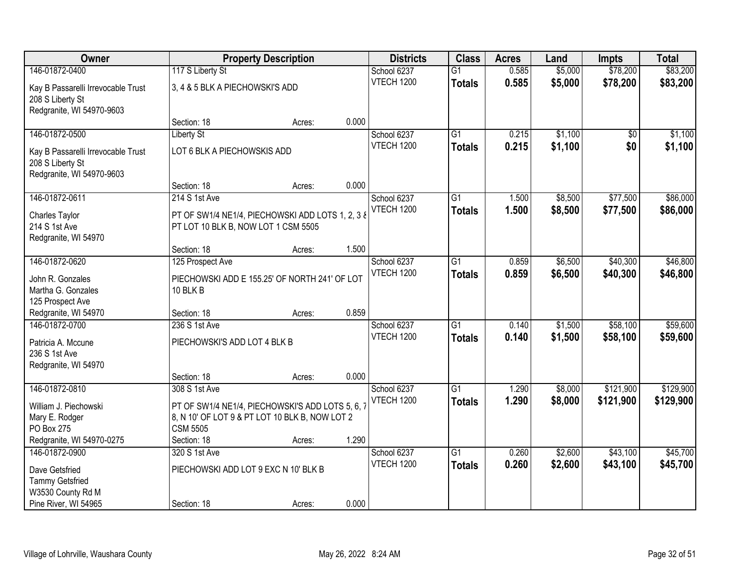| Owner | Property Description | | | Districts | Class | Acres | Land | Impts | Total |
|---|---|---|---|---|---|---|---|---|---|
| 146-01872-0400 | 117 S Liberty St | | | School 6237 | G1 | 0.585 | $5,000 | $78,200 | $83,200 |
| Kay B Passarelli Irrevocable Trust<br>208 S Liberty St<br>Redgranite, WI 54970-9603 | 3, 4 & 5 BLK A PIECHOWSKI'S ADD | | | VTECH 1200 | **Totals** | **0.585** | **$5,000** | **$78,200** | **$83,200** |
| | Section: 18 | Acres: | 0.000 | | | | | | |
| 146-01872-0500 | Liberty St | | | School 6237 | G1 | 0.215 | $1,100 | $0 | $1,100 |
| Kay B Passarelli Irrevocable Trust<br>208 S Liberty St<br>Redgranite, WI 54970-9603 | LOT 6 BLK A PIECHOWSKIS ADD | | | VTECH 1200 | **Totals** | **0.215** | **$1,100** | **$0** | **$1,100** |
| | Section: 18 | Acres: | 0.000 | | | | | | |
| 146-01872-0611 | 214 S 1st Ave | | | School 6237 | G1 | 1.500 | $8,500 | $77,500 | $86,000 |
| Charles Taylor<br>214 S 1st Ave<br>Redgranite, WI 54970 | PT OF SW1/4 NE1/4, PIECHOWSKI ADD LOTS 1, 2, 3 & PT LOT 10 BLK B, NOW LOT 1 CSM 5505 | | | VTECH 1200 | **Totals** | **1.500** | **$8,500** | **$77,500** | **$86,000** |
| | Section: 18 | Acres: | 1.500 | | | | | | |
| 146-01872-0620 | 125 Prospect Ave | | | School 6237 | G1 | 0.859 | $6,500 | $40,300 | $46,800 |
| John R. Gonzales<br>Martha G. Gonzales<br>125 Prospect Ave<br>Redgranite, WI 54970 | PIECHOWSKI ADD E 155.25' OF NORTH 241' OF LOT 10 BLK B | | | VTECH 1200 | **Totals** | **0.859** | **$6,500** | **$40,300** | **$46,800** |
| | Section: 18 | Acres: | 0.859 | | | | | | |
| 146-01872-0700 | 236 S 1st Ave | | | School 6237 | G1 | 0.140 | $1,500 | $58,100 | $59,600 |
| Patricia A. Mccune<br>236 S 1st Ave<br>Redgranite, WI 54970 | PIECHOWSKI'S ADD LOT 4 BLK B | | | VTECH 1200 | **Totals** | **0.140** | **$1,500** | **$58,100** | **$59,600** |
| | Section: 18 | Acres: | 0.000 | | | | | | |
| 146-01872-0810 | 308 S 1st Ave | | | School 6237 | G1 | 1.290 | $8,000 | $121,900 | $129,900 |
| William J. Piechowski<br>Mary E. Rodger<br>PO Box 275<br>Redgranite, WI 54970-0275 | PT OF SW1/4 NE1/4, PIECHOWSKI'S ADD LOTS 5, 6, 7 8, N 10' OF LOT 9 & PT LOT 10 BLK B, NOW LOT 2 CSM 5505 | | | VTECH 1200 | **Totals** | **1.290** | **$8,000** | **$121,900** | **$129,900** |
| | Section: 18 | Acres: | 1.290 | | | | | | |
| 146-01872-0900 | 320 S 1st Ave | | | School 6237 | G1 | 0.260 | $2,600 | $43,100 | $45,700 |
| Dave Getsfried<br>Tammy Getsfried<br>W3530 County Rd M<br>Pine River, WI 54965 | PIECHOWSKI ADD LOT 9 EXC N 10' BLK B | | | VTECH 1200 | **Totals** | **0.260** | **$2,600** | **$43,100** | **$45,700** |
| | Section: 18 | Acres: | 0.000 | | | | | | |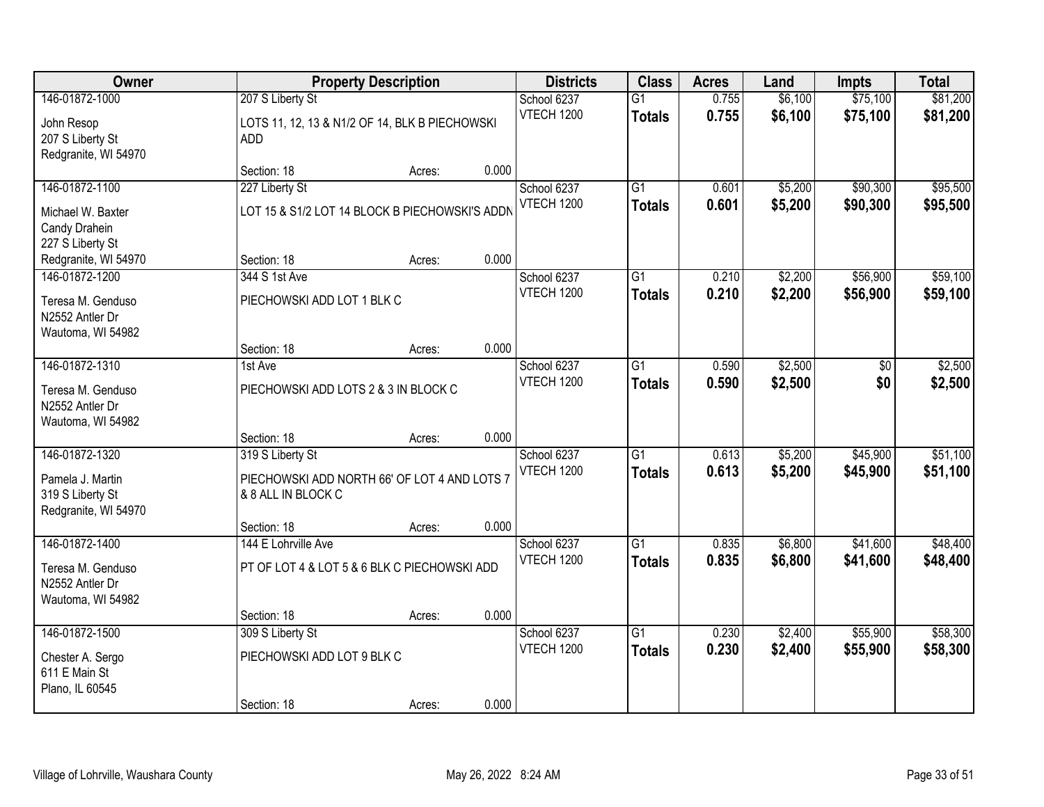| Owner | Property Description | Districts | Class | Acres | Land | Impts | Total |
|---|---|---|---|---|---|---|---|
| 146-01872-1000<br>John Resop<br>207 S Liberty St<br>Redgranite, WI 54970 | 207 S Liberty St<br>LOTS 11, 12, 13 & N1/2 OF 14, BLK B PIECHOWSKI ADD<br>Section: 18 Acres: 0.000 | School 6237<br>VTECH 1200 | G1<br>**Totals** | 0.755<br>**0.755** | $6,100<br>**$6,100** | $75,100<br>**$75,100** | $81,200<br>**$81,200** |
| 146-01872-1100<br>Michael W. Baxter<br>Candy Drahein<br>227 S Liberty St<br>Redgranite, WI 54970 | 227 Liberty St<br>LOT 15 & S1/2 LOT 14 BLOCK B PIECHOWSKI'S ADDN<br>Section: 18 Acres: 0.000 | School 6237<br>VTECH 1200 | G1<br>**Totals** | 0.601<br>**0.601** | $5,200<br>**$5,200** | $90,300<br>**$90,300** | $95,500<br>**$95,500** |
| 146-01872-1200<br>Teresa M. Genduso<br>N2552 Antler Dr<br>Wautoma, WI 54982 | 344 S 1st Ave<br>PIECHOWSKI ADD LOT 1 BLK C<br>Section: 18 Acres: 0.000 | School 6237<br>VTECH 1200 | G1<br>**Totals** | 0.210<br>**0.210** | $2,200<br>**$2,200** | $56,900<br>**$56,900** | $59,100<br>**$59,100** |
| 146-01872-1310<br>Teresa M. Genduso<br>N2552 Antler Dr<br>Wautoma, WI 54982 | 1st Ave<br>PIECHOWSKI ADD LOTS 2 & 3 IN BLOCK C<br>Section: 18 Acres: 0.000 | School 6237<br>VTECH 1200 | G1<br>**Totals** | 0.590<br>**0.590** | $2,500<br>**$2,500** | $0<br>**$0** | $2,500<br>**$2,500** |
| 146-01872-1320<br>Pamela J. Martin<br>319 S Liberty St<br>Redgranite, WI 54970 | 319 S Liberty St<br>PIECHOWSKI ADD NORTH 66' OF LOT 4 AND LOTS 7 & 8 ALL IN BLOCK C<br>Section: 18 Acres: 0.000 | School 6237<br>VTECH 1200 | G1<br>**Totals** | 0.613<br>**0.613** | $5,200<br>**$5,200** | $45,900<br>**$45,900** | $51,100<br>**$51,100** |
| 146-01872-1400<br>Teresa M. Genduso<br>N2552 Antler Dr<br>Wautoma, WI 54982 | 144 E Lohrville Ave<br>PT OF LOT 4 & LOT 5 & 6 BLK C PIECHOWSKI ADD<br>Section: 18 Acres: 0.000 | School 6237<br>VTECH 1200 | G1<br>**Totals** | 0.835<br>**0.835** | $6,800<br>**$6,800** | $41,600<br>**$41,600** | $48,400<br>**$48,400** |
| 146-01872-1500<br>Chester A. Sergo<br>611 E Main St<br>Plano, IL 60545 | 309 S Liberty St<br>PIECHOWSKI ADD LOT 9 BLK C<br>Section: 18 Acres: 0.000 | School 6237<br>VTECH 1200 | G1<br>**Totals** | 0.230<br>**0.230** | $2,400<br>**$2,400** | $55,900<br>**$55,900** | $58,300<br>**$58,300** |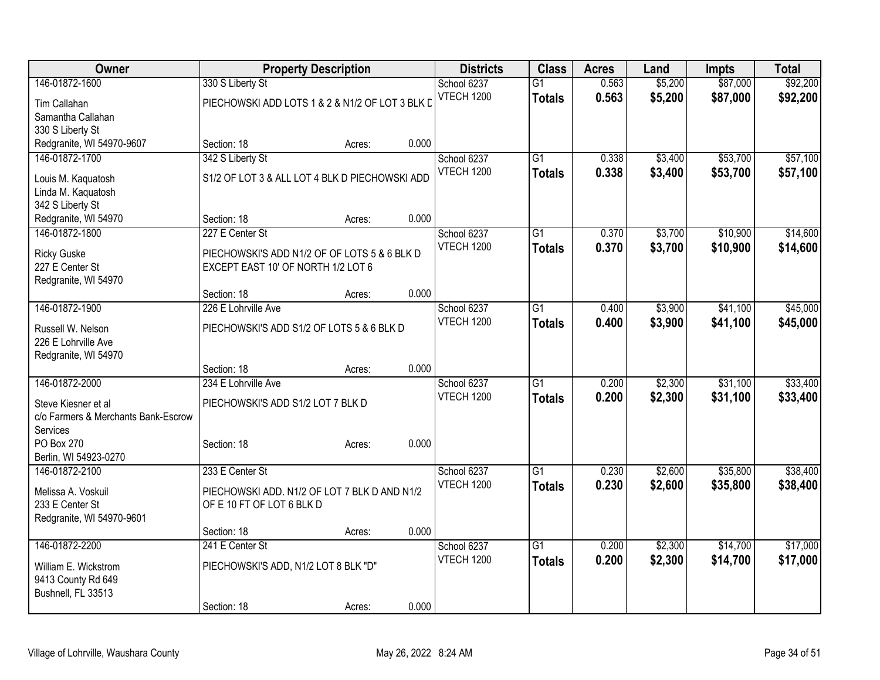| Owner | Property Description | | | Districts | Class | Acres | Land | Impts | Total |
|---|---|---|---|---|---|---|---|---|---|
| 146-01872-1600 | 330 S Liberty St | | | School 6237 | G1 | 0.563 | $5,200 | $87,000 | $92,200 |
| Tim Callahan<br>Samantha Callahan<br>330 S Liberty St<br>Redgranite, WI 54970-9607 | PIECHOWSKI ADD LOTS 1 & 2 & N1/2 OF LOT 3 BLK D | | | VTECH 1200 | **Totals** | **0.563** | **$5,200** | **$87,000** | **$92,200** |
| | Section: 18 | Acres: | 0.000 | | | | | | |
| 146-01872-1700 | 342 S Liberty St | | | School 6237 | G1 | 0.338 | $3,400 | $53,700 | $57,100 |
| Louis M. Kaquatosh<br>Linda M. Kaquatosh<br>342 S Liberty St<br>Redgranite, WI 54970 | S1/2 OF LOT 3 & ALL LOT 4 BLK D PIECHOWSKI ADD | | | VTECH 1200 | **Totals** | **0.338** | **$3,400** | **$53,700** | **$57,100** |
| | Section: 18 | Acres: | 0.000 | | | | | | |
| 146-01872-1800 | 227 E Center St | | | School 6237 | G1 | 0.370 | $3,700 | $10,900 | $14,600 |
| Ricky Guske<br>227 E Center St<br>Redgranite, WI 54970 | PIECHOWSKI'S ADD N1/2 OF OF LOTS 5 & 6 BLK D EXCEPT EAST 10' OF NORTH 1/2 LOT 6 | | | VTECH 1200 | **Totals** | **0.370** | **$3,700** | **$10,900** | **$14,600** |
| | Section: 18 | Acres: | 0.000 | | | | | | |
| 146-01872-1900 | 226 E Lohrville Ave | | | School 6237 | G1 | 0.400 | $3,900 | $41,100 | $45,000 |
| Russell W. Nelson<br>226 E Lohrville Ave<br>Redgranite, WI 54970 | PIECHOWSKI'S ADD S1/2 OF LOTS 5 & 6 BLK D | | | VTECH 1200 | **Totals** | **0.400** | **$3,900** | **$41,100** | **$45,000** |
| | Section: 18 | Acres: | 0.000 | | | | | | |
| 146-01872-2000 | 234 E Lohrville Ave | | | School 6237 | G1 | 0.200 | $2,300 | $31,100 | $33,400 |
| Steve Kiesner et al<br>c/o Farmers & Merchants Bank-Escrow Services<br>PO Box 270<br>Berlin, WI 54923-0270 | PIECHOWSKI'S ADD S1/2 LOT 7 BLK D | | | VTECH 1200 | **Totals** | **0.200** | **$2,300** | **$31,100** | **$33,400** |
| | Section: 18 | Acres: | 0.000 | | | | | | |
| 146-01872-2100 | 233 E Center St | | | School 6237 | G1 | 0.230 | $2,600 | $35,800 | $38,400 |
| Melissa A. Voskuil<br>233 E Center St<br>Redgranite, WI 54970-9601 | PIECHOWSKI ADD. N1/2 OF LOT 7 BLK D AND N1/2 OF E 10 FT OF LOT 6 BLK D | | | VTECH 1200 | **Totals** | **0.230** | **$2,600** | **$35,800** | **$38,400** |
| | Section: 18 | Acres: | 0.000 | | | | | | |
| 146-01872-2200 | 241 E Center St | | | School 6237 | G1 | 0.200 | $2,300 | $14,700 | $17,000 |
| William E. Wickstrom<br>9413 County Rd 649<br>Bushnell, FL 33513 | PIECHOWSKI'S ADD, N1/2 LOT 8 BLK "D" | | | VTECH 1200 | **Totals** | **0.200** | **$2,300** | **$14,700** | **$17,000** |
| | Section: 18 | Acres: | 0.000 | | | | | | |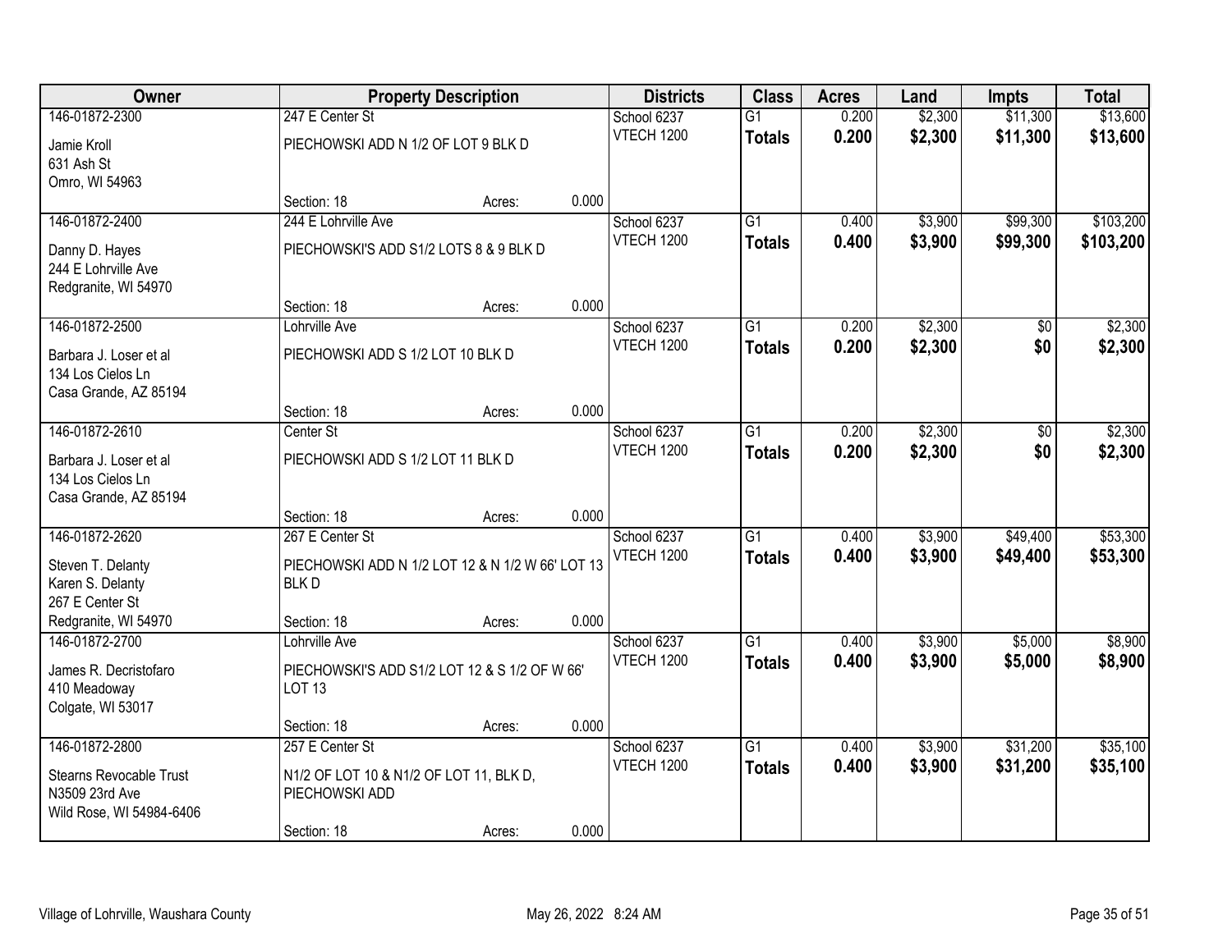| Owner | Property Description | | | Districts | Class | Acres | Land | Impts | Total |
|---|---|---|---|---|---|---|---|---|---|
| 146-01872-2300<br>Jamie Kroll<br>631 Ash St<br>Omro, WI 54963 | 247 E Center St<br>PIECHOWSKI ADD N 1/2 OF LOT 9 BLK D<br>Section: 18 | Acres: | 0.000 | School 6237<br>VTECH 1200 | G1<br>**Totals** | 0.200<br>**0.200** | $2,300<br>**$2,300** | $11,300<br>**$11,300** | $13,600<br>**$13,600** |
| 146-01872-2400<br>Danny D. Hayes<br>244 E Lohrville Ave<br>Redgranite, WI 54970 | 244 E Lohrville Ave<br>PIECHOWSKI'S ADD S1/2 LOTS 8 & 9 BLK D<br>Section: 18 | Acres: | 0.000 | School 6237<br>VTECH 1200 | G1<br>**Totals** | 0.400<br>**0.400** | $3,900<br>**$3,900** | $99,300<br>**$99,300** | $103,200<br>**$103,200** |
| 146-01872-2500<br>Barbara J. Loser et al<br>134 Los Cielos Ln<br>Casa Grande, AZ 85194 | Lohrville Ave<br>PIECHOWSKI ADD S 1/2 LOT 10 BLK D<br>Section: 18 | Acres: | 0.000 | School 6237<br>VTECH 1200 | G1<br>**Totals** | 0.200<br>**0.200** | $2,300<br>**$2,300** | $0<br>**$0** | $2,300<br>**$2,300** |
| 146-01872-2610<br>Barbara J. Loser et al<br>134 Los Cielos Ln<br>Casa Grande, AZ 85194 | Center St<br>PIECHOWSKI ADD S 1/2 LOT 11 BLK D<br>Section: 18 | Acres: | 0.000 | School 6237<br>VTECH 1200 | G1<br>**Totals** | 0.200<br>**0.200** | $2,300<br>**$2,300** | $0<br>**$0** | $2,300<br>**$2,300** |
| 146-01872-2620<br>Steven T. Delanty<br>Karen S. Delanty<br>267 E Center St<br>Redgranite, WI 54970 | 267 E Center St<br>PIECHOWSKI ADD N 1/2 LOT 12 & N 1/2 W 66' LOT 13 BLK D<br>Section: 18 | Acres: | 0.000 | School 6237<br>VTECH 1200 | G1<br>**Totals** | 0.400<br>**0.400** | $3,900<br>**$3,900** | $49,400<br>**$49,400** | $53,300<br>**$53,300** |
| 146-01872-2700<br>James R. Decristofaro<br>410 Meadoway<br>Colgate, WI 53017 | Lohrville Ave<br>PIECHOWSKI'S ADD S1/2 LOT 12 & S 1/2 OF W 66' LOT 13<br>Section: 18 | Acres: | 0.000 | School 6237<br>VTECH 1200 | G1<br>**Totals** | 0.400<br>**0.400** | $3,900<br>**$3,900** | $5,000<br>**$5,000** | $8,900<br>**$8,900** |
| 146-01872-2800<br>Stearns Revocable Trust<br>N3509 23rd Ave<br>Wild Rose, WI 54984-6406 | 257 E Center St<br>N1/2 OF LOT 10 & N1/2 OF LOT 11, BLK D, PIECHOWSKI ADD<br>Section: 18 | Acres: | 0.000 | School 6237<br>VTECH 1200 | G1<br>**Totals** | 0.400<br>**0.400** | $3,900<br>**$3,900** | $31,200<br>**$31,200** | $35,100<br>**$35,100** |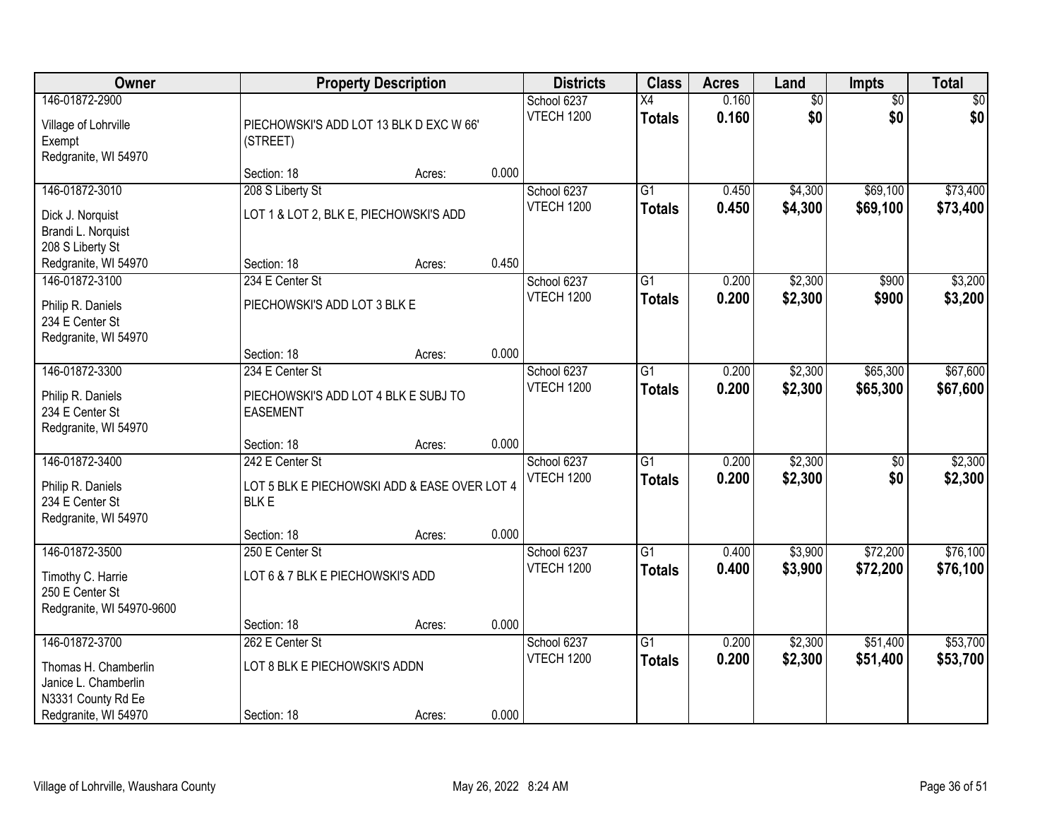| Owner | Property Description | | | Districts | Class | Acres | Land | Impts | Total |
|---|---|---|---|---|---|---|---|---|---|
| 146-01872-2900<br>Village of Lohrville<br>Exempt<br>Redgranite, WI 54970 | PIECHOWSKI'S ADD LOT 13 BLK D EXC W 66' (STREET)<br>Section: 18 | Acres: | 0.000 | School 6237<br>VTECH 1200 | X4<br>**Totals** | 0.160<br>**0.160** | $0<br>**$0** | $0<br>**$0** | $0<br>**$0** |
| 146-01872-3010<br>Dick J. Norquist<br>Brandi L. Norquist<br>208 S Liberty St<br>Redgranite, WI 54970 | 208 S Liberty St<br>LOT 1 & LOT 2, BLK E, PIECHOWSKI'S ADD<br>Section: 18 | Acres: | 0.450 | School 6237<br>VTECH 1200 | G1<br>**Totals** | 0.450<br>**0.450** | $4,300<br>**$4,300** | $69,100<br>**$69,100** | $73,400<br>**$73,400** |
| 146-01872-3100<br>Philip R. Daniels<br>234 E Center St<br>Redgranite, WI 54970 | 234 E Center St<br>PIECHOWSKI'S ADD LOT 3 BLK E<br>Section: 18 | Acres: | 0.000 | School 6237<br>VTECH 1200 | G1<br>**Totals** | 0.200<br>**0.200** | $2,300<br>**$2,300** | $900<br>**$900** | $3,200<br>**$3,200** |
| 146-01872-3300<br>Philip R. Daniels<br>234 E Center St<br>Redgranite, WI 54970 | 234 E Center St<br>PIECHOWSKI'S ADD LOT 4 BLK E SUBJ TO EASEMENT<br>Section: 18 | Acres: | 0.000 | School 6237<br>VTECH 1200 | G1<br>**Totals** | 0.200<br>**0.200** | $2,300<br>**$2,300** | $65,300<br>**$65,300** | $67,600<br>**$67,600** |
| 146-01872-3400<br>Philip R. Daniels<br>234 E Center St<br>Redgranite, WI 54970 | 242 E Center St<br>LOT 5 BLK E PIECHOWSKI ADD & EASE OVER LOT 4 BLK E<br>Section: 18 | Acres: | 0.000 | School 6237<br>VTECH 1200 | G1<br>**Totals** | 0.200<br>**0.200** | $2,300<br>**$2,300** | $0<br>**$0** | $2,300<br>**$2,300** |
| 146-01872-3500<br>Timothy C. Harrie<br>250 E Center St<br>Redgranite, WI 54970-9600 | 250 E Center St<br>LOT 6 & 7 BLK E PIECHOWSKI'S ADD<br>Section: 18 | Acres: | 0.000 | School 6237<br>VTECH 1200 | G1<br>**Totals** | 0.400<br>**0.400** | $3,900<br>**$3,900** | $72,200<br>**$72,200** | $76,100<br>**$76,100** |
| 146-01872-3700<br>Thomas H. Chamberlin<br>Janice L. Chamberlin<br>N3331 County Rd Ee<br>Redgranite, WI 54970 | 262 E Center St<br>LOT 8 BLK E PIECHOWSKI'S ADDN<br>Section: 18 | Acres: | 0.000 | School 6237<br>VTECH 1200 | G1<br>**Totals** | 0.200<br>**0.200** | $2,300<br>**$2,300** | $51,400<br>**$51,400** | $53,700<br>**$53,700** |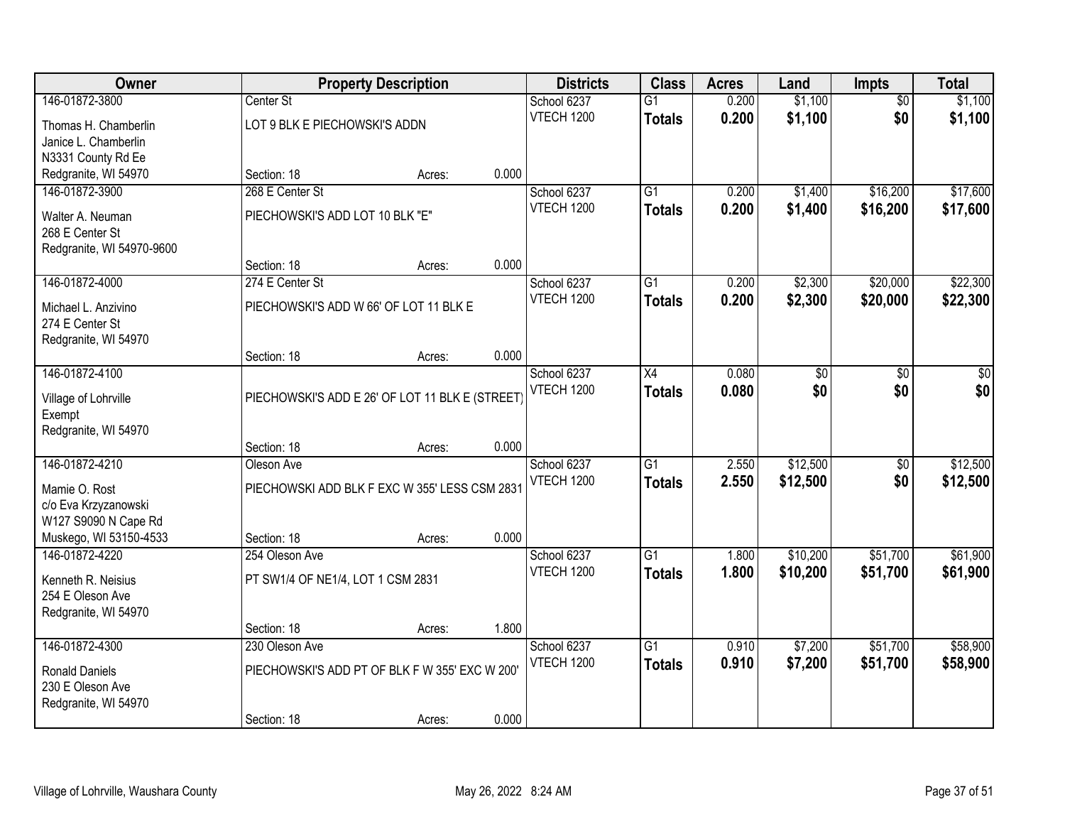| Owner | Property Description | | | Districts | Class | Acres | Land | Impts | Total |
|---|---|---|---|---|---|---|---|---|---|
| 146-01872-3800<br>Thomas H. Chamberlin<br>Janice L. Chamberlin<br>N3331 County Rd Ee<br>Redgranite, WI 54970 | Center St<br>LOT 9 BLK E PIECHOWSKI'S ADDN<br>Section: 18 | Acres: | 0.000 | School 6237<br>VTECH 1200 | G1<br>**Totals** | 0.200<br>**0.200** | $1,100<br>**$1,100** | $0<br>**$0** | $1,100<br>**$1,100** |
| 146-01872-3900<br>Walter A. Neuman<br>268 E Center St<br>Redgranite, WI 54970-9600 | 268 E Center St<br>PIECHOWSKI'S ADD LOT 10 BLK "E"<br>Section: 18 | Acres: | 0.000 | School 6237<br>VTECH 1200 | G1<br>**Totals** | 0.200<br>**0.200** | $1,400<br>**$1,400** | $16,200<br>**$16,200** | $17,600<br>**$17,600** |
| 146-01872-4000<br>Michael L. Anzivino<br>274 E Center St<br>Redgranite, WI 54970 | 274 E Center St<br>PIECHOWSKI'S ADD W 66' OF LOT 11 BLK E<br>Section: 18 | Acres: | 0.000 | School 6237<br>VTECH 1200 | G1<br>**Totals** | 0.200<br>**0.200** | $2,300<br>**$2,300** | $20,000<br>**$20,000** | $22,300<br>**$22,300** |
| 146-01872-4100<br>Village of Lohrville<br>Exempt<br>Redgranite, WI 54970 | PIECHOWSKI'S ADD E 26' OF LOT 11 BLK E (STREET)<br>Section: 18 | Acres: | 0.000 | School 6237<br>VTECH 1200 | X4<br>**Totals** | 0.080<br>**0.080** | $0<br>**$0** | $0<br>**$0** | $0<br>**$0** |
| 146-01872-4210<br>Mamie O. Rost<br>c/o Eva Krzyzanowski<br>W127 S9090 N Cape Rd<br>Muskego, WI 53150-4533 | Oleson Ave<br>PIECHOWSKI ADD BLK F EXC W 355' LESS CSM 2831<br>Section: 18 | Acres: | 0.000 | School 6237<br>VTECH 1200 | G1<br>**Totals** | 2.550<br>**2.550** | $12,500<br>**$12,500** | $0<br>**$0** | $12,500<br>**$12,500** |
| 146-01872-4220<br>Kenneth R. Neisius<br>254 E Oleson Ave<br>Redgranite, WI 54970 | 254 Oleson Ave<br>PT SW1/4 OF NE1/4, LOT 1 CSM 2831<br>Section: 18 | Acres: | 1.800 | School 6237<br>VTECH 1200 | G1<br>**Totals** | 1.800<br>**1.800** | $10,200<br>**$10,200** | $51,700<br>**$51,700** | $61,900<br>**$61,900** |
| 146-01872-4300<br>Ronald Daniels<br>230 E Oleson Ave<br>Redgranite, WI 54970 | 230 Oleson Ave<br>PIECHOWSKI'S ADD PT OF BLK F W 355' EXC W 200'<br>Section: 18 | Acres: | 0.000 | School 6237<br>VTECH 1200 | G1<br>**Totals** | 0.910<br>**0.910** | $7,200<br>**$7,200** | $51,700<br>**$51,700** | $58,900<br>**$58,900** |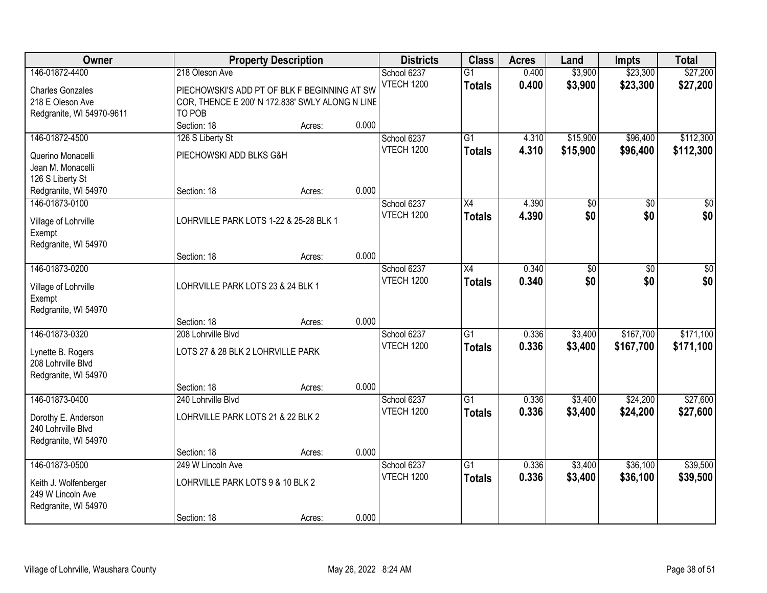| Owner | Property Description | Districts | Class | Acres | Land | Impts | Total |
|---|---|---|---|---|---|---|---|
| 146-01872-4400<br>Charles Gonzales<br>218 E Oleson Ave<br>Redgranite, WI 54970-9611 | 218 Oleson Ave<br>PIECHOWSKI'S ADD PT OF BLK F BEGINNING AT SW COR, THENCE E 200' N 172.838' SWLY ALONG N LINE TO POB<br>Section: 18 Acres: 0.000 | School 6237<br>VTECH 1200 | G1<br>**Totals** | 0.400<br>**0.400** | $3,900<br>**$3,900** | $23,300<br>**$23,300** | $27,200<br>**$27,200** |
| 146-01872-4500<br>Querino Monacelli<br>Jean M. Monacelli<br>126 S Liberty St<br>Redgranite, WI 54970 | 126 S Liberty St<br>PIECHOWSKI ADD BLKS G&H<br>Section: 18 Acres: 0.000 | School 6237<br>VTECH 1200 | G1<br>**Totals** | 4.310<br>**4.310** | $15,900<br>**$15,900** | $96,400<br>**$96,400** | $112,300<br>**$112,300** |
| 146-01873-0100<br>Village of Lohrville<br>Exempt<br>Redgranite, WI 54970 | LOHRVILLE PARK LOTS 1-22 & 25-28 BLK 1<br>Section: 18 Acres: 0.000 | School 6237<br>VTECH 1200 | X4<br>**Totals** | 4.390<br>**4.390** | $0<br>**$0** | $0<br>**$0** | $0<br>**$0** |
| 146-01873-0200<br>Village of Lohrville<br>Exempt<br>Redgranite, WI 54970 | LOHRVILLE PARK LOTS 23 & 24 BLK 1<br>Section: 18 Acres: 0.000 | School 6237<br>VTECH 1200 | X4<br>**Totals** | 0.340<br>**0.340** | $0<br>**$0** | $0<br>**$0** | $0<br>**$0** |
| 146-01873-0320<br>Lynette B. Rogers<br>208 Lohrville Blvd<br>Redgranite, WI 54970 | 208 Lohrville Blvd<br>LOTS 27 & 28 BLK 2 LOHRVILLE PARK<br>Section: 18 Acres: 0.000 | School 6237<br>VTECH 1200 | G1<br>**Totals** | 0.336<br>**0.336** | $3,400<br>**$3,400** | $167,700<br>**$167,700** | $171,100<br>**$171,100** |
| 146-01873-0400<br>Dorothy E. Anderson<br>240 Lohrville Blvd<br>Redgranite, WI 54970 | 240 Lohrville Blvd<br>LOHRVILLE PARK LOTS 21 & 22 BLK 2<br>Section: 18 Acres: 0.000 | School 6237<br>VTECH 1200 | G1<br>**Totals** | 0.336<br>**0.336** | $3,400<br>**$3,400** | $24,200<br>**$24,200** | $27,600<br>**$27,600** |
| 146-01873-0500<br>Keith J. Wolfenberger<br>249 W Lincoln Ave<br>Redgranite, WI 54970 | 249 W Lincoln Ave<br>LOHRVILLE PARK LOTS 9 & 10 BLK 2<br>Section: 18 Acres: 0.000 | School 6237<br>VTECH 1200 | G1<br>**Totals** | 0.336<br>**0.336** | $3,400<br>**$3,400** | $36,100<br>**$36,100** | $39,500<br>**$39,500** |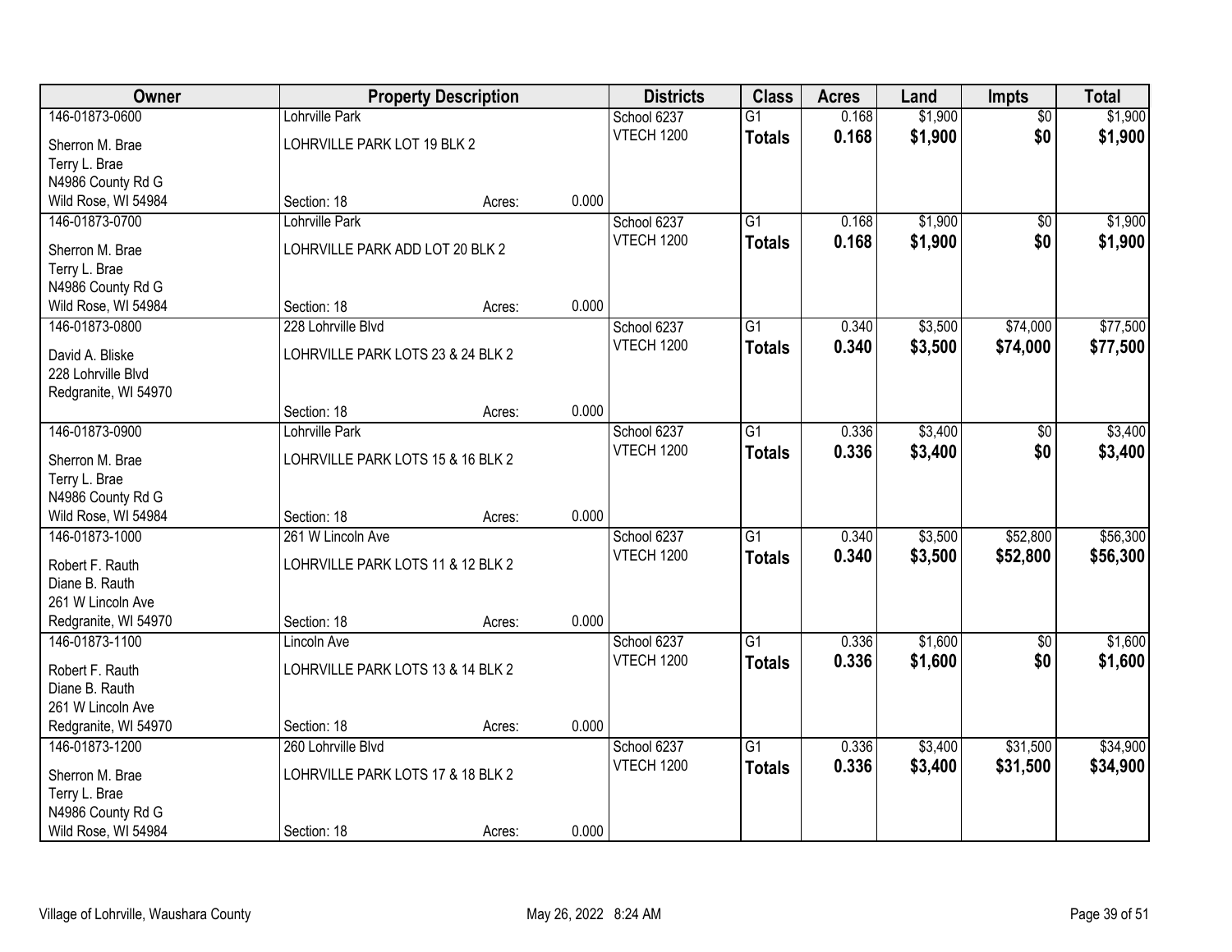| Owner | Property Description | | | Districts | Class | Acres | Land | Impts | Total |
|---|---|---|---|---|---|---|---|---|---|
| 146-01873-0600 | Lohrville Park | | | School 6237 | G1 | 0.168 | $1,900 | $0 | $1,900 |
| Sherron M. Brae<br>Terry L. Brae<br>N4986 County Rd G<br>Wild Rose, WI 54984 | LOHRVILLE PARK LOT 19 BLK 2<br>Section: 18 | Acres: | 0.000 | VTECH 1200 | **Totals** | **0.168** | **$1,900** | **$0** | **$1,900** |
| 146-01873-0700 | Lohrville Park | | | School 6237 | G1 | 0.168 | $1,900 | $0 | $1,900 |
| Sherron M. Brae<br>Terry L. Brae<br>N4986 County Rd G<br>Wild Rose, WI 54984 | LOHRVILLE PARK ADD LOT 20 BLK 2<br>Section: 18 | Acres: | 0.000 | VTECH 1200 | **Totals** | **0.168** | **$1,900** | **$0** | **$1,900** |
| 146-01873-0800 | 228 Lohrville Blvd | | | School 6237 | G1 | 0.340 | $3,500 | $74,000 | $77,500 |
| David A. Bliske<br>228 Lohrville Blvd<br>Redgranite, WI 54970 | LOHRVILLE PARK LOTS 23 & 24 BLK 2<br>Section: 18 | Acres: | 0.000 | VTECH 1200 | **Totals** | **0.340** | **$3,500** | **$74,000** | **$77,500** |
| 146-01873-0900 | Lohrville Park | | | School 6237 | G1 | 0.336 | $3,400 | $0 | $3,400 |
| Sherron M. Brae<br>Terry L. Brae<br>N4986 County Rd G<br>Wild Rose, WI 54984 | LOHRVILLE PARK LOTS 15 & 16 BLK 2<br>Section: 18 | Acres: | 0.000 | VTECH 1200 | **Totals** | **0.336** | **$3,400** | **$0** | **$3,400** |
| 146-01873-1000 | 261 W Lincoln Ave | | | School 6237 | G1 | 0.340 | $3,500 | $52,800 | $56,300 |
| Robert F. Rauth<br>Diane B. Rauth<br>261 W Lincoln Ave<br>Redgranite, WI 54970 | LOHRVILLE PARK LOTS 11 & 12 BLK 2<br>Section: 18 | Acres: | 0.000 | VTECH 1200 | **Totals** | **0.340** | **$3,500** | **$52,800** | **$56,300** |
| 146-01873-1100 | Lincoln Ave | | | School 6237 | G1 | 0.336 | $1,600 | $0 | $1,600 |
| Robert F. Rauth<br>Diane B. Rauth<br>261 W Lincoln Ave<br>Redgranite, WI 54970 | LOHRVILLE PARK LOTS 13 & 14 BLK 2<br>Section: 18 | Acres: | 0.000 | VTECH 1200 | **Totals** | **0.336** | **$1,600** | **$0** | **$1,600** |
| 146-01873-1200 | 260 Lohrville Blvd | | | School 6237 | G1 | 0.336 | $3,400 | $31,500 | $34,900 |
| Sherron M. Brae<br>Terry L. Brae<br>N4986 County Rd G<br>Wild Rose, WI 54984 | LOHRVILLE PARK LOTS 17 & 18 BLK 2<br>Section: 18 | Acres: | 0.000 | VTECH 1200 | **Totals** | **0.336** | **$3,400** | **$31,500** | **$34,900** |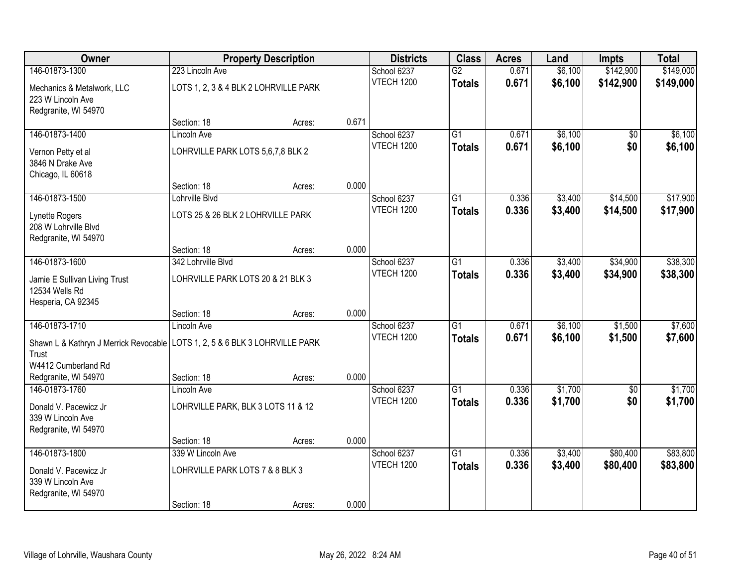| Owner | Property Description | | | Districts | Class | Acres | Land | Impts | Total |
|---|---|---|---|---|---|---|---|---|---|
| 146-01873-1300<br>Mechanics & Metalwork, LLC<br>223 W Lincoln Ave<br>Redgranite, WI 54970 | 223 Lincoln Ave<br>LOTS 1, 2, 3 & 4 BLK 2 LOHRVILLE PARK<br>Section: 18 | Acres: | 0.671 | School 6237<br>VTECH 1200 | G2<br>**Totals** | 0.671<br>**0.671** | $6,100<br>**$6,100** | $142,900<br>**$142,900** | $149,000<br>**$149,000** |
| 146-01873-1400<br>Vernon Petty et al<br>3846 N Drake Ave<br>Chicago, IL 60618 | Lincoln Ave<br>LOHRVILLE PARK LOTS 5,6,7,8 BLK 2<br>Section: 18 | Acres: | 0.000 | School 6237<br>VTECH 1200 | G1<br>**Totals** | 0.671<br>**0.671** | $6,100<br>**$6,100** | $0<br>**$0** | $6,100<br>**$6,100** |
| 146-01873-1500<br>Lynette Rogers<br>208 W Lohrville Blvd<br>Redgranite, WI 54970 | Lohrville Blvd<br>LOTS 25 & 26 BLK 2 LOHRVILLE PARK<br>Section: 18 | Acres: | 0.000 | School 6237<br>VTECH 1200 | G1<br>**Totals** | 0.336<br>**0.336** | $3,400<br>**$3,400** | $14,500<br>**$14,500** | $17,900<br>**$17,900** |
| 146-01873-1600<br>Jamie E Sullivan Living Trust<br>12534 Wells Rd<br>Hesperia, CA 92345 | 342 Lohrville Blvd<br>LOHRVILLE PARK LOTS 20 & 21 BLK 3<br>Section: 18 | Acres: | 0.000 | School 6237<br>VTECH 1200 | G1<br>**Totals** | 0.336<br>**0.336** | $3,400<br>**$3,400** | $34,900<br>**$34,900** | $38,300<br>**$38,300** |
| 146-01873-1710<br>Shawn L & Kathryn J Merrick Revocable Trust<br>W4412 Cumberland Rd<br>Redgranite, WI 54970 | Lincoln Ave<br>LOTS 1, 2, 5 & 6 BLK 3 LOHRVILLE PARK<br>Section: 18 | Acres: | 0.000 | School 6237<br>VTECH 1200 | G1<br>**Totals** | 0.671<br>**0.671** | $6,100<br>**$6,100** | $1,500<br>**$1,500** | $7,600<br>**$7,600** |
| 146-01873-1760<br>Donald V. Pacewicz Jr<br>339 W Lincoln Ave<br>Redgranite, WI 54970 | Lincoln Ave<br>LOHRVILLE PARK, BLK 3 LOTS 11 & 12<br>Section: 18 | Acres: | 0.000 | School 6237<br>VTECH 1200 | G1<br>**Totals** | 0.336<br>**0.336** | $1,700<br>**$1,700** | $0<br>**$0** | $1,700<br>**$1,700** |
| 146-01873-1800<br>Donald V. Pacewicz Jr<br>339 W Lincoln Ave<br>Redgranite, WI 54970 | 339 W Lincoln Ave<br>LOHRVILLE PARK LOTS 7 & 8 BLK 3<br>Section: 18 | Acres: | 0.000 | School 6237<br>VTECH 1200 | G1<br>**Totals** | 0.336<br>**0.336** | $3,400<br>**$3,400** | $80,400<br>**$80,400** | $83,800<br>**$83,800** |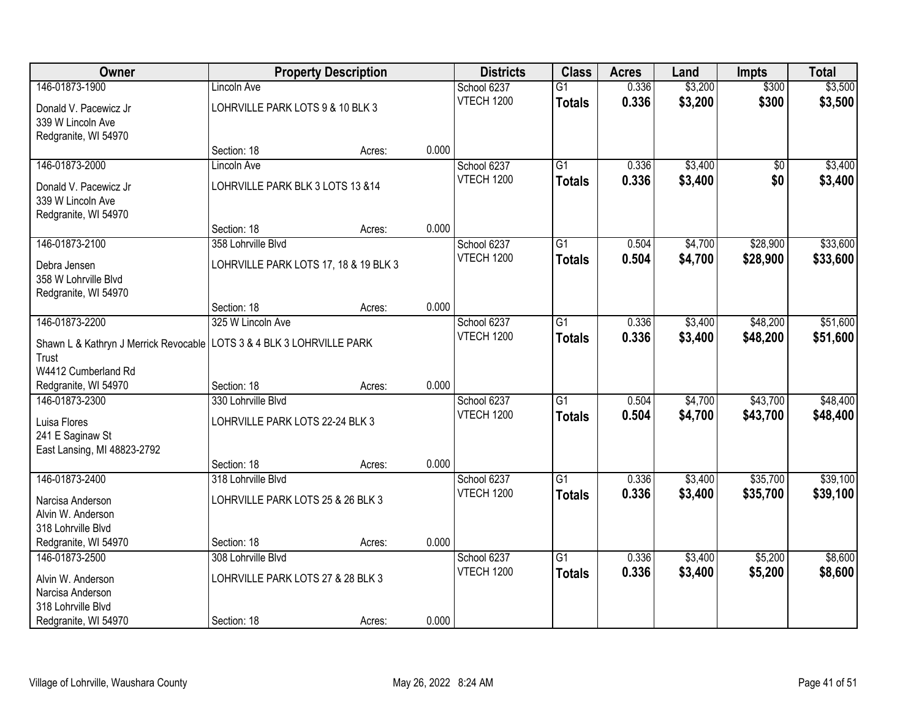| Owner | Property Description | Districts | Class | Acres | Land | Impts | Total |
|---|---|---|---|---|---|---|---|
| 146-01873-1900<br>Donald V. Pacewicz Jr<br>339 W Lincoln Ave<br>Redgranite, WI 54970 | Lincoln Ave<br>LOHRVILLE PARK LOTS 9 & 10 BLK 3<br>Section: 18 Acres: 0.000 | School 6237<br>VTECH 1200 | G1<br>**Totals** | 0.336<br>**0.336** | $3,200<br>**$3,200** | $300<br>**$300** | $3,500<br>**$3,500** |
| 146-01873-2000<br>Donald V. Pacewicz Jr<br>339 W Lincoln Ave<br>Redgranite, WI 54970 | Lincoln Ave<br>LOHRVILLE PARK BLK 3 LOTS 13 &14<br>Section: 18 Acres: 0.000 | School 6237<br>VTECH 1200 | G1<br>**Totals** | 0.336<br>**0.336** | $3,400<br>**$3,400** | $0<br>**$0** | $3,400<br>**$3,400** |
| 146-01873-2100<br>Debra Jensen<br>358 W Lohrville Blvd<br>Redgranite, WI 54970 | 358 Lohrville Blvd<br>LOHRVILLE PARK LOTS 17, 18 & 19 BLK 3<br>Section: 18 Acres: 0.000 | School 6237<br>VTECH 1200 | G1<br>**Totals** | 0.504<br>**0.504** | $4,700<br>**$4,700** | $28,900<br>**$28,900** | $33,600<br>**$33,600** |
| 146-01873-2200<br>Shawn L & Kathryn J Merrick Revocable Trust<br>W4412 Cumberland Rd<br>Redgranite, WI 54970 | 325 W Lincoln Ave<br>LOTS 3 & 4 BLK 3 LOHRVILLE PARK<br>Section: 18 Acres: 0.000 | School 6237<br>VTECH 1200 | G1<br>**Totals** | 0.336<br>**0.336** | $3,400<br>**$3,400** | $48,200<br>**$48,200** | $51,600<br>**$51,600** |
| 146-01873-2300<br>Luisa Flores<br>241 E Saginaw St<br>East Lansing, MI 48823-2792 | 330 Lohrville Blvd<br>LOHRVILLE PARK LOTS 22-24 BLK 3<br>Section: 18 Acres: 0.000 | School 6237<br>VTECH 1200 | G1<br>**Totals** | 0.504<br>**0.504** | $4,700<br>**$4,700** | $43,700<br>**$43,700** | $48,400<br>**$48,400** |
| 146-01873-2400<br>Narcisa Anderson<br>Alvin W. Anderson<br>318 Lohrville Blvd<br>Redgranite, WI 54970 | 318 Lohrville Blvd<br>LOHRVILLE PARK LOTS 25 & 26 BLK 3<br>Section: 18 Acres: 0.000 | School 6237<br>VTECH 1200 | G1<br>**Totals** | 0.336<br>**0.336** | $3,400<br>**$3,400** | $35,700<br>**$35,700** | $39,100<br>**$39,100** |
| 146-01873-2500<br>Alvin W. Anderson<br>Narcisa Anderson<br>318 Lohrville Blvd<br>Redgranite, WI 54970 | 308 Lohrville Blvd<br>LOHRVILLE PARK LOTS 27 & 28 BLK 3<br>Section: 18 Acres: 0.000 | School 6237<br>VTECH 1200 | G1<br>**Totals** | 0.336<br>**0.336** | $3,400<br>**$3,400** | $5,200<br>**$5,200** | $8,600<br>**$8,600** |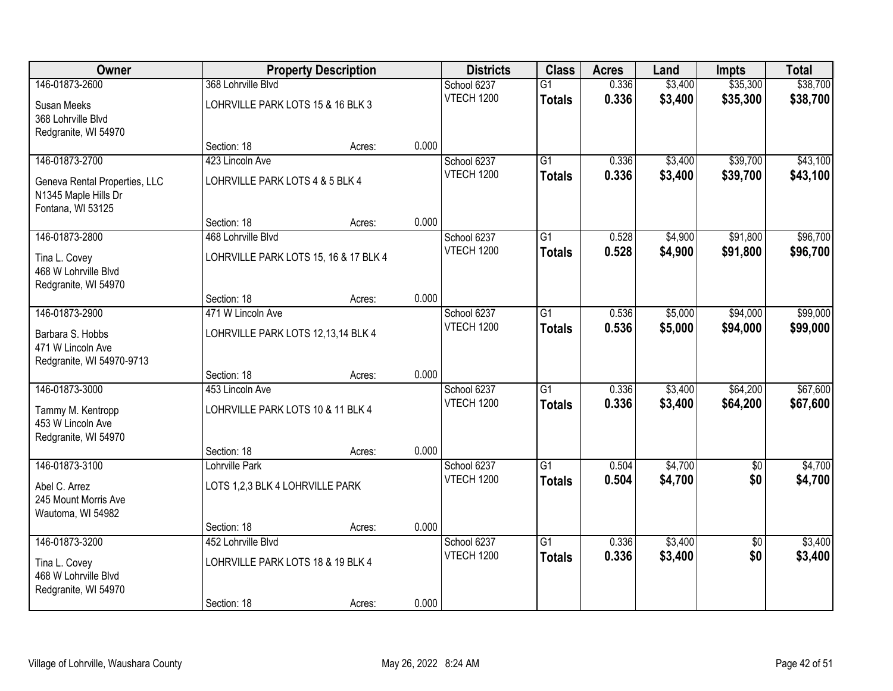| Owner | Property Description | | | Districts | Class | Acres | Land | Impts | Total |
|---|---|---|---|---|---|---|---|---|---|
| 146-01873-2600 | 368 Lohrville Blvd | | | School 6237 | G1 | 0.336 | $3,400 | $35,300 | $38,700 |
| Susan Meeks<br>368 Lohrville Blvd<br>Redgranite, WI 54970 | LOHRVILLE PARK LOTS 15 & 16 BLK 3 | | | VTECH 1200 | **Totals** | **0.336** | **$3,400** | **$35,300** | **$38,700** |
| | Section: 18 | Acres: | 0.000 | | | | | | |
| 146-01873-2700 | 423 Lincoln Ave | | | School 6237 | G1 | 0.336 | $3,400 | $39,700 | $43,100 |
| Geneva Rental Properties, LLC<br>N1345 Maple Hills Dr<br>Fontana, WI 53125 | LOHRVILLE PARK LOTS 4 & 5 BLK 4 | | | VTECH 1200 | **Totals** | **0.336** | **$3,400** | **$39,700** | **$43,100** |
| | Section: 18 | Acres: | 0.000 | | | | | | |
| 146-01873-2800 | 468 Lohrville Blvd | | | School 6237 | G1 | 0.528 | $4,900 | $91,800 | $96,700 |
| Tina L. Covey<br>468 W Lohrville Blvd<br>Redgranite, WI 54970 | LOHRVILLE PARK LOTS 15, 16 & 17 BLK 4 | | | VTECH 1200 | **Totals** | **0.528** | **$4,900** | **$91,800** | **$96,700** |
| | Section: 18 | Acres: | 0.000 | | | | | | |
| 146-01873-2900 | 471 W Lincoln Ave | | | School 6237 | G1 | 0.536 | $5,000 | $94,000 | $99,000 |
| Barbara S. Hobbs<br>471 W Lincoln Ave<br>Redgranite, WI 54970-9713 | LOHRVILLE PARK LOTS 12,13,14 BLK 4 | | | VTECH 1200 | **Totals** | **0.536** | **$5,000** | **$94,000** | **$99,000** |
| | Section: 18 | Acres: | 0.000 | | | | | | |
| 146-01873-3000 | 453 Lincoln Ave | | | School 6237 | G1 | 0.336 | $3,400 | $64,200 | $67,600 |
| Tammy M. Kentropp<br>453 W Lincoln Ave<br>Redgranite, WI 54970 | LOHRVILLE PARK LOTS 10 & 11 BLK 4 | | | VTECH 1200 | **Totals** | **0.336** | **$3,400** | **$64,200** | **$67,600** |
| | Section: 18 | Acres: | 0.000 | | | | | | |
| 146-01873-3100 | Lohrville Park | | | School 6237 | G1 | 0.504 | $4,700 | $0 | $4,700 |
| Abel C. Arrez<br>245 Mount Morris Ave<br>Wautoma, WI 54982 | LOTS 1,2,3 BLK 4 LOHRVILLE PARK | | | VTECH 1200 | **Totals** | **0.504** | **$4,700** | **$0** | **$4,700** |
| | Section: 18 | Acres: | 0.000 | | | | | | |
| 146-01873-3200 | 452 Lohrville Blvd | | | School 6237 | G1 | 0.336 | $3,400 | $0 | $3,400 |
| Tina L. Covey<br>468 W Lohrville Blvd<br>Redgranite, WI 54970 | LOHRVILLE PARK LOTS 18 & 19 BLK 4 | | | VTECH 1200 | **Totals** | **0.336** | **$3,400** | **$0** | **$3,400** |
| | Section: 18 | Acres: | 0.000 | | | | | | |

Village of Lohrville, Waushara County May 26, 2022 8:24 AM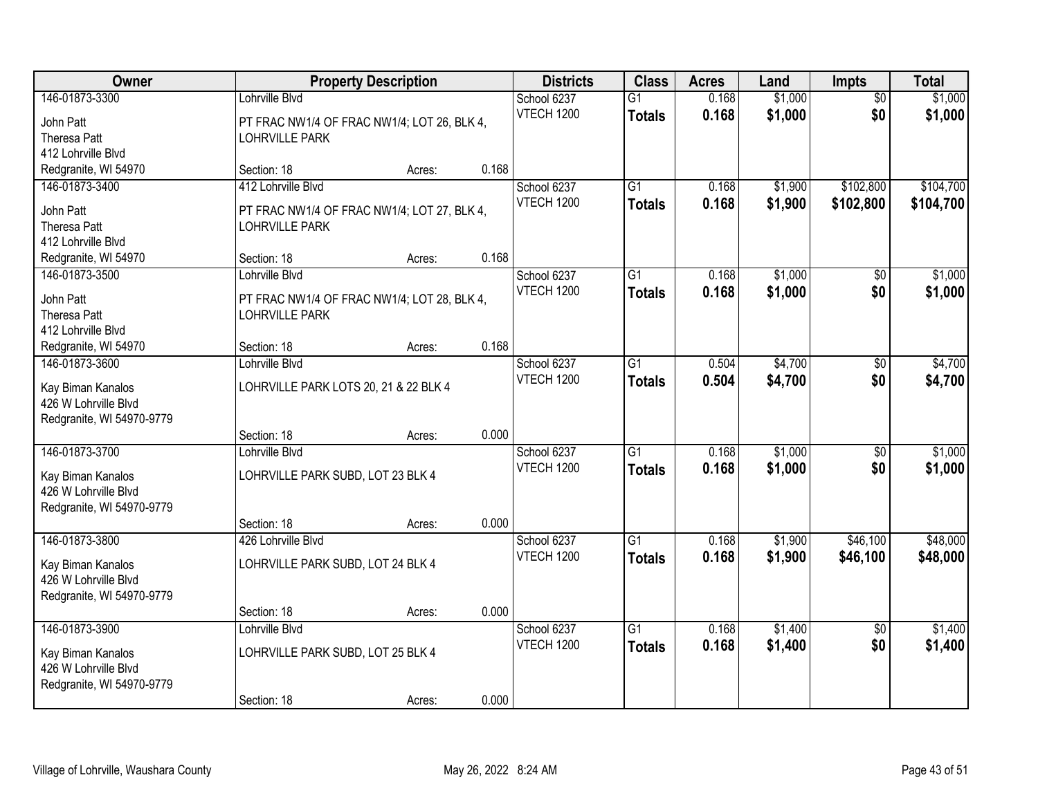| Owner | Property Description | | | Districts | Class | Acres | Land | Impts | Total |
|---|---|---|---|---|---|---|---|---|---|
| 146-01873-3300<br>John Patt<br>Theresa Patt<br>412 Lohrville Blvd<br>Redgranite, WI 54970 | Lohrville Blvd<br>PT FRAC NW1/4 OF FRAC NW1/4; LOT 26, BLK 4, LOHRVILLE PARK<br>Section: 18 | Acres: | 0.168 | School 6237<br>VTECH 1200 | G1<br>**Totals** | 0.168<br>**0.168** | $1,000<br>**$1,000** | $0<br>**$0** | $1,000<br>**$1,000** |
| 146-01873-3400<br>John Patt<br>Theresa Patt<br>412 Lohrville Blvd<br>Redgranite, WI 54970 | 412 Lohrville Blvd<br>PT FRAC NW1/4 OF FRAC NW1/4; LOT 27, BLK 4, LOHRVILLE PARK<br>Section: 18 | Acres: | 0.168 | School 6237<br>VTECH 1200 | G1<br>**Totals** | 0.168<br>**0.168** | $1,900<br>**$1,900** | $102,800<br>**$102,800** | $104,700<br>**$104,700** |
| 146-01873-3500<br>John Patt<br>Theresa Patt<br>412 Lohrville Blvd<br>Redgranite, WI 54970 | Lohrville Blvd<br>PT FRAC NW1/4 OF FRAC NW1/4; LOT 28, BLK 4, LOHRVILLE PARK<br>Section: 18 | Acres: | 0.168 | School 6237<br>VTECH 1200 | G1<br>**Totals** | 0.168<br>**0.168** | $1,000<br>**$1,000** | $0<br>**$0** | $1,000<br>**$1,000** |
| 146-01873-3600<br>Kay Biman Kanalos<br>426 W Lohrville Blvd<br>Redgranite, WI 54970-9779 | Lohrville Blvd<br>LOHRVILLE PARK LOTS 20, 21 & 22 BLK 4<br>Section: 18 | Acres: | 0.000 | School 6237<br>VTECH 1200 | G1<br>**Totals** | 0.504<br>**0.504** | $4,700<br>**$4,700** | $0<br>**$0** | $4,700<br>**$4,700** |
| 146-01873-3700<br>Kay Biman Kanalos<br>426 W Lohrville Blvd<br>Redgranite, WI 54970-9779 | Lohrville Blvd<br>LOHRVILLE PARK SUBD, LOT 23 BLK 4<br>Section: 18 | Acres: | 0.000 | School 6237<br>VTECH 1200 | G1<br>**Totals** | 0.168<br>**0.168** | $1,000<br>**$1,000** | $0<br>**$0** | $1,000<br>**$1,000** |
| 146-01873-3800<br>Kay Biman Kanalos<br>426 W Lohrville Blvd<br>Redgranite, WI 54970-9779 | 426 Lohrville Blvd<br>LOHRVILLE PARK SUBD, LOT 24 BLK 4<br>Section: 18 | Acres: | 0.000 | School 6237<br>VTECH 1200 | G1<br>**Totals** | 0.168<br>**0.168** | $1,900<br>**$1,900** | $46,100<br>**$46,100** | $48,000<br>**$48,000** |
| 146-01873-3900<br>Kay Biman Kanalos<br>426 W Lohrville Blvd<br>Redgranite, WI 54970-9779 | Lohrville Blvd<br>LOHRVILLE PARK SUBD, LOT 25 BLK 4<br>Section: 18 | Acres: | 0.000 | School 6237<br>VTECH 1200 | G1<br>**Totals** | 0.168<br>**0.168** | $1,400<br>**$1,400** | $0<br>**$0** | $1,400<br>**$1,400** |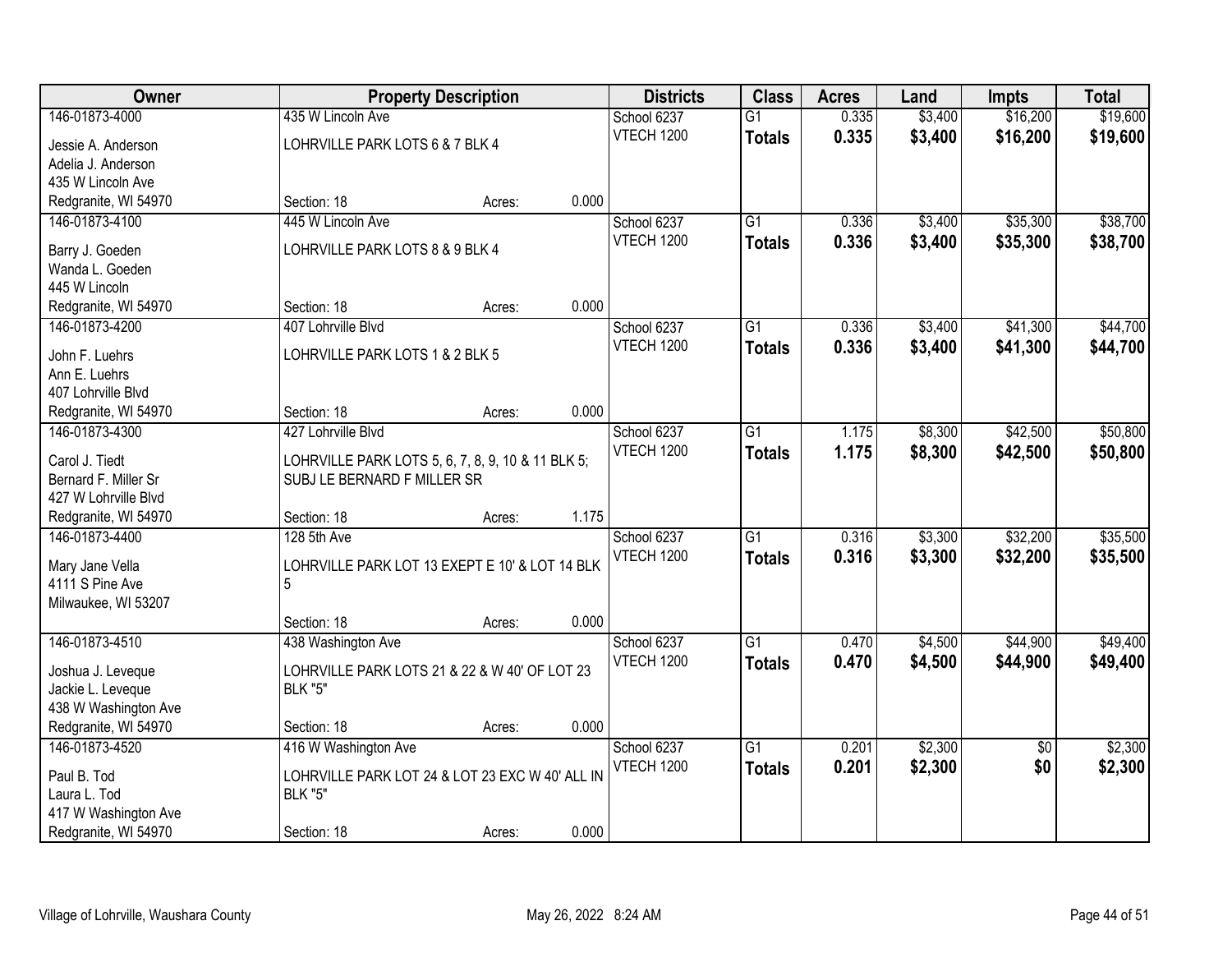| Owner | Property Description | Districts | Class | Acres | Land | Impts | Total |
|---|---|---|---|---|---|---|---|
| 146-01873-4000<br>Jessie A. Anderson<br>Adelia J. Anderson<br>435 W Lincoln Ave<br>Redgranite, WI 54970 | 435 W Lincoln Ave<br>LOHRVILLE PARK LOTS 6 & 7 BLK 4<br>Section: 18 Acres: 0.000 | School 6237<br>VTECH 1200 | G1<br>**Totals** | 0.335<br>**0.335** | $3,400<br>**$3,400** | $16,200<br>**$16,200** | $19,600<br>**$19,600** |
| 146-01873-4100<br>Barry J. Goeden<br>Wanda L. Goeden<br>445 W Lincoln<br>Redgranite, WI 54970 | 445 W Lincoln Ave<br>LOHRVILLE PARK LOTS 8 & 9 BLK 4<br>Section: 18 Acres: 0.000 | School 6237<br>VTECH 1200 | G1<br>**Totals** | 0.336<br>**0.336** | $3,400<br>**$3,400** | $35,300<br>**$35,300** | $38,700<br>**$38,700** |
| 146-01873-4200<br>John F. Luehrs<br>Ann E. Luehrs<br>407 Lohrville Blvd<br>Redgranite, WI 54970 | 407 Lohrville Blvd<br>LOHRVILLE PARK LOTS 1 & 2 BLK 5<br>Section: 18 Acres: 0.000 | School 6237<br>VTECH 1200 | G1<br>**Totals** | 0.336<br>**0.336** | $3,400<br>**$3,400** | $41,300<br>**$41,300** | $44,700<br>**$44,700** |
| 146-01873-4300<br>Carol J. Tiedt<br>Bernard F. Miller Sr<br>427 W Lohrville Blvd<br>Redgranite, WI 54970 | 427 Lohrville Blvd<br>LOHRVILLE PARK LOTS 5, 6, 7, 8, 9, 10 & 11 BLK 5; SUBJ LE BERNARD F MILLER SR<br>Section: 18 Acres: 1.175 | School 6237<br>VTECH 1200 | G1<br>**Totals** | 1.175<br>**1.175** | $8,300<br>**$8,300** | $42,500<br>**$42,500** | $50,800<br>**$50,800** |
| 146-01873-4400<br>Mary Jane Vella<br>4111 S Pine Ave<br>Milwaukee, WI 53207 | 128 5th Ave<br>LOHRVILLE PARK LOT 13 EXEPT E 10' & LOT 14 BLK 5<br>Section: 18 Acres: 0.000 | School 6237<br>VTECH 1200 | G1<br>**Totals** | 0.316<br>**0.316** | $3,300<br>**$3,300** | $32,200<br>**$32,200** | $35,500<br>**$35,500** |
| 146-01873-4510<br>Joshua J. Leveque<br>Jackie L. Leveque<br>438 W Washington Ave<br>Redgranite, WI 54970 | 438 Washington Ave<br>LOHRVILLE PARK LOTS 21 & 22 & W 40' OF LOT 23 BLK "5"<br>Section: 18 Acres: 0.000 | School 6237<br>VTECH 1200 | G1<br>**Totals** | 0.470<br>**0.470** | $4,500<br>**$4,500** | $44,900<br>**$44,900** | $49,400<br>**$49,400** |
| 146-01873-4520<br>Paul B. Tod<br>Laura L. Tod<br>417 W Washington Ave<br>Redgranite, WI 54970 | 416 W Washington Ave<br>LOHRVILLE PARK LOT 24 & LOT 23 EXC W 40' ALL IN BLK "5"<br>Section: 18 Acres: 0.000 | School 6237<br>VTECH 1200 | G1<br>**Totals** | 0.201<br>**0.201** | $2,300<br>**$2,300** | $0<br>**$0** | $2,300<br>**$2,300** |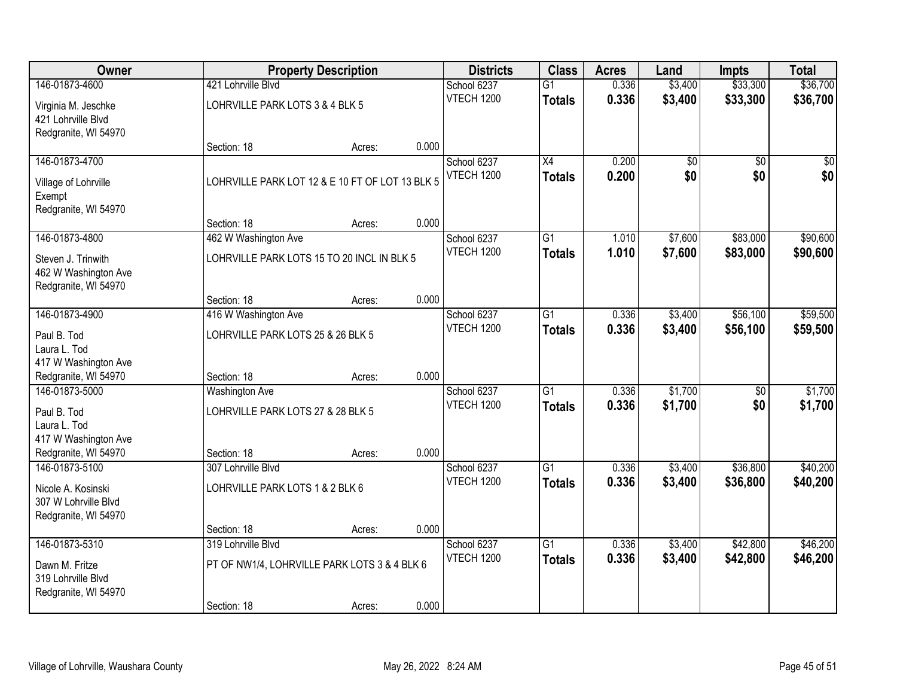| Owner | Property Description | Districts | Class | Acres | Land | Impts | Total |
|---|---|---|---|---|---|---|---|
| 146-01873-4600<br>Virginia M. Jeschke<br>421 Lohrville Blvd<br>Redgranite, WI 54970 | 421 Lohrville Blvd<br>LOHRVILLE PARK LOTS 3 & 4 BLK 5<br>Section: 18 Acres: 0.000 | School 6237<br>VTECH 1200 | G1<br>**Totals** | 0.336<br>**0.336** | $3,400<br>**$3,400** | $33,300<br>**$33,300** | $36,700<br>**$36,700** |
| 146-01873-4700<br>Village of Lohrville<br>Exempt<br>Redgranite, WI 54970 | LOHRVILLE PARK LOT 12 & E 10 FT OF LOT 13 BLK 5<br>Section: 18 Acres: 0.000 | School 6237<br>VTECH 1200 | X4<br>**Totals** | 0.200<br>**0.200** | $0<br>**$0** | $0<br>**$0** | $0<br>**$0** |
| 146-01873-4800<br>Steven J. Trinwith<br>462 W Washington Ave<br>Redgranite, WI 54970 | 462 W Washington Ave<br>LOHRVILLE PARK LOTS 15 TO 20 INCL IN BLK 5<br>Section: 18 Acres: 0.000 | School 6237<br>VTECH 1200 | G1<br>**Totals** | 1.010<br>**1.010** | $7,600<br>**$7,600** | $83,000<br>**$83,000** | $90,600<br>**$90,600** |
| 146-01873-4900<br>Paul B. Tod<br>Laura L. Tod<br>417 W Washington Ave<br>Redgranite, WI 54970 | 416 W Washington Ave<br>LOHRVILLE PARK LOTS 25 & 26 BLK 5<br>Section: 18 Acres: 0.000 | School 6237<br>VTECH 1200 | G1<br>**Totals** | 0.336<br>**0.336** | $3,400<br>**$3,400** | $56,100<br>**$56,100** | $59,500<br>**$59,500** |
| 146-01873-5000<br>Paul B. Tod<br>Laura L. Tod<br>417 W Washington Ave<br>Redgranite, WI 54970 | Washington Ave<br>LOHRVILLE PARK LOTS 27 & 28 BLK 5<br>Section: 18 Acres: 0.000 | School 6237<br>VTECH 1200 | G1<br>**Totals** | 0.336<br>**0.336** | $1,700<br>**$1,700** | $0<br>**$0** | $1,700<br>**$1,700** |
| 146-01873-5100<br>Nicole A. Kosinski<br>307 W Lohrville Blvd<br>Redgranite, WI 54970 | 307 Lohrville Blvd<br>LOHRVILLE PARK LOTS 1 & 2 BLK 6<br>Section: 18 Acres: 0.000 | School 6237<br>VTECH 1200 | G1<br>**Totals** | 0.336<br>**0.336** | $3,400<br>**$3,400** | $36,800<br>**$36,800** | $40,200<br>**$40,200** |
| 146-01873-5310<br>Dawn M. Fritze<br>319 Lohrville Blvd<br>Redgranite, WI 54970 | 319 Lohrville Blvd<br>PT OF NW1/4, LOHRVILLE PARK LOTS 3 & 4 BLK 6<br>Section: 18 Acres: 0.000 | School 6237<br>VTECH 1200 | G1<br>**Totals** | 0.336<br>**0.336** | $3,400<br>**$3,400** | $42,800<br>**$42,800** | $46,200<br>**$46,200** |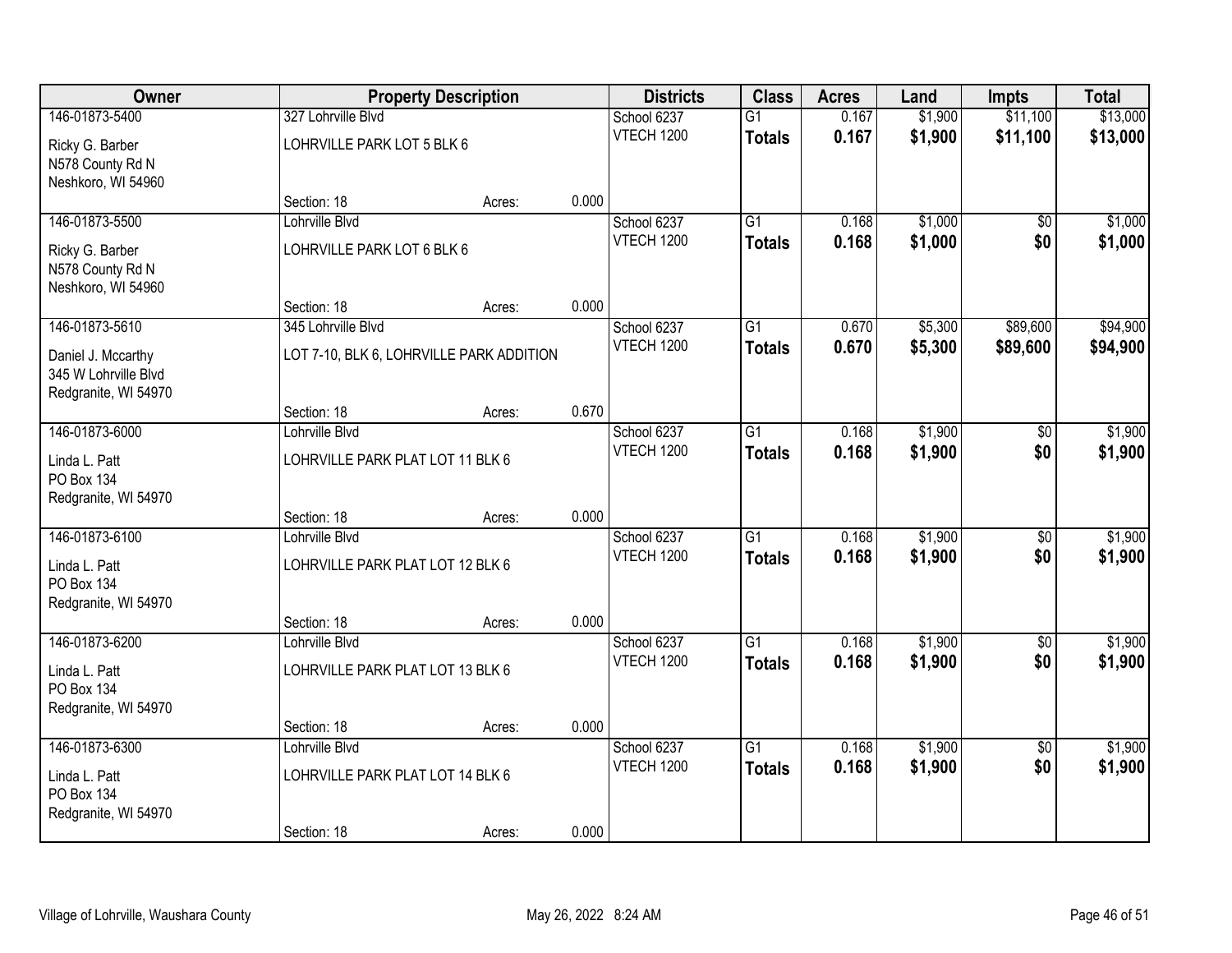| Owner | Property Description | | | Districts | Class | Acres | Land | Impts | Total |
|---|---|---|---|---|---|---|---|---|---|
| 146-01873-5400 | 327 Lohrville Blvd | | | School 6237 | G1 | 0.167 | $1,900 | $11,100 | $13,000 |
| Ricky G. Barber<br>N578 County Rd N<br>Neshkoro, WI 54960 | LOHRVILLE PARK LOT 5 BLK 6 | | | VTECH 1200 | **Totals** | **0.167** | **$1,900** | **$11,100** | **$13,000** |
| | Section: 18 | Acres: | 0.000 | | | | | | |
| 146-01873-5500 | Lohrville Blvd | | | School 6237 | G1 | 0.168 | $1,000 | $0 | $1,000 |
| Ricky G. Barber<br>N578 County Rd N<br>Neshkoro, WI 54960 | LOHRVILLE PARK LOT 6 BLK 6 | | | VTECH 1200 | **Totals** | **0.168** | **$1,000** | **$0** | **$1,000** |
| | Section: 18 | Acres: | 0.000 | | | | | | |
| 146-01873-5610 | 345 Lohrville Blvd | | | School 6237 | G1 | 0.670 | $5,300 | $89,600 | $94,900 |
| Daniel J. Mccarthy<br>345 W Lohrville Blvd<br>Redgranite, WI 54970 | LOT 7-10, BLK 6, LOHRVILLE PARK ADDITION | | | VTECH 1200 | **Totals** | **0.670** | **$5,300** | **$89,600** | **$94,900** |
| | Section: 18 | Acres: | 0.670 | | | | | | |
| 146-01873-6000 | Lohrville Blvd | | | School 6237 | G1 | 0.168 | $1,900 | $0 | $1,900 |
| Linda L. Patt<br>PO Box 134<br>Redgranite, WI 54970 | LOHRVILLE PARK PLAT LOT 11 BLK 6 | | | VTECH 1200 | **Totals** | **0.168** | **$1,900** | **$0** | **$1,900** |
| | Section: 18 | Acres: | 0.000 | | | | | | |
| 146-01873-6100 | Lohrville Blvd | | | School 6237 | G1 | 0.168 | $1,900 | $0 | $1,900 |
| Linda L. Patt<br>PO Box 134<br>Redgranite, WI 54970 | LOHRVILLE PARK PLAT LOT 12 BLK 6 | | | VTECH 1200 | **Totals** | **0.168** | **$1,900** | **$0** | **$1,900** |
| | Section: 18 | Acres: | 0.000 | | | | | | |
| 146-01873-6200 | Lohrville Blvd | | | School 6237 | G1 | 0.168 | $1,900 | $0 | $1,900 |
| Linda L. Patt<br>PO Box 134<br>Redgranite, WI 54970 | LOHRVILLE PARK PLAT LOT 13 BLK 6 | | | VTECH 1200 | **Totals** | **0.168** | **$1,900** | **$0** | **$1,900** |
| | Section: 18 | Acres: | 0.000 | | | | | | |
| 146-01873-6300 | Lohrville Blvd | | | School 6237 | G1 | 0.168 | $1,900 | $0 | $1,900 |
| Linda L. Patt<br>PO Box 134<br>Redgranite, WI 54970 | LOHRVILLE PARK PLAT LOT 14 BLK 6 | | | VTECH 1200 | **Totals** | **0.168** | **$1,900** | **$0** | **$1,900** |
| | Section: 18 | Acres: | 0.000 | | | | | | |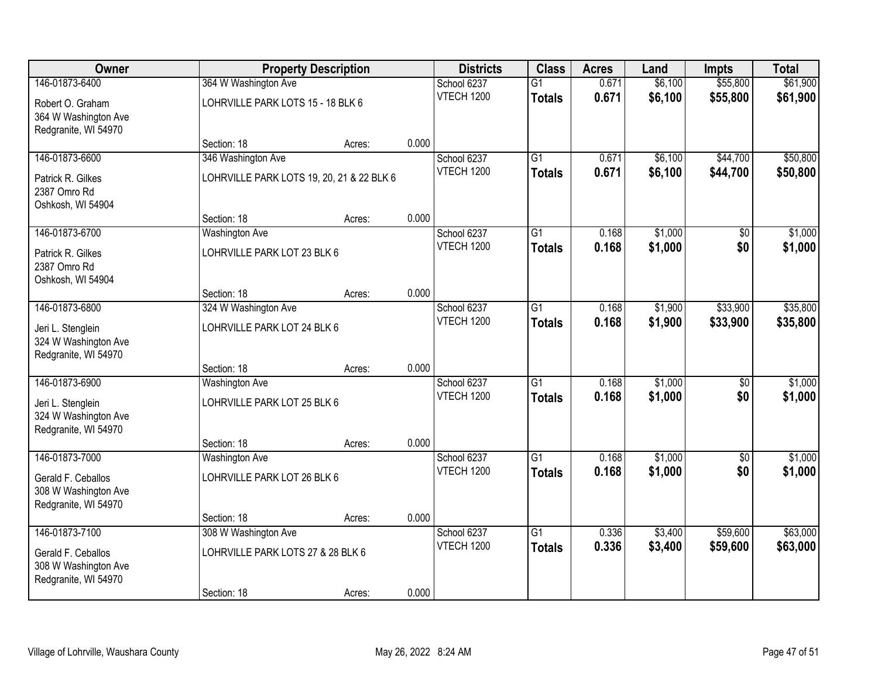| Owner | Property Description | | | Districts | Class | Acres | Land | Impts | Total |
|---|---|---|---|---|---|---|---|---|---|
| 146-01873-6400 | 364 W Washington Ave | | | School 6237 | G1 | 0.671 | $6,100 | $55,800 | $61,900 |
| Robert O. Graham<br>364 W Washington Ave<br>Redgranite, WI 54970 | LOHRVILLE PARK LOTS 15 - 18 BLK 6 | | | VTECH 1200 | **Totals** | **0.671** | **$6,100** | **$55,800** | **$61,900** |
| | Section: 18 | Acres: | 0.000 | | | | | | |
| 146-01873-6600 | 346 Washington Ave | | | School 6237 | G1 | 0.671 | $6,100 | $44,700 | $50,800 |
| Patrick R. Gilkes<br>2387 Omro Rd<br>Oshkosh, WI 54904 | LOHRVILLE PARK LOTS 19, 20, 21 & 22 BLK 6 | | | VTECH 1200 | **Totals** | **0.671** | **$6,100** | **$44,700** | **$50,800** |
| | Section: 18 | Acres: | 0.000 | | | | | | |
| 146-01873-6700 | Washington Ave | | | School 6237 | G1 | 0.168 | $1,000 | $0 | $1,000 |
| Patrick R. Gilkes<br>2387 Omro Rd<br>Oshkosh, WI 54904 | LOHRVILLE PARK LOT 23 BLK 6 | | | VTECH 1200 | **Totals** | **0.168** | **$1,000** | **$0** | **$1,000** |
| | Section: 18 | Acres: | 0.000 | | | | | | |
| 146-01873-6800 | 324 W Washington Ave | | | School 6237 | G1 | 0.168 | $1,900 | $33,900 | $35,800 |
| Jeri L. Stenglein<br>324 W Washington Ave<br>Redgranite, WI 54970 | LOHRVILLE PARK LOT 24 BLK 6 | | | VTECH 1200 | **Totals** | **0.168** | **$1,900** | **$33,900** | **$35,800** |
| | Section: 18 | Acres: | 0.000 | | | | | | |
| 146-01873-6900 | Washington Ave | | | School 6237 | G1 | 0.168 | $1,000 | $0 | $1,000 |
| Jeri L. Stenglein<br>324 W Washington Ave<br>Redgranite, WI 54970 | LOHRVILLE PARK LOT 25 BLK 6 | | | VTECH 1200 | **Totals** | **0.168** | **$1,000** | **$0** | **$1,000** |
| | Section: 18 | Acres: | 0.000 | | | | | | |
| 146-01873-7000 | Washington Ave | | | School 6237 | G1 | 0.168 | $1,000 | $0 | $1,000 |
| Gerald F. Ceballos<br>308 W Washington Ave<br>Redgranite, WI 54970 | LOHRVILLE PARK LOT 26 BLK 6 | | | VTECH 1200 | **Totals** | **0.168** | **$1,000** | **$0** | **$1,000** |
| | Section: 18 | Acres: | 0.000 | | | | | | |
| 146-01873-7100 | 308 W Washington Ave | | | School 6237 | G1 | 0.336 | $3,400 | $59,600 | $63,000 |
| Gerald F. Ceballos<br>308 W Washington Ave<br>Redgranite, WI 54970 | LOHRVILLE PARK LOTS 27 & 28 BLK 6 | | | VTECH 1200 | **Totals** | **0.336** | **$3,400** | **$59,600** | **$63,000** |
| | Section: 18 | Acres: | 0.000 | | | | | | |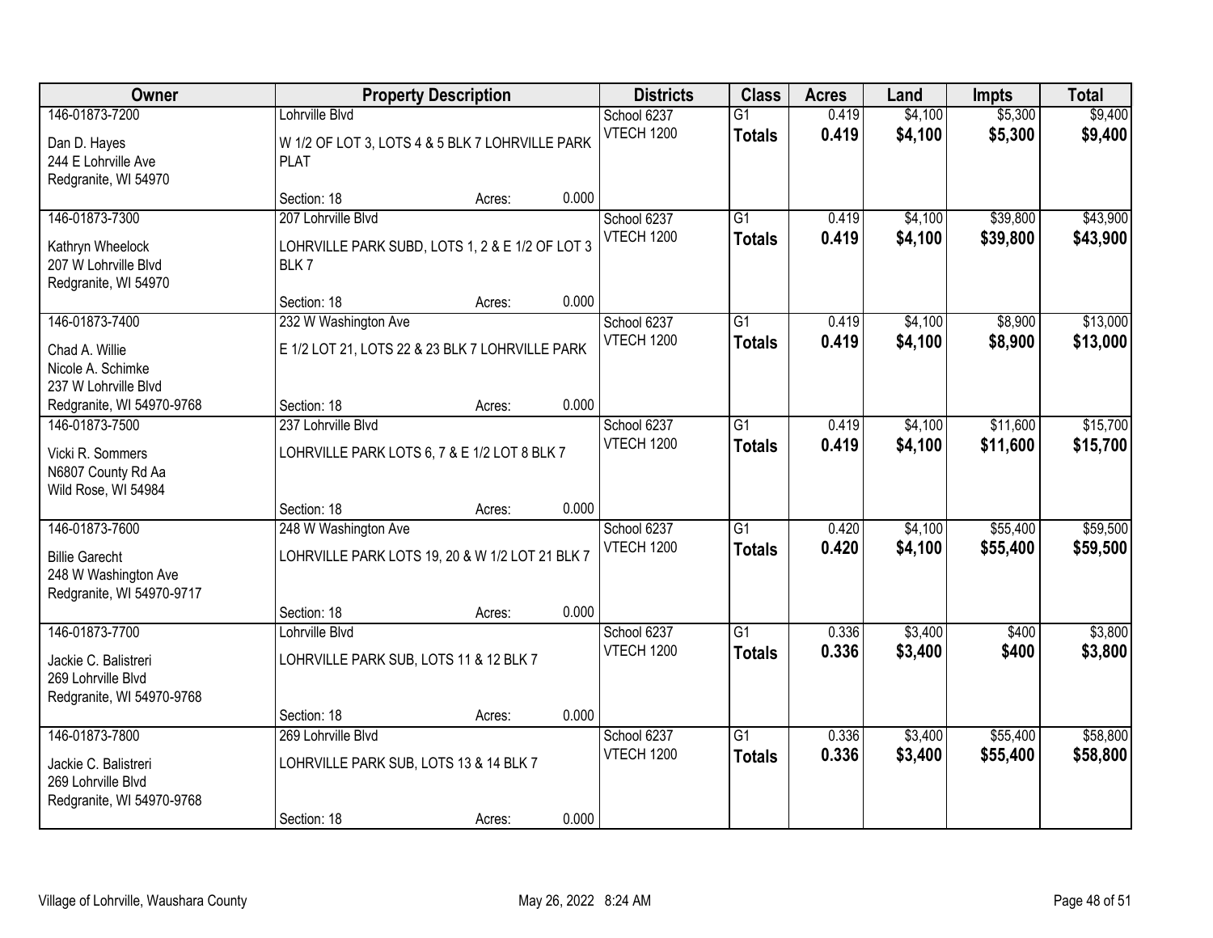| Owner | Property Description | | | Districts | Class | Acres | Land | Impts | Total |
|---|---|---|---|---|---|---|---|---|---|
| 146-01873-7200<br>Dan D. Hayes<br>244 E Lohrville Ave<br>Redgranite, WI 54970 | Lohrville Blvd<br>W 1/2 OF LOT 3, LOTS 4 & 5 BLK 7 LOHRVILLE PARK PLAT<br>Section: 18 | Acres: | 0.000 | School 6237<br>VTECH 1200 | G1<br>**Totals** | 0.419<br>**0.419** | $4,100<br>**$4,100** | $5,300<br>**$5,300** | $9,400<br>**$9,400** |
| 146-01873-7300<br>Kathryn Wheelock<br>207 W Lohrville Blvd<br>Redgranite, WI 54970 | 207 Lohrville Blvd<br>LOHRVILLE PARK SUBD, LOTS 1, 2 & E 1/2 OF LOT 3 BLK 7<br>Section: 18 | Acres: | 0.000 | School 6237<br>VTECH 1200 | G1<br>**Totals** | 0.419<br>**0.419** | $4,100<br>**$4,100** | $39,800<br>**$39,800** | $43,900<br>**$43,900** |
| 146-01873-7400<br>Chad A. Willie<br>Nicole A. Schimke<br>237 W Lohrville Blvd<br>Redgranite, WI 54970-9768 | 232 W Washington Ave<br>E 1/2 LOT 21, LOTS 22 & 23 BLK 7 LOHRVILLE PARK<br>Section: 18 | Acres: | 0.000 | School 6237<br>VTECH 1200 | G1<br>**Totals** | 0.419<br>**0.419** | $4,100<br>**$4,100** | $8,900<br>**$8,900** | $13,000<br>**$13,000** |
| 146-01873-7500<br>Vicki R. Sommers<br>N6807 County Rd Aa<br>Wild Rose, WI 54984 | 237 Lohrville Blvd<br>LOHRVILLE PARK LOTS 6, 7 & E 1/2 LOT 8 BLK 7<br>Section: 18 | Acres: | 0.000 | School 6237<br>VTECH 1200 | G1<br>**Totals** | 0.419<br>**0.419** | $4,100<br>**$4,100** | $11,600<br>**$11,600** | $15,700<br>**$15,700** |
| 146-01873-7600<br>Billie Garecht<br>248 W Washington Ave<br>Redgranite, WI 54970-9717 | 248 W Washington Ave<br>LOHRVILLE PARK LOTS 19, 20 & W 1/2 LOT 21 BLK 7<br>Section: 18 | Acres: | 0.000 | School 6237<br>VTECH 1200 | G1<br>**Totals** | 0.420<br>**0.420** | $4,100<br>**$4,100** | $55,400<br>**$55,400** | $59,500<br>**$59,500** |
| 146-01873-7700<br>Jackie C. Balistreri<br>269 Lohrville Blvd<br>Redgranite, WI 54970-9768 | Lohrville Blvd<br>LOHRVILLE PARK SUB, LOTS 11 & 12 BLK 7<br>Section: 18 | Acres: | 0.000 | School 6237<br>VTECH 1200 | G1<br>**Totals** | 0.336<br>**0.336** | $3,400<br>**$3,400** | $400<br>**$400** | $3,800<br>**$3,800** |
| 146-01873-7800<br>Jackie C. Balistreri<br>269 Lohrville Blvd<br>Redgranite, WI 54970-9768 | 269 Lohrville Blvd<br>LOHRVILLE PARK SUB, LOTS 13 & 14 BLK 7<br>Section: 18 | Acres: | 0.000 | School 6237<br>VTECH 1200 | G1<br>**Totals** | 0.336<br>**0.336** | $3,400<br>**$3,400** | $55,400<br>**$55,400** | $58,800<br>**$58,800** |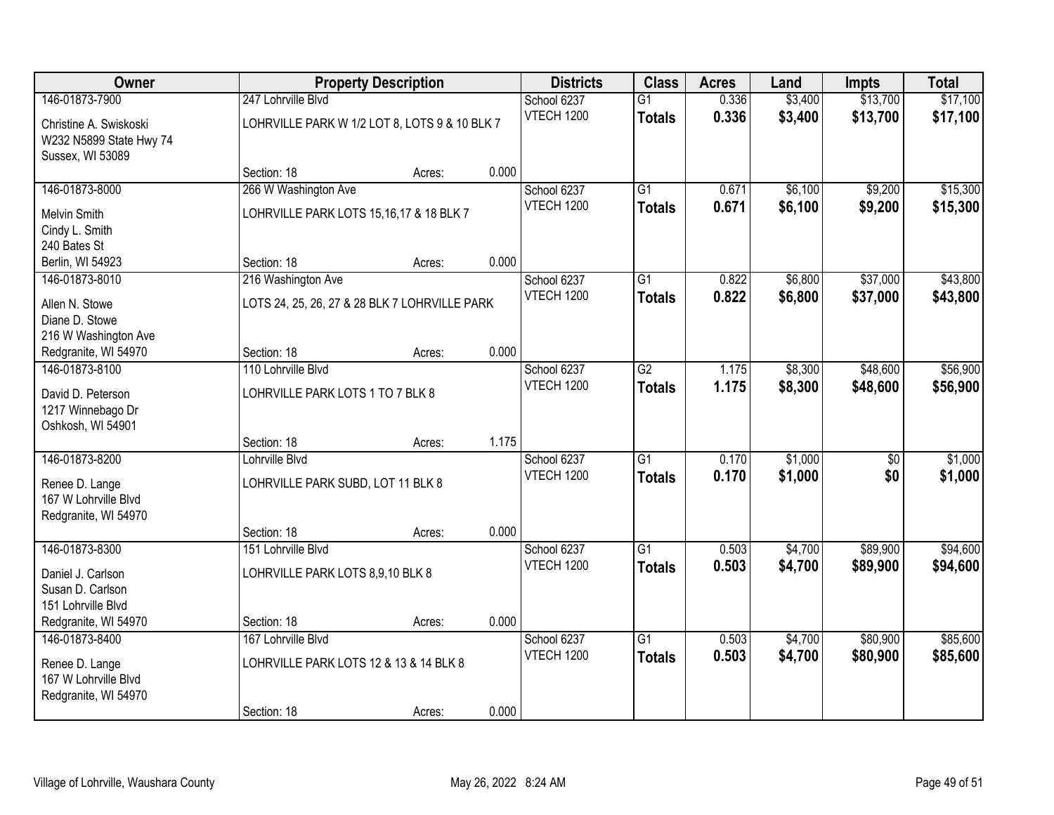| Owner | Property Description | Districts | Class | Acres | Land | Impts | Total |
|---|---|---|---|---|---|---|---|
| 146-01873-7900<br>Christine A. Swiskoski<br>W232 N5899 State Hwy 74<br>Sussex, WI 53089 | 247 Lohrville Blvd<br>LOHRVILLE PARK W 1/2 LOT 8, LOTS 9 & 10 BLK 7<br>Section: 18 Acres: 0.000 | School 6237<br>VTECH 1200 | G1<br>**Totals** | 0.336<br>**0.336** | $3,400<br>**$3,400** | $13,700<br>**$13,700** | $17,100<br>**$17,100** |
| 146-01873-8000<br>Melvin Smith<br>Cindy L. Smith<br>240 Bates St<br>Berlin, WI 54923 | 266 W Washington Ave<br>LOHRVILLE PARK LOTS 15,16,17 & 18 BLK 7<br>Section: 18 Acres: 0.000 | School 6237<br>VTECH 1200 | G1<br>**Totals** | 0.671<br>**0.671** | $6,100<br>**$6,100** | $9,200<br>**$9,200** | $15,300<br>**$15,300** |
| 146-01873-8010<br>Allen N. Stowe<br>Diane D. Stowe<br>216 W Washington Ave<br>Redgranite, WI 54970 | 216 Washington Ave<br>LOTS 24, 25, 26, 27 & 28 BLK 7 LOHRVILLE PARK<br>Section: 18 Acres: 0.000 | School 6237<br>VTECH 1200 | G1<br>**Totals** | 0.822<br>**0.822** | $6,800<br>**$6,800** | $37,000<br>**$37,000** | $43,800<br>**$43,800** |
| 146-01873-8100<br>David D. Peterson<br>1217 Winnebago Dr<br>Oshkosh, WI 54901 | 110 Lohrville Blvd<br>LOHRVILLE PARK LOTS 1 TO 7 BLK 8<br>Section: 18 Acres: 1.175 | School 6237<br>VTECH 1200 | G2<br>**Totals** | 1.175<br>**1.175** | $8,300<br>**$8,300** | $48,600<br>**$48,600** | $56,900<br>**$56,900** |
| 146-01873-8200<br>Renee D. Lange<br>167 W Lohrville Blvd<br>Redgranite, WI 54970 | Lohrville Blvd<br>LOHRVILLE PARK SUBD, LOT 11 BLK 8<br>Section: 18 Acres: 0.000 | School 6237<br>VTECH 1200 | G1<br>**Totals** | 0.170<br>**0.170** | $1,000<br>**$1,000** | $0<br>**$0** | $1,000<br>**$1,000** |
| 146-01873-8300<br>Daniel J. Carlson<br>Susan D. Carlson<br>151 Lohrville Blvd<br>Redgranite, WI 54970 | 151 Lohrville Blvd<br>LOHRVILLE PARK LOTS 8,9,10 BLK 8<br>Section: 18 Acres: 0.000 | School 6237<br>VTECH 1200 | G1<br>**Totals** | 0.503<br>**0.503** | $4,700<br>**$4,700** | $89,900<br>**$89,900** | $94,600<br>**$94,600** |
| 146-01873-8400<br>Renee D. Lange<br>167 W Lohrville Blvd<br>Redgranite, WI 54970 | 167 Lohrville Blvd<br>LOHRVILLE PARK LOTS 12 & 13 & 14 BLK 8<br>Section: 18 Acres: 0.000 | School 6237<br>VTECH 1200 | G1<br>**Totals** | 0.503<br>**0.503** | $4,700<br>**$4,700** | $80,900<br>**$80,900** | $85,600<br>**$85,600** |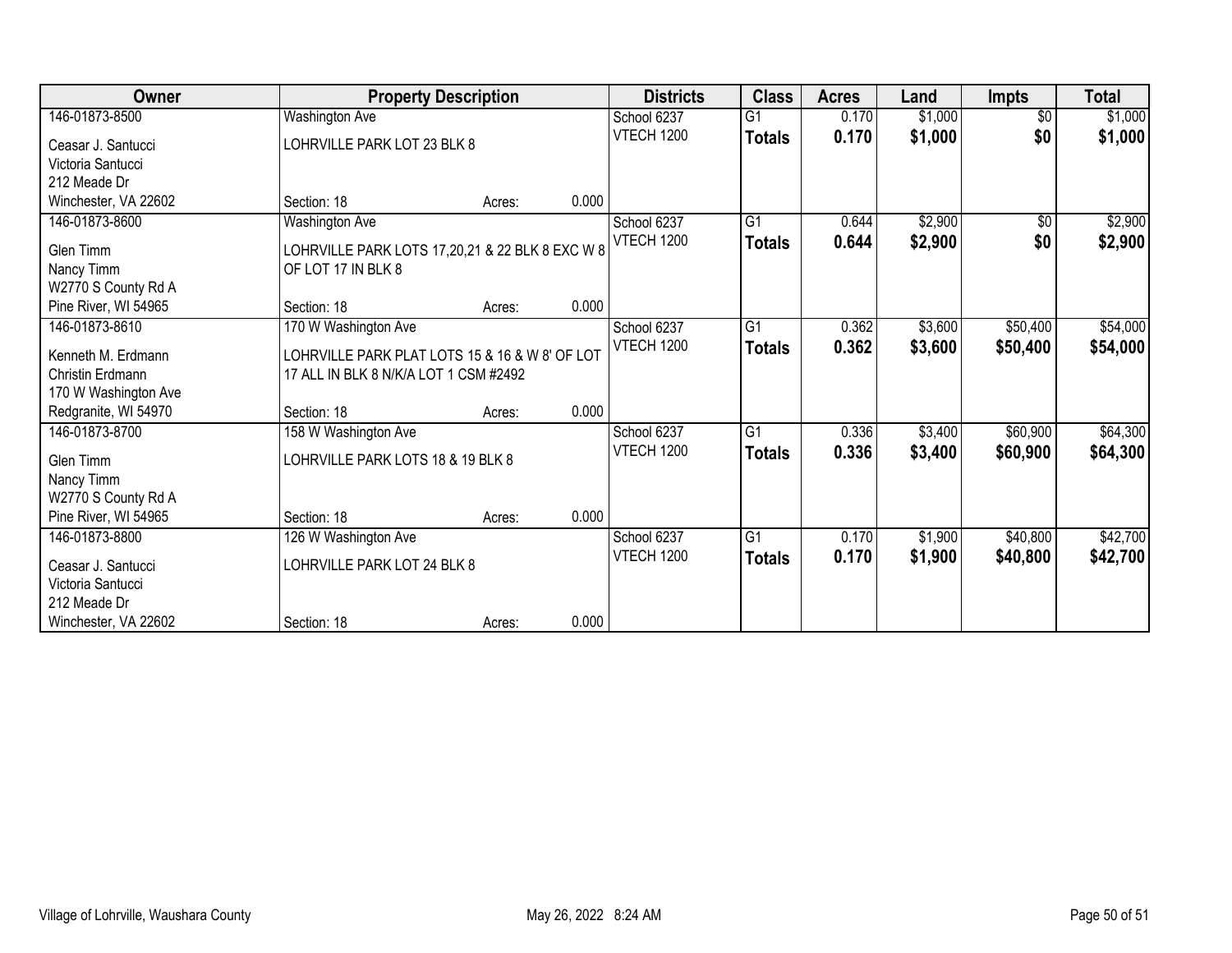| Owner | Property Description | | | Districts | Class | Acres | Land | Impts | Total |
|---|---|---|---|---|---|---|---|---|---|
| 146-01873-8500 | Washington Ave | | | School 6237 | G1 | 0.170 | $1,000 | $0 | $1,000 |
| Ceasar J. Santucci | LOHRVILLE PARK LOT 23 BLK 8 | | | VTECH 1200 | **Totals** | **0.170** | **$1,000** | **$0** | **$1,000** |
| Victoria Santucci | | | | | | | | | |
| 212 Meade Dr | | | | | | | | | |
| Winchester, VA 22602 | Section: 18 | Acres: | 0.000 | | | | | | |
| 146-01873-8600 | Washington Ave | | | School 6237 | G1 | 0.644 | $2,900 | $0 | $2,900 |
| Glen Timm | LOHRVILLE PARK LOTS 17,20,21 & 22 BLK 8 EXC W 8 OF LOT 17 IN BLK 8 | | | VTECH 1200 | **Totals** | **0.644** | **$2,900** | **$0** | **$2,900** |
| Nancy Timm | | | | | | | | | |
| W2770 S County Rd A | | | | | | | | | |
| Pine River, WI 54965 | Section: 18 | Acres: | 0.000 | | | | | | |
| 146-01873-8610 | 170 W Washington Ave | | | School 6237 | G1 | 0.362 | $3,600 | $50,400 | $54,000 |
| Kenneth M. Erdmann | LOHRVILLE PARK PLAT LOTS 15 & 16 & W 8' OF LOT 17 ALL IN BLK 8 N/K/A LOT 1 CSM #2492 | | | VTECH 1200 | **Totals** | **0.362** | **$3,600** | **$50,400** | **$54,000** |
| Christin Erdmann | | | | | | | | | |
| 170 W Washington Ave | | | | | | | | | |
| Redgranite, WI 54970 | Section: 18 | Acres: | 0.000 | | | | | | |
| 146-01873-8700 | 158 W Washington Ave | | | School 6237 | G1 | 0.336 | $3,400 | $60,900 | $64,300 |
| Glen Timm | LOHRVILLE PARK LOTS 18 & 19 BLK 8 | | | VTECH 1200 | **Totals** | **0.336** | **$3,400** | **$60,900** | **$64,300** |
| Nancy Timm | | | | | | | | | |
| W2770 S County Rd A | | | | | | | | | |
| Pine River, WI 54965 | Section: 18 | Acres: | 0.000 | | | | | | |
| 146-01873-8800 | 126 W Washington Ave | | | School 6237 | G1 | 0.170 | $1,900 | $40,800 | $42,700 |
| Ceasar J. Santucci | LOHRVILLE PARK LOT 24 BLK 8 | | | VTECH 1200 | **Totals** | **0.170** | **$1,900** | **$40,800** | **$42,700** |
| Victoria Santucci | | | | | | | | | |
| 212 Meade Dr | | | | | | | | | |
| Winchester, VA 22602 | Section: 18 | Acres: | 0.000 | | | | | | |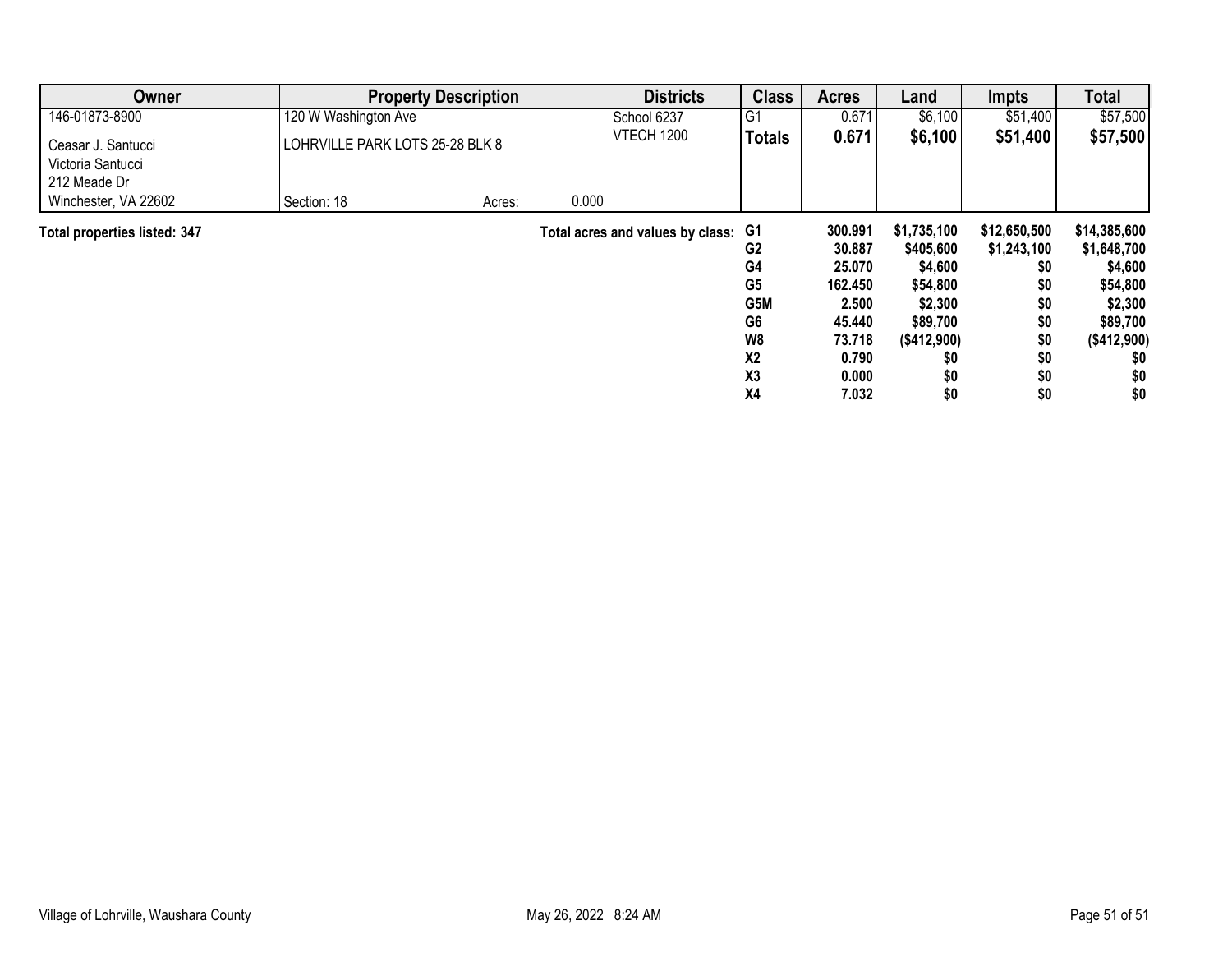| Owner | Property Description | | | Districts | Class | Acres | Land | Impts | Total |
|---|---|---|---|---|---|---|---|---|---|
| 146-01873-8900 | 120 W Washington Ave | | | School 6237 | G1 | 0.671 | $6,100 | $51,400 | $57,500 |
| Ceasar J. Santucci<br>Victoria Santucci<br>212 Meade Dr | LOHRVILLE PARK LOTS 25-28 BLK 8 | | | VTECH 1200 | **Totals** | **0.671** | **$6,100** | **$51,400** | **$57,500** |
| Winchester, VA 22602 | Section: 18 | Acres: | 0.000 | | | | | | |

**Total properties listed: 347**

| Total acres and values by class: | Class | Acres | Land | Impts | Total |
|---|---|---|---|---|---|
| | **G1** | **300.991** | **$1,735,100** | **$12,650,500** | **$14,385,600** |
| | **G2** | **30.887** | **$405,600** | **$1,243,100** | **$1,648,700** |
| | **G4** | **25.070** | **$4,600** | **$0** | **$4,600** |
| | **G5** | **162.450** | **$54,800** | **$0** | **$54,800** |
| | **G5M** | **2.500** | **$2,300** | **$0** | **$2,300** |
| | **G6** | **45.440** | **$89,700** | **$0** | **$89,700** |
| | **W8** | **73.718** | **($412,900)** | **$0** | **($412,900)** |
| | **X2** | **0.790** | **$0** | **$0** | **$0** |
| | **X3** | **0.000** | **$0** | **$0** | **$0** |
| | **X4** | **7.032** | **$0** | **$0** | **$0** |